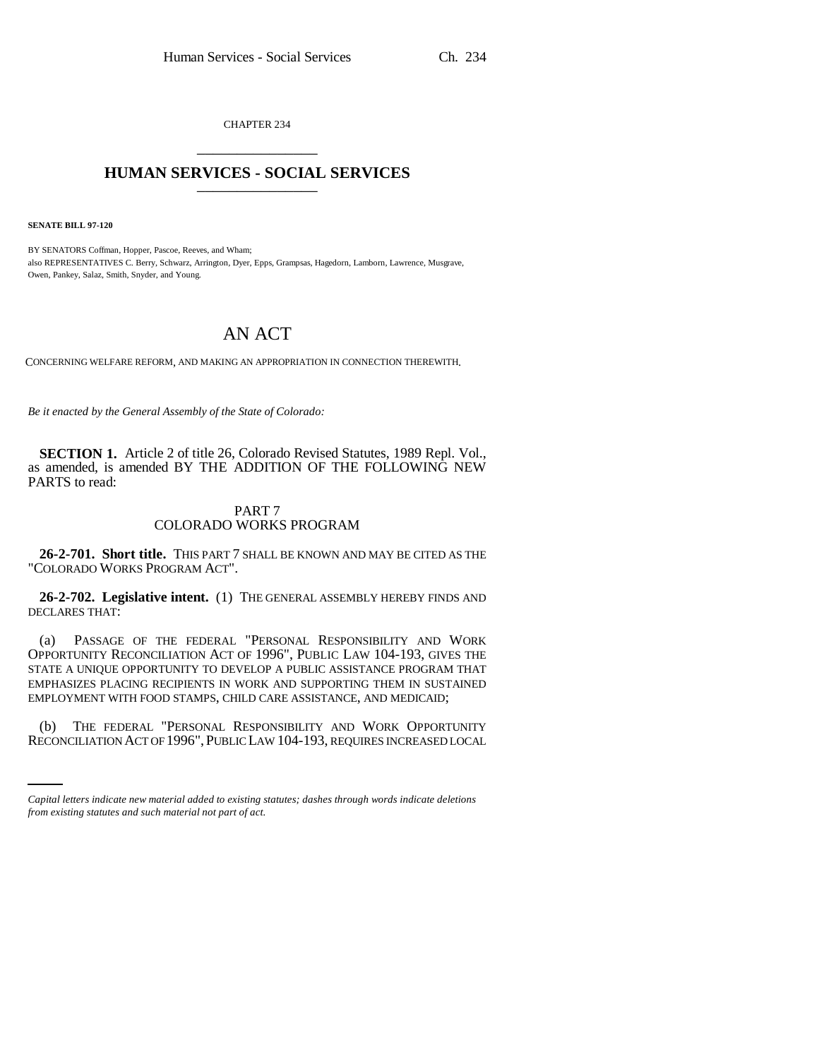CHAPTER 234

# HUMAN SERVICES - SOCIAL SERVICES

**SENATE BILL 97-120**

BY SENATORS Coffman, Hopper, Pascoe, Reeves, and Wham;
also REPRESENTATIVES C. Berry, Schwarz, Arrington, Dyer, Epps, Grampsas, Hagedorn, Lamborn, Lawrence, Musgrave, Owen, Pankey, Salaz, Smith, Snyder, and Young.

# AN ACT

CONCERNING WELFARE REFORM, AND MAKING AN APPROPRIATION IN CONNECTION THEREWITH.

*Be it enacted by the General Assembly of the State of Colorado:*

**SECTION 1.** Article 2 of title 26, Colorado Revised Statutes, 1989 Repl. Vol., as amended, is amended BY THE ADDITION OF THE FOLLOWING NEW PARTS to read:

## PART 7
## COLORADO WORKS PROGRAM

**26-2-701. Short title.** THIS PART 7 SHALL BE KNOWN AND MAY BE CITED AS THE "COLORADO WORKS PROGRAM ACT".

**26-2-702. Legislative intent.** (1) THE GENERAL ASSEMBLY HEREBY FINDS AND DECLARES THAT:

(a) PASSAGE OF THE FEDERAL "PERSONAL RESPONSIBILITY AND WORK OPPORTUNITY RECONCILIATION ACT OF 1996", PUBLIC LAW 104-193, GIVES THE STATE A UNIQUE OPPORTUNITY TO DEVELOP A PUBLIC ASSISTANCE PROGRAM THAT EMPHASIZES PLACING RECIPIENTS IN WORK AND SUPPORTING THEM IN SUSTAINED EMPLOYMENT WITH FOOD STAMPS, CHILD CARE ASSISTANCE, AND MEDICAID;

(b) THE FEDERAL "PERSONAL RESPONSIBILITY AND WORK OPPORTUNITY RECONCILIATION ACT OF 1996", PUBLIC LAW 104-193, REQUIRES INCREASED LOCAL

*Capital letters indicate new material added to existing statutes; dashes through words indicate deletions from existing statutes and such material not part of act.*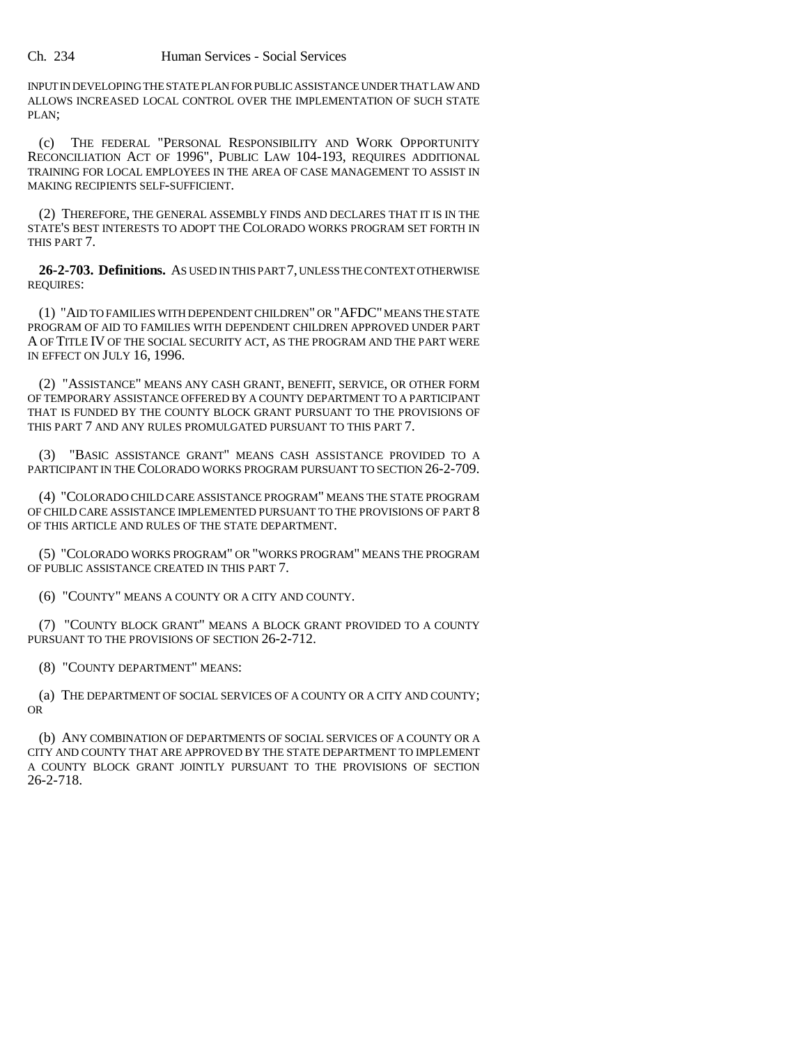INPUT IN DEVELOPING THE STATE PLAN FOR PUBLIC ASSISTANCE UNDER THAT LAW AND ALLOWS INCREASED LOCAL CONTROL OVER THE IMPLEMENTATION OF SUCH STATE PLAN;

(c) THE FEDERAL "PERSONAL RESPONSIBILITY AND WORK OPPORTUNITY RECONCILIATION ACT OF 1996", PUBLIC LAW 104-193, REQUIRES ADDITIONAL TRAINING FOR LOCAL EMPLOYEES IN THE AREA OF CASE MANAGEMENT TO ASSIST IN MAKING RECIPIENTS SELF-SUFFICIENT.

(2) THEREFORE, THE GENERAL ASSEMBLY FINDS AND DECLARES THAT IT IS IN THE STATE'S BEST INTERESTS TO ADOPT THE COLORADO WORKS PROGRAM SET FORTH IN THIS PART 7.

**26-2-703. Definitions.** AS USED IN THIS PART 7, UNLESS THE CONTEXT OTHERWISE REQUIRES:

(1) "AID TO FAMILIES WITH DEPENDENT CHILDREN" OR "AFDC" MEANS THE STATE PROGRAM OF AID TO FAMILIES WITH DEPENDENT CHILDREN APPROVED UNDER PART A OF TITLE IV OF THE SOCIAL SECURITY ACT, AS THE PROGRAM AND THE PART WERE IN EFFECT ON JULY 16, 1996.

(2) "ASSISTANCE" MEANS ANY CASH GRANT, BENEFIT, SERVICE, OR OTHER FORM OF TEMPORARY ASSISTANCE OFFERED BY A COUNTY DEPARTMENT TO A PARTICIPANT THAT IS FUNDED BY THE COUNTY BLOCK GRANT PURSUANT TO THE PROVISIONS OF THIS PART 7 AND ANY RULES PROMULGATED PURSUANT TO THIS PART 7.

(3) "BASIC ASSISTANCE GRANT" MEANS CASH ASSISTANCE PROVIDED TO A PARTICIPANT IN THE COLORADO WORKS PROGRAM PURSUANT TO SECTION 26-2-709.

(4) "COLORADO CHILD CARE ASSISTANCE PROGRAM" MEANS THE STATE PROGRAM OF CHILD CARE ASSISTANCE IMPLEMENTED PURSUANT TO THE PROVISIONS OF PART 8 OF THIS ARTICLE AND RULES OF THE STATE DEPARTMENT.

(5) "COLORADO WORKS PROGRAM" OR "WORKS PROGRAM" MEANS THE PROGRAM OF PUBLIC ASSISTANCE CREATED IN THIS PART 7.

(6) "COUNTY" MEANS A COUNTY OR A CITY AND COUNTY.

(7) "COUNTY BLOCK GRANT" MEANS A BLOCK GRANT PROVIDED TO A COUNTY PURSUANT TO THE PROVISIONS OF SECTION 26-2-712.

(8) "COUNTY DEPARTMENT" MEANS:

(a) THE DEPARTMENT OF SOCIAL SERVICES OF A COUNTY OR A CITY AND COUNTY; OR

(b) ANY COMBINATION OF DEPARTMENTS OF SOCIAL SERVICES OF A COUNTY OR A CITY AND COUNTY THAT ARE APPROVED BY THE STATE DEPARTMENT TO IMPLEMENT A COUNTY BLOCK GRANT JOINTLY PURSUANT TO THE PROVISIONS OF SECTION 26-2-718.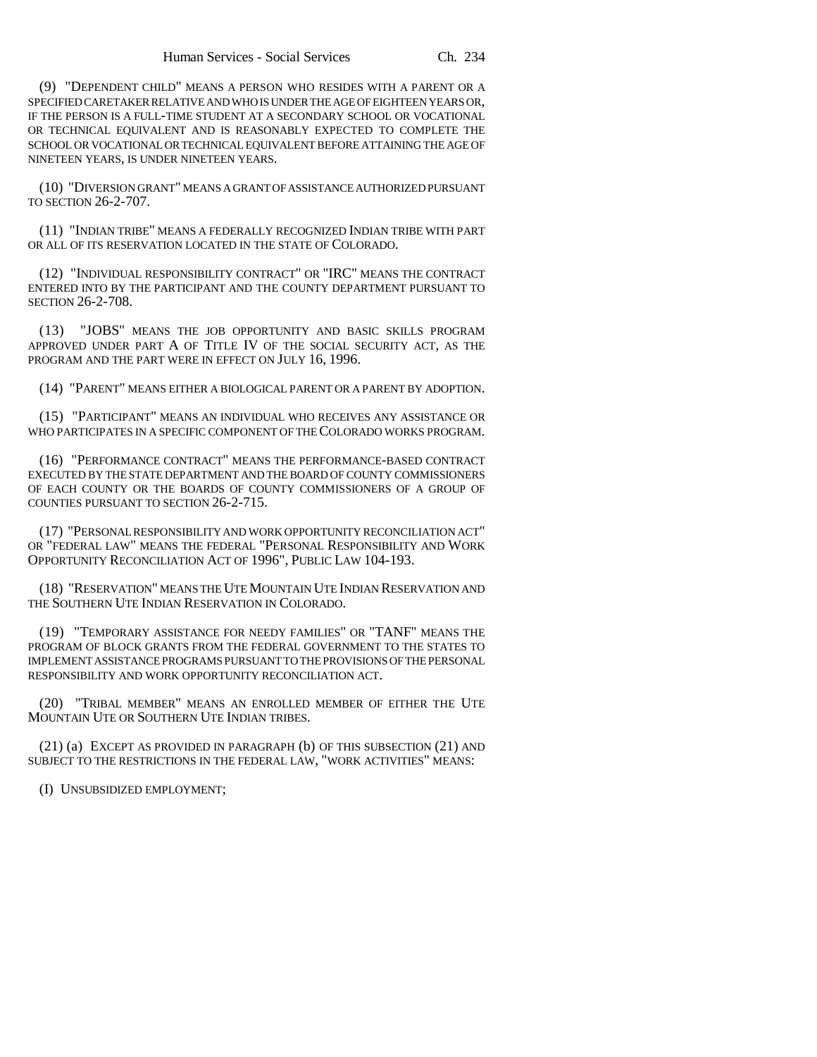(9) "DEPENDENT CHILD" MEANS A PERSON WHO RESIDES WITH A PARENT OR A SPECIFIED CARETAKER RELATIVE AND WHO IS UNDER THE AGE OF EIGHTEEN YEARS OR, IF THE PERSON IS A FULL-TIME STUDENT AT A SECONDARY SCHOOL OR VOCATIONAL OR TECHNICAL EQUIVALENT AND IS REASONABLY EXPECTED TO COMPLETE THE SCHOOL OR VOCATIONAL OR TECHNICAL EQUIVALENT BEFORE ATTAINING THE AGE OF NINETEEN YEARS, IS UNDER NINETEEN YEARS.

(10) "DIVERSION GRANT" MEANS A GRANT OF ASSISTANCE AUTHORIZED PURSUANT TO SECTION 26-2-707.

(11) "INDIAN TRIBE" MEANS A FEDERALLY RECOGNIZED INDIAN TRIBE WITH PART OR ALL OF ITS RESERVATION LOCATED IN THE STATE OF COLORADO.

(12) "INDIVIDUAL RESPONSIBILITY CONTRACT" OR "IRC" MEANS THE CONTRACT ENTERED INTO BY THE PARTICIPANT AND THE COUNTY DEPARTMENT PURSUANT TO SECTION 26-2-708.

(13) "JOBS" MEANS THE JOB OPPORTUNITY AND BASIC SKILLS PROGRAM APPROVED UNDER PART A OF TITLE IV OF THE SOCIAL SECURITY ACT, AS THE PROGRAM AND THE PART WERE IN EFFECT ON JULY 16, 1996.

(14) "PARENT" MEANS EITHER A BIOLOGICAL PARENT OR A PARENT BY ADOPTION.

(15) "PARTICIPANT" MEANS AN INDIVIDUAL WHO RECEIVES ANY ASSISTANCE OR WHO PARTICIPATES IN A SPECIFIC COMPONENT OF THE COLORADO WORKS PROGRAM.

(16) "PERFORMANCE CONTRACT" MEANS THE PERFORMANCE-BASED CONTRACT EXECUTED BY THE STATE DEPARTMENT AND THE BOARD OF COUNTY COMMISSIONERS OF EACH COUNTY OR THE BOARDS OF COUNTY COMMISSIONERS OF A GROUP OF COUNTIES PURSUANT TO SECTION 26-2-715.

(17) "PERSONAL RESPONSIBILITY AND WORK OPPORTUNITY RECONCILIATION ACT" OR "FEDERAL LAW" MEANS THE FEDERAL "PERSONAL RESPONSIBILITY AND WORK OPPORTUNITY RECONCILIATION ACT OF 1996", PUBLIC LAW 104-193.

(18) "RESERVATION" MEANS THE UTE MOUNTAIN UTE INDIAN RESERVATION AND THE SOUTHERN UTE INDIAN RESERVATION IN COLORADO.

(19) "TEMPORARY ASSISTANCE FOR NEEDY FAMILIES" OR "TANF" MEANS THE PROGRAM OF BLOCK GRANTS FROM THE FEDERAL GOVERNMENT TO THE STATES TO IMPLEMENT ASSISTANCE PROGRAMS PURSUANT TO THE PROVISIONS OF THE PERSONAL RESPONSIBILITY AND WORK OPPORTUNITY RECONCILIATION ACT.

(20) "TRIBAL MEMBER" MEANS AN ENROLLED MEMBER OF EITHER THE UTE MOUNTAIN UTE OR SOUTHERN UTE INDIAN TRIBES.

(21) (a) EXCEPT AS PROVIDED IN PARAGRAPH (b) OF THIS SUBSECTION (21) AND SUBJECT TO THE RESTRICTIONS IN THE FEDERAL LAW, "WORK ACTIVITIES" MEANS:

(I) UNSUBSIDIZED EMPLOYMENT;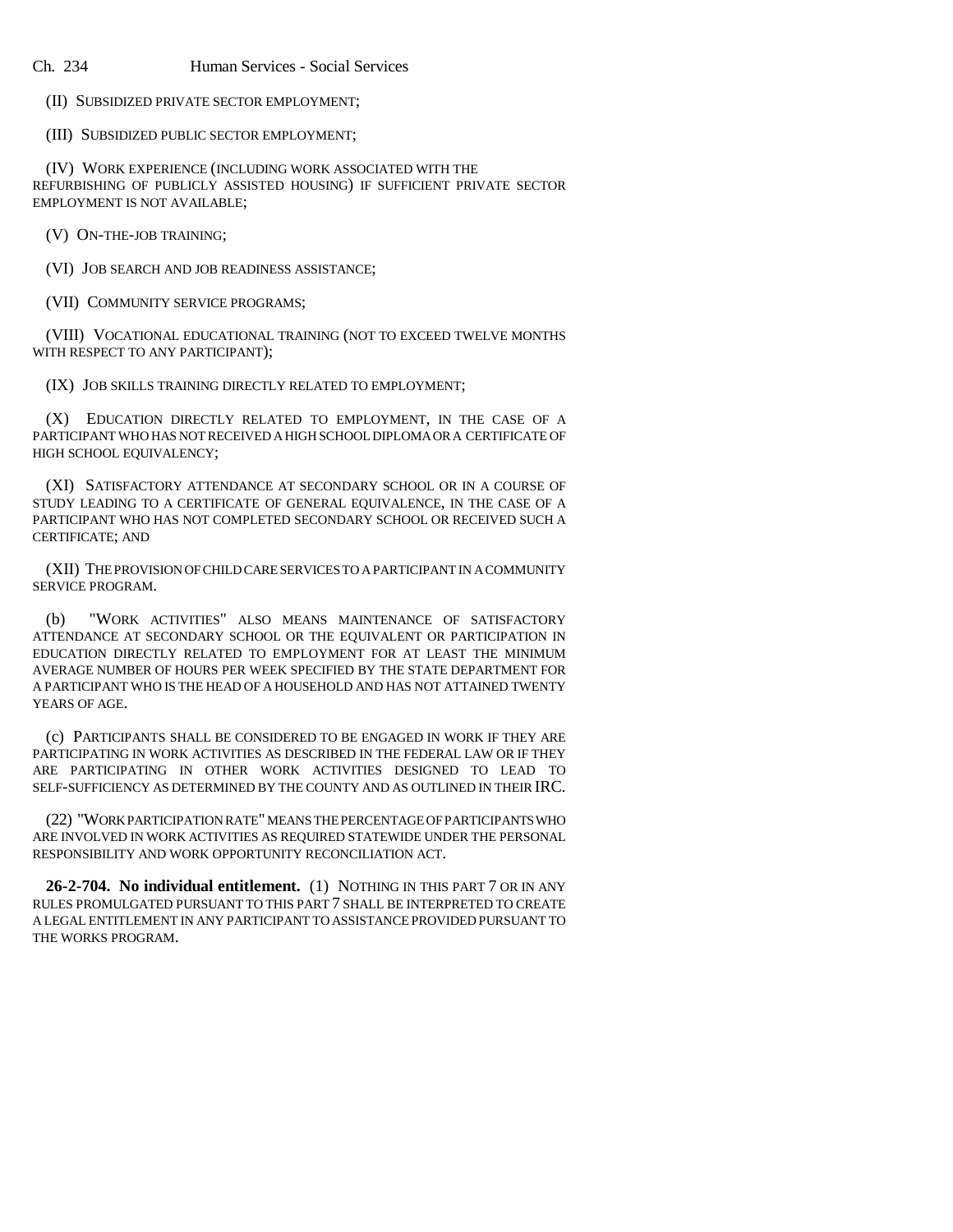(II) SUBSIDIZED PRIVATE SECTOR EMPLOYMENT;

(III) SUBSIDIZED PUBLIC SECTOR EMPLOYMENT;

(IV) WORK EXPERIENCE (INCLUDING WORK ASSOCIATED WITH THE REFURBISHING OF PUBLICLY ASSISTED HOUSING) IF SUFFICIENT PRIVATE SECTOR EMPLOYMENT IS NOT AVAILABLE;

(V) ON-THE-JOB TRAINING;

(VI) JOB SEARCH AND JOB READINESS ASSISTANCE;

(VII) COMMUNITY SERVICE PROGRAMS;

(VIII) VOCATIONAL EDUCATIONAL TRAINING (NOT TO EXCEED TWELVE MONTHS WITH RESPECT TO ANY PARTICIPANT);

(IX) JOB SKILLS TRAINING DIRECTLY RELATED TO EMPLOYMENT;

(X) EDUCATION DIRECTLY RELATED TO EMPLOYMENT, IN THE CASE OF A PARTICIPANT WHO HAS NOT RECEIVED A HIGH SCHOOL DIPLOMA OR A CERTIFICATE OF HIGH SCHOOL EQUIVALENCY;

(XI) SATISFACTORY ATTENDANCE AT SECONDARY SCHOOL OR IN A COURSE OF STUDY LEADING TO A CERTIFICATE OF GENERAL EQUIVALENCE, IN THE CASE OF A PARTICIPANT WHO HAS NOT COMPLETED SECONDARY SCHOOL OR RECEIVED SUCH A CERTIFICATE; AND

(XII) THE PROVISION OF CHILD CARE SERVICES TO A PARTICIPANT IN A COMMUNITY SERVICE PROGRAM.

(b) "WORK ACTIVITIES" ALSO MEANS MAINTENANCE OF SATISFACTORY ATTENDANCE AT SECONDARY SCHOOL OR THE EQUIVALENT OR PARTICIPATION IN EDUCATION DIRECTLY RELATED TO EMPLOYMENT FOR AT LEAST THE MINIMUM AVERAGE NUMBER OF HOURS PER WEEK SPECIFIED BY THE STATE DEPARTMENT FOR A PARTICIPANT WHO IS THE HEAD OF A HOUSEHOLD AND HAS NOT ATTAINED TWENTY YEARS OF AGE.

(c) PARTICIPANTS SHALL BE CONSIDERED TO BE ENGAGED IN WORK IF THEY ARE PARTICIPATING IN WORK ACTIVITIES AS DESCRIBED IN THE FEDERAL LAW OR IF THEY ARE PARTICIPATING IN OTHER WORK ACTIVITIES DESIGNED TO LEAD TO SELF-SUFFICIENCY AS DETERMINED BY THE COUNTY AND AS OUTLINED IN THEIR IRC.

(22) "WORK PARTICIPATION RATE" MEANS THE PERCENTAGE OF PARTICIPANTS WHO ARE INVOLVED IN WORK ACTIVITIES AS REQUIRED STATEWIDE UNDER THE PERSONAL RESPONSIBILITY AND WORK OPPORTUNITY RECONCILIATION ACT.

**26-2-704. No individual entitlement.** (1) NOTHING IN THIS PART 7 OR IN ANY RULES PROMULGATED PURSUANT TO THIS PART 7 SHALL BE INTERPRETED TO CREATE A LEGAL ENTITLEMENT IN ANY PARTICIPANT TO ASSISTANCE PROVIDED PURSUANT TO THE WORKS PROGRAM.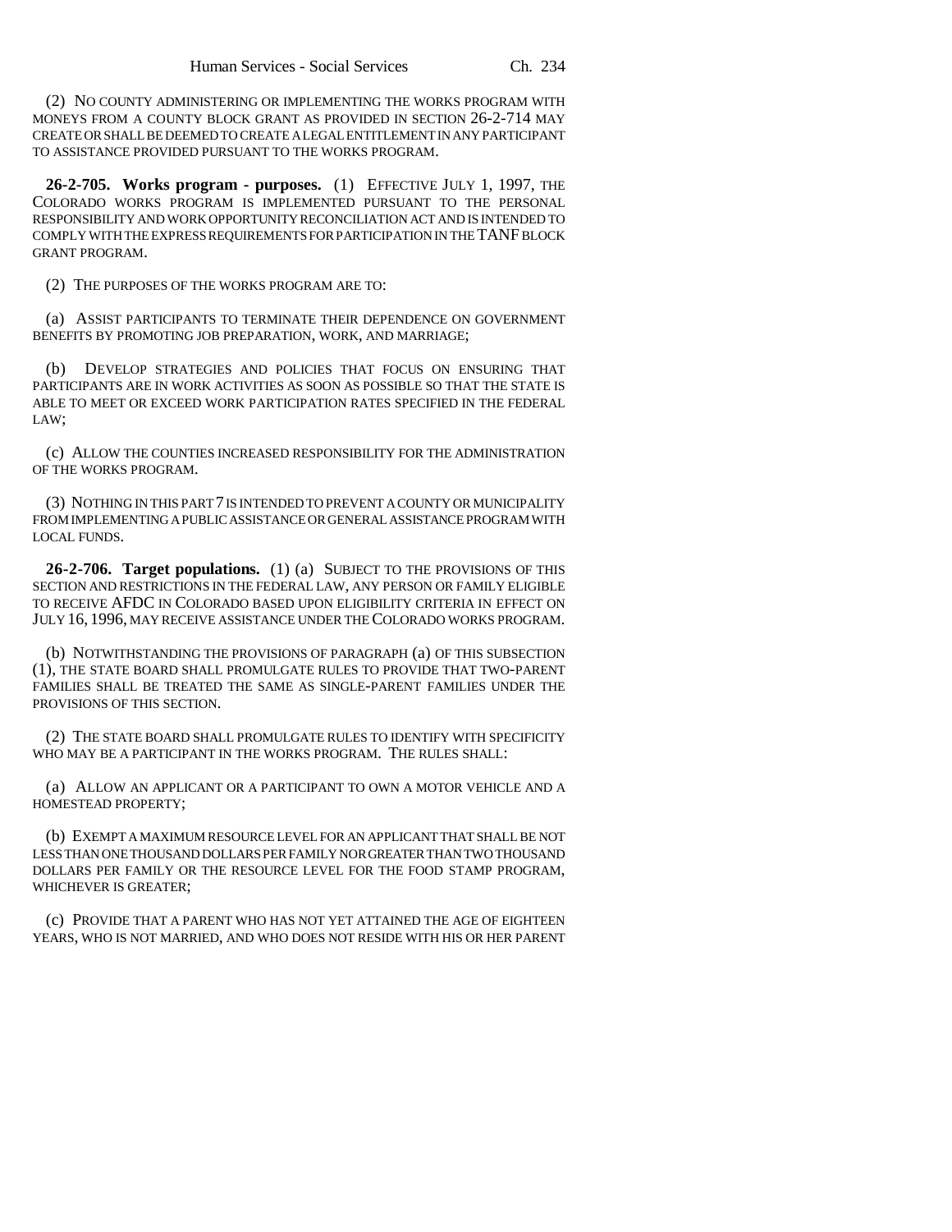(2) NO COUNTY ADMINISTERING OR IMPLEMENTING THE WORKS PROGRAM WITH MONEYS FROM A COUNTY BLOCK GRANT AS PROVIDED IN SECTION 26-2-714 MAY CREATE OR SHALL BE DEEMED TO CREATE A LEGAL ENTITLEMENT IN ANY PARTICIPANT TO ASSISTANCE PROVIDED PURSUANT TO THE WORKS PROGRAM.

**26-2-705. Works program - purposes.** (1) EFFECTIVE JULY 1, 1997, THE COLORADO WORKS PROGRAM IS IMPLEMENTED PURSUANT TO THE PERSONAL RESPONSIBILITY AND WORK OPPORTUNITY RECONCILIATION ACT AND IS INTENDED TO COMPLY WITH THE EXPRESS REQUIREMENTS FOR PARTICIPATION IN THE TANF BLOCK GRANT PROGRAM.

(2) THE PURPOSES OF THE WORKS PROGRAM ARE TO:

(a) ASSIST PARTICIPANTS TO TERMINATE THEIR DEPENDENCE ON GOVERNMENT BENEFITS BY PROMOTING JOB PREPARATION, WORK, AND MARRIAGE;

(b) DEVELOP STRATEGIES AND POLICIES THAT FOCUS ON ENSURING THAT PARTICIPANTS ARE IN WORK ACTIVITIES AS SOON AS POSSIBLE SO THAT THE STATE IS ABLE TO MEET OR EXCEED WORK PARTICIPATION RATES SPECIFIED IN THE FEDERAL LAW;

(c) ALLOW THE COUNTIES INCREASED RESPONSIBILITY FOR THE ADMINISTRATION OF THE WORKS PROGRAM.

(3) NOTHING IN THIS PART 7 IS INTENDED TO PREVENT A COUNTY OR MUNICIPALITY FROM IMPLEMENTING A PUBLIC ASSISTANCE OR GENERAL ASSISTANCE PROGRAM WITH LOCAL FUNDS.

**26-2-706. Target populations.** (1) (a) SUBJECT TO THE PROVISIONS OF THIS SECTION AND RESTRICTIONS IN THE FEDERAL LAW, ANY PERSON OR FAMILY ELIGIBLE TO RECEIVE AFDC IN COLORADO BASED UPON ELIGIBILITY CRITERIA IN EFFECT ON JULY 16, 1996, MAY RECEIVE ASSISTANCE UNDER THE COLORADO WORKS PROGRAM.

(b) NOTWITHSTANDING THE PROVISIONS OF PARAGRAPH (a) OF THIS SUBSECTION (1), THE STATE BOARD SHALL PROMULGATE RULES TO PROVIDE THAT TWO-PARENT FAMILIES SHALL BE TREATED THE SAME AS SINGLE-PARENT FAMILIES UNDER THE PROVISIONS OF THIS SECTION.

(2) THE STATE BOARD SHALL PROMULGATE RULES TO IDENTIFY WITH SPECIFICITY WHO MAY BE A PARTICIPANT IN THE WORKS PROGRAM. THE RULES SHALL:

(a) ALLOW AN APPLICANT OR A PARTICIPANT TO OWN A MOTOR VEHICLE AND A HOMESTEAD PROPERTY;

(b) EXEMPT A MAXIMUM RESOURCE LEVEL FOR AN APPLICANT THAT SHALL BE NOT LESS THAN ONE THOUSAND DOLLARS PER FAMILY NOR GREATER THAN TWO THOUSAND DOLLARS PER FAMILY OR THE RESOURCE LEVEL FOR THE FOOD STAMP PROGRAM, WHICHEVER IS GREATER;

(c) PROVIDE THAT A PARENT WHO HAS NOT YET ATTAINED THE AGE OF EIGHTEEN YEARS, WHO IS NOT MARRIED, AND WHO DOES NOT RESIDE WITH HIS OR HER PARENT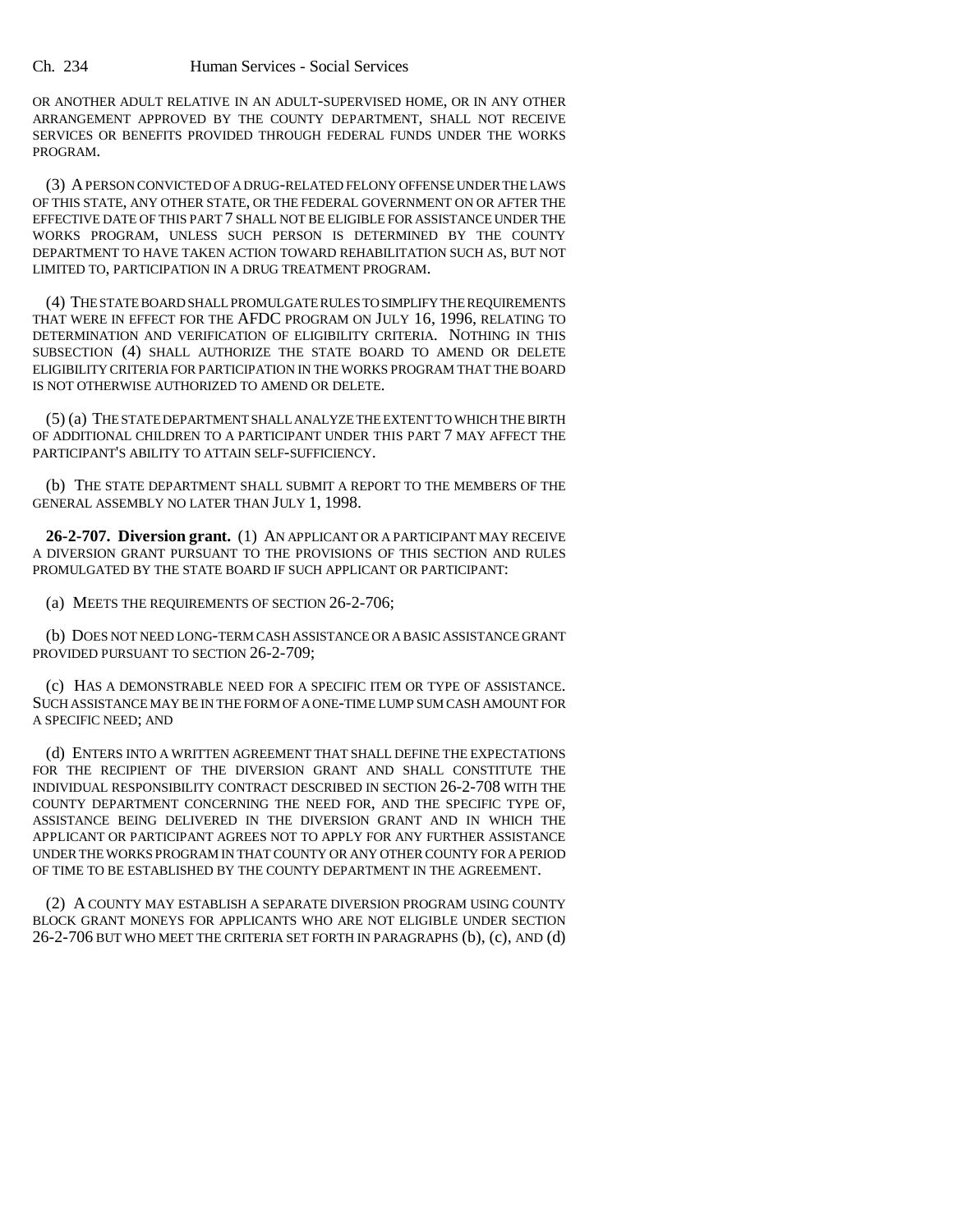OR ANOTHER ADULT RELATIVE IN AN ADULT-SUPERVISED HOME, OR IN ANY OTHER ARRANGEMENT APPROVED BY THE COUNTY DEPARTMENT, SHALL NOT RECEIVE SERVICES OR BENEFITS PROVIDED THROUGH FEDERAL FUNDS UNDER THE WORKS PROGRAM.

(3) A PERSON CONVICTED OF A DRUG-RELATED FELONY OFFENSE UNDER THE LAWS OF THIS STATE, ANY OTHER STATE, OR THE FEDERAL GOVERNMENT ON OR AFTER THE EFFECTIVE DATE OF THIS PART 7 SHALL NOT BE ELIGIBLE FOR ASSISTANCE UNDER THE WORKS PROGRAM, UNLESS SUCH PERSON IS DETERMINED BY THE COUNTY DEPARTMENT TO HAVE TAKEN ACTION TOWARD REHABILITATION SUCH AS, BUT NOT LIMITED TO, PARTICIPATION IN A DRUG TREATMENT PROGRAM.

(4) THE STATE BOARD SHALL PROMULGATE RULES TO SIMPLIFY THE REQUIREMENTS THAT WERE IN EFFECT FOR THE AFDC PROGRAM ON JULY 16, 1996, RELATING TO DETERMINATION AND VERIFICATION OF ELIGIBILITY CRITERIA. NOTHING IN THIS SUBSECTION (4) SHALL AUTHORIZE THE STATE BOARD TO AMEND OR DELETE ELIGIBILITY CRITERIA FOR PARTICIPATION IN THE WORKS PROGRAM THAT THE BOARD IS NOT OTHERWISE AUTHORIZED TO AMEND OR DELETE.

(5) (a) THE STATE DEPARTMENT SHALL ANALYZE THE EXTENT TO WHICH THE BIRTH OF ADDITIONAL CHILDREN TO A PARTICIPANT UNDER THIS PART 7 MAY AFFECT THE PARTICIPANT'S ABILITY TO ATTAIN SELF-SUFFICIENCY.

(b) THE STATE DEPARTMENT SHALL SUBMIT A REPORT TO THE MEMBERS OF THE GENERAL ASSEMBLY NO LATER THAN JULY 1, 1998.

**26-2-707. Diversion grant.** (1) AN APPLICANT OR A PARTICIPANT MAY RECEIVE A DIVERSION GRANT PURSUANT TO THE PROVISIONS OF THIS SECTION AND RULES PROMULGATED BY THE STATE BOARD IF SUCH APPLICANT OR PARTICIPANT:

(a) MEETS THE REQUIREMENTS OF SECTION 26-2-706;

(b) DOES NOT NEED LONG-TERM CASH ASSISTANCE OR A BASIC ASSISTANCE GRANT PROVIDED PURSUANT TO SECTION 26-2-709;

(c) HAS A DEMONSTRABLE NEED FOR A SPECIFIC ITEM OR TYPE OF ASSISTANCE. SUCH ASSISTANCE MAY BE IN THE FORM OF A ONE-TIME LUMP SUM CASH AMOUNT FOR A SPECIFIC NEED; AND

(d) ENTERS INTO A WRITTEN AGREEMENT THAT SHALL DEFINE THE EXPECTATIONS FOR THE RECIPIENT OF THE DIVERSION GRANT AND SHALL CONSTITUTE THE INDIVIDUAL RESPONSIBILITY CONTRACT DESCRIBED IN SECTION 26-2-708 WITH THE COUNTY DEPARTMENT CONCERNING THE NEED FOR, AND THE SPECIFIC TYPE OF, ASSISTANCE BEING DELIVERED IN THE DIVERSION GRANT AND IN WHICH THE APPLICANT OR PARTICIPANT AGREES NOT TO APPLY FOR ANY FURTHER ASSISTANCE UNDER THE WORKS PROGRAM IN THAT COUNTY OR ANY OTHER COUNTY FOR A PERIOD OF TIME TO BE ESTABLISHED BY THE COUNTY DEPARTMENT IN THE AGREEMENT.

(2) A COUNTY MAY ESTABLISH A SEPARATE DIVERSION PROGRAM USING COUNTY BLOCK GRANT MONEYS FOR APPLICANTS WHO ARE NOT ELIGIBLE UNDER SECTION 26-2-706 BUT WHO MEET THE CRITERIA SET FORTH IN PARAGRAPHS (b), (c), AND (d)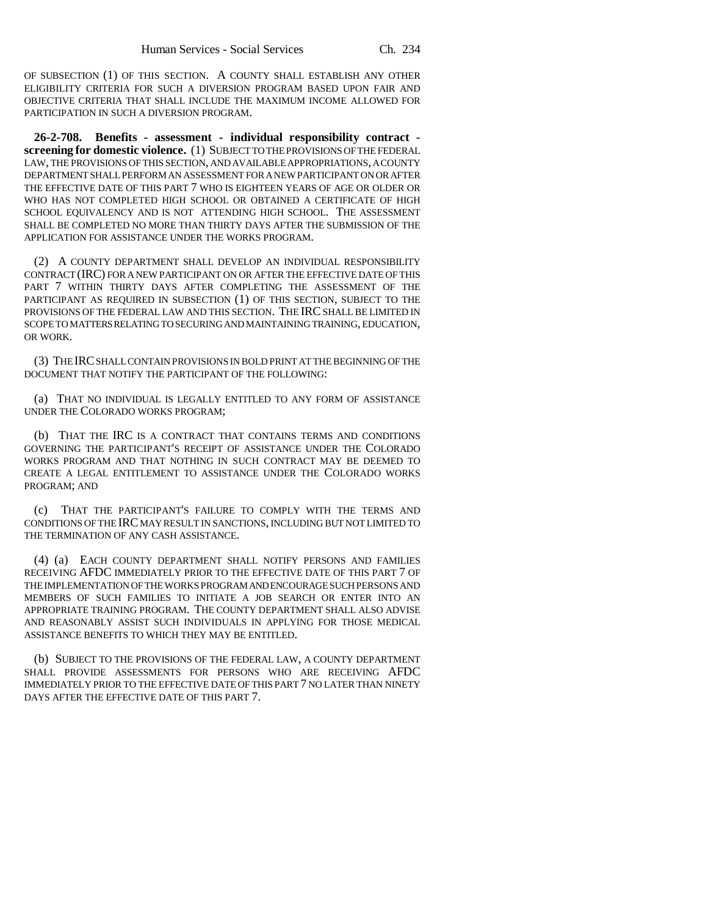OF SUBSECTION (1) OF THIS SECTION. A COUNTY SHALL ESTABLISH ANY OTHER ELIGIBILITY CRITERIA FOR SUCH A DIVERSION PROGRAM BASED UPON FAIR AND OBJECTIVE CRITERIA THAT SHALL INCLUDE THE MAXIMUM INCOME ALLOWED FOR PARTICIPATION IN SUCH A DIVERSION PROGRAM.

**26-2-708. Benefits - assessment - individual responsibility contract - screening for domestic violence.** (1) SUBJECT TO THE PROVISIONS OF THE FEDERAL LAW, THE PROVISIONS OF THIS SECTION, AND AVAILABLE APPROPRIATIONS, A COUNTY DEPARTMENT SHALL PERFORM AN ASSESSMENT FOR A NEW PARTICIPANT ON OR AFTER THE EFFECTIVE DATE OF THIS PART 7 WHO IS EIGHTEEN YEARS OF AGE OR OLDER OR WHO HAS NOT COMPLETED HIGH SCHOOL OR OBTAINED A CERTIFICATE OF HIGH SCHOOL EQUIVALENCY AND IS NOT ATTENDING HIGH SCHOOL. THE ASSESSMENT SHALL BE COMPLETED NO MORE THAN THIRTY DAYS AFTER THE SUBMISSION OF THE APPLICATION FOR ASSISTANCE UNDER THE WORKS PROGRAM.

(2) A COUNTY DEPARTMENT SHALL DEVELOP AN INDIVIDUAL RESPONSIBILITY CONTRACT (IRC) FOR A NEW PARTICIPANT ON OR AFTER THE EFFECTIVE DATE OF THIS PART 7 WITHIN THIRTY DAYS AFTER COMPLETING THE ASSESSMENT OF THE PARTICIPANT AS REQUIRED IN SUBSECTION (1) OF THIS SECTION, SUBJECT TO THE PROVISIONS OF THE FEDERAL LAW AND THIS SECTION. THE IRC SHALL BE LIMITED IN SCOPE TO MATTERS RELATING TO SECURING AND MAINTAINING TRAINING, EDUCATION, OR WORK.

(3) THE IRC SHALL CONTAIN PROVISIONS IN BOLD PRINT AT THE BEGINNING OF THE DOCUMENT THAT NOTIFY THE PARTICIPANT OF THE FOLLOWING:

(a) THAT NO INDIVIDUAL IS LEGALLY ENTITLED TO ANY FORM OF ASSISTANCE UNDER THE COLORADO WORKS PROGRAM;

(b) THAT THE IRC IS A CONTRACT THAT CONTAINS TERMS AND CONDITIONS GOVERNING THE PARTICIPANT'S RECEIPT OF ASSISTANCE UNDER THE COLORADO WORKS PROGRAM AND THAT NOTHING IN SUCH CONTRACT MAY BE DEEMED TO CREATE A LEGAL ENTITLEMENT TO ASSISTANCE UNDER THE COLORADO WORKS PROGRAM; AND

(c) THAT THE PARTICIPANT'S FAILURE TO COMPLY WITH THE TERMS AND CONDITIONS OF THE IRC MAY RESULT IN SANCTIONS, INCLUDING BUT NOT LIMITED TO THE TERMINATION OF ANY CASH ASSISTANCE.

(4) (a) EACH COUNTY DEPARTMENT SHALL NOTIFY PERSONS AND FAMILIES RECEIVING AFDC IMMEDIATELY PRIOR TO THE EFFECTIVE DATE OF THIS PART 7 OF THE IMPLEMENTATION OF THE WORKS PROGRAM AND ENCOURAGE SUCH PERSONS AND MEMBERS OF SUCH FAMILIES TO INITIATE A JOB SEARCH OR ENTER INTO AN APPROPRIATE TRAINING PROGRAM. THE COUNTY DEPARTMENT SHALL ALSO ADVISE AND REASONABLY ASSIST SUCH INDIVIDUALS IN APPLYING FOR THOSE MEDICAL ASSISTANCE BENEFITS TO WHICH THEY MAY BE ENTITLED.

(b) SUBJECT TO THE PROVISIONS OF THE FEDERAL LAW, A COUNTY DEPARTMENT SHALL PROVIDE ASSESSMENTS FOR PERSONS WHO ARE RECEIVING AFDC IMMEDIATELY PRIOR TO THE EFFECTIVE DATE OF THIS PART 7 NO LATER THAN NINETY DAYS AFTER THE EFFECTIVE DATE OF THIS PART 7.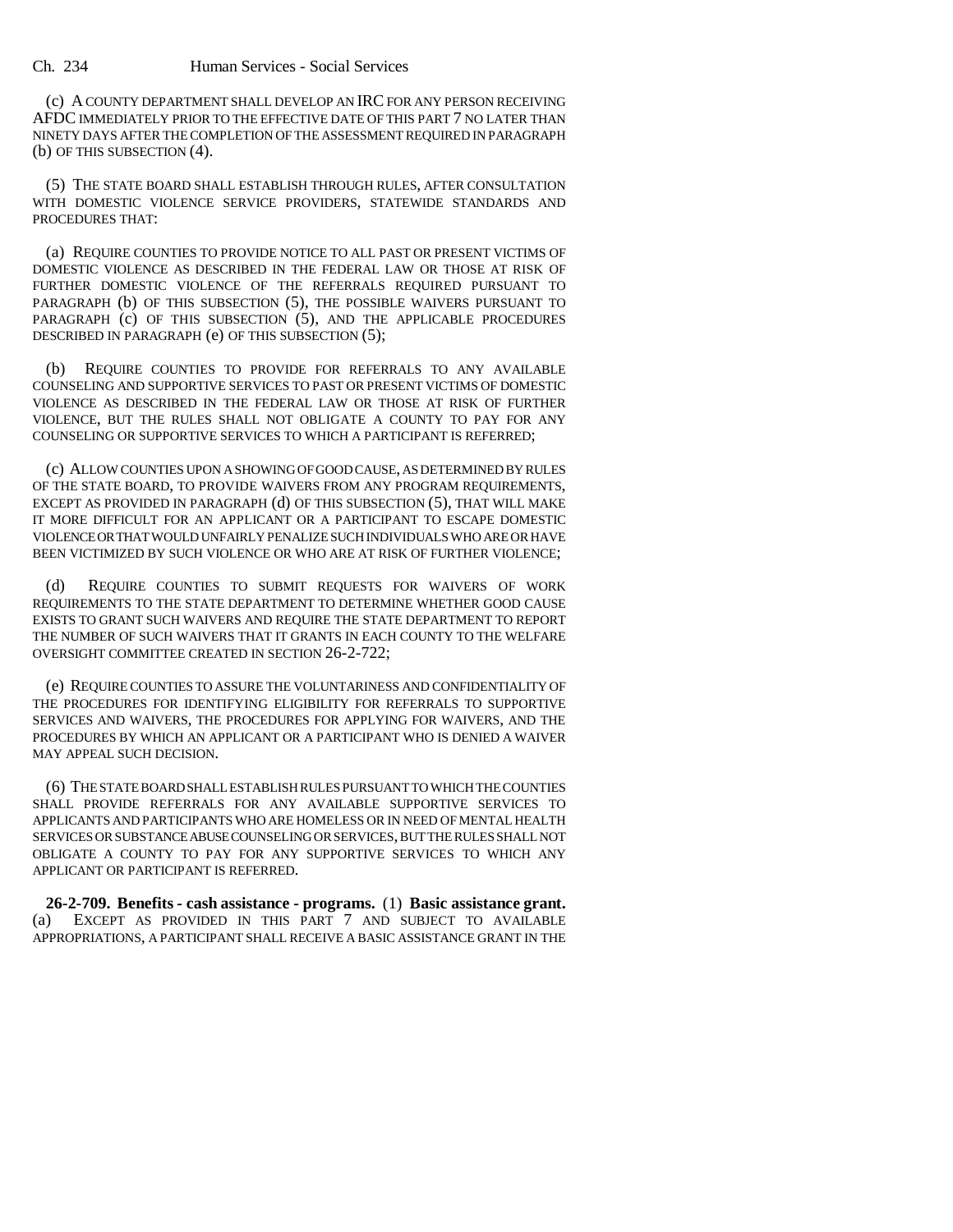(c) A COUNTY DEPARTMENT SHALL DEVELOP AN IRC FOR ANY PERSON RECEIVING AFDC IMMEDIATELY PRIOR TO THE EFFECTIVE DATE OF THIS PART 7 NO LATER THAN NINETY DAYS AFTER THE COMPLETION OF THE ASSESSMENT REQUIRED IN PARAGRAPH (b) OF THIS SUBSECTION (4).

(5) THE STATE BOARD SHALL ESTABLISH THROUGH RULES, AFTER CONSULTATION WITH DOMESTIC VIOLENCE SERVICE PROVIDERS, STATEWIDE STANDARDS AND PROCEDURES THAT:

(a) REQUIRE COUNTIES TO PROVIDE NOTICE TO ALL PAST OR PRESENT VICTIMS OF DOMESTIC VIOLENCE AS DESCRIBED IN THE FEDERAL LAW OR THOSE AT RISK OF FURTHER DOMESTIC VIOLENCE OF THE REFERRALS REQUIRED PURSUANT TO PARAGRAPH (b) OF THIS SUBSECTION (5), THE POSSIBLE WAIVERS PURSUANT TO PARAGRAPH (c) OF THIS SUBSECTION (5), AND THE APPLICABLE PROCEDURES DESCRIBED IN PARAGRAPH (e) OF THIS SUBSECTION (5);

(b) REQUIRE COUNTIES TO PROVIDE FOR REFERRALS TO ANY AVAILABLE COUNSELING AND SUPPORTIVE SERVICES TO PAST OR PRESENT VICTIMS OF DOMESTIC VIOLENCE AS DESCRIBED IN THE FEDERAL LAW OR THOSE AT RISK OF FURTHER VIOLENCE, BUT THE RULES SHALL NOT OBLIGATE A COUNTY TO PAY FOR ANY COUNSELING OR SUPPORTIVE SERVICES TO WHICH A PARTICIPANT IS REFERRED;

(c) ALLOW COUNTIES UPON A SHOWING OF GOOD CAUSE, AS DETERMINED BY RULES OF THE STATE BOARD, TO PROVIDE WAIVERS FROM ANY PROGRAM REQUIREMENTS, EXCEPT AS PROVIDED IN PARAGRAPH (d) OF THIS SUBSECTION (5), THAT WILL MAKE IT MORE DIFFICULT FOR AN APPLICANT OR A PARTICIPANT TO ESCAPE DOMESTIC VIOLENCE OR THAT WOULD UNFAIRLY PENALIZE SUCH INDIVIDUALS WHO ARE OR HAVE BEEN VICTIMIZED BY SUCH VIOLENCE OR WHO ARE AT RISK OF FURTHER VIOLENCE;

(d) REQUIRE COUNTIES TO SUBMIT REQUESTS FOR WAIVERS OF WORK REQUIREMENTS TO THE STATE DEPARTMENT TO DETERMINE WHETHER GOOD CAUSE EXISTS TO GRANT SUCH WAIVERS AND REQUIRE THE STATE DEPARTMENT TO REPORT THE NUMBER OF SUCH WAIVERS THAT IT GRANTS IN EACH COUNTY TO THE WELFARE OVERSIGHT COMMITTEE CREATED IN SECTION 26-2-722;

(e) REQUIRE COUNTIES TO ASSURE THE VOLUNTARINESS AND CONFIDENTIALITY OF THE PROCEDURES FOR IDENTIFYING ELIGIBILITY FOR REFERRALS TO SUPPORTIVE SERVICES AND WAIVERS, THE PROCEDURES FOR APPLYING FOR WAIVERS, AND THE PROCEDURES BY WHICH AN APPLICANT OR A PARTICIPANT WHO IS DENIED A WAIVER MAY APPEAL SUCH DECISION.

(6) THE STATE BOARD SHALL ESTABLISH RULES PURSUANT TO WHICH THE COUNTIES SHALL PROVIDE REFERRALS FOR ANY AVAILABLE SUPPORTIVE SERVICES TO APPLICANTS AND PARTICIPANTS WHO ARE HOMELESS OR IN NEED OF MENTAL HEALTH SERVICES OR SUBSTANCE ABUSE COUNSELING OR SERVICES, BUT THE RULES SHALL NOT OBLIGATE A COUNTY TO PAY FOR ANY SUPPORTIVE SERVICES TO WHICH ANY APPLICANT OR PARTICIPANT IS REFERRED.

**26-2-709. Benefits - cash assistance - programs.** (1) **Basic assistance grant.** (a) EXCEPT AS PROVIDED IN THIS PART 7 AND SUBJECT TO AVAILABLE APPROPRIATIONS, A PARTICIPANT SHALL RECEIVE A BASIC ASSISTANCE GRANT IN THE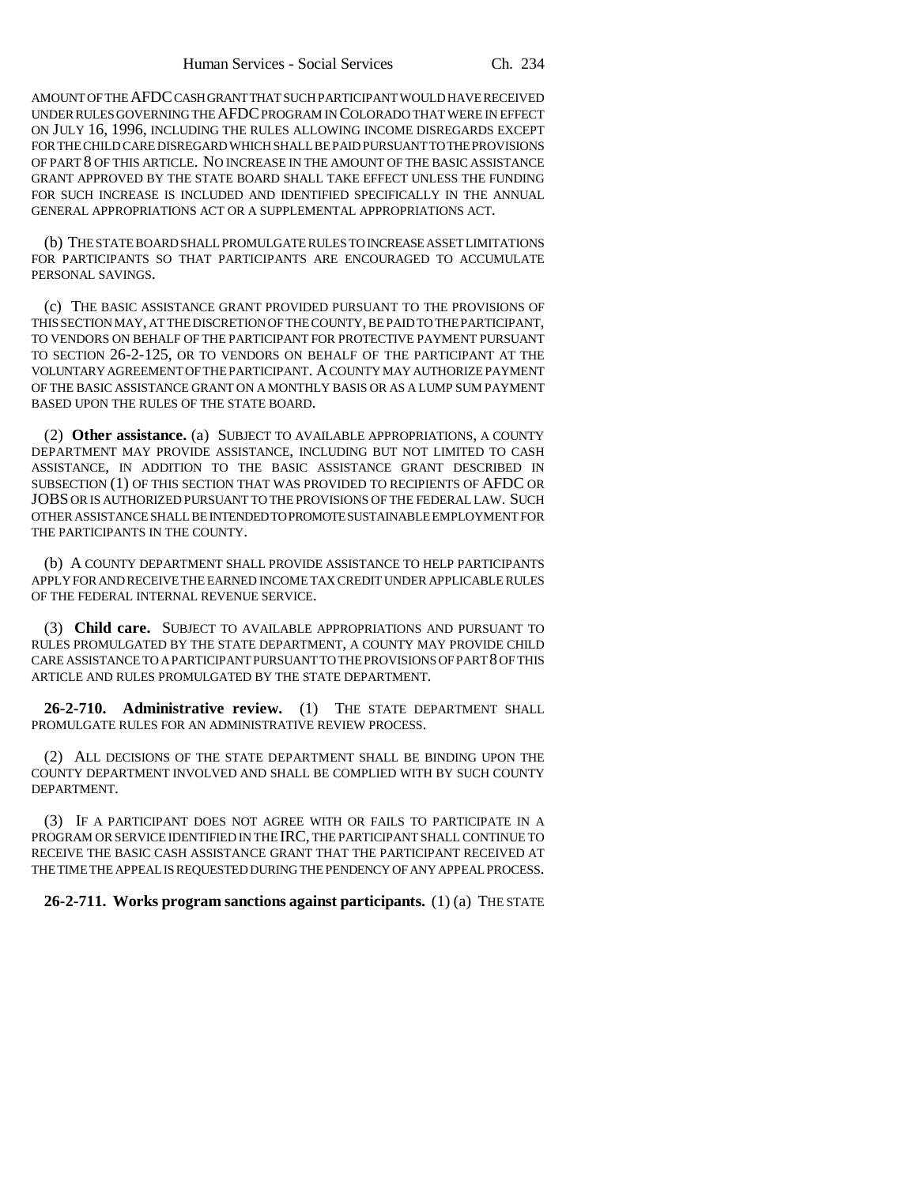AMOUNT OF THE AFDC CASH GRANT THAT SUCH PARTICIPANT WOULD HAVE RECEIVED UNDER RULES GOVERNING THE AFDC PROGRAM IN COLORADO THAT WERE IN EFFECT ON JULY 16, 1996, INCLUDING THE RULES ALLOWING INCOME DISREGARDS EXCEPT FOR THE CHILD CARE DISREGARD WHICH SHALL BE PAID PURSUANT TO THE PROVISIONS OF PART 8 OF THIS ARTICLE. NO INCREASE IN THE AMOUNT OF THE BASIC ASSISTANCE GRANT APPROVED BY THE STATE BOARD SHALL TAKE EFFECT UNLESS THE FUNDING FOR SUCH INCREASE IS INCLUDED AND IDENTIFIED SPECIFICALLY IN THE ANNUAL GENERAL APPROPRIATIONS ACT OR A SUPPLEMENTAL APPROPRIATIONS ACT.

(b) THE STATE BOARD SHALL PROMULGATE RULES TO INCREASE ASSET LIMITATIONS FOR PARTICIPANTS SO THAT PARTICIPANTS ARE ENCOURAGED TO ACCUMULATE PERSONAL SAVINGS.

(c) THE BASIC ASSISTANCE GRANT PROVIDED PURSUANT TO THE PROVISIONS OF THIS SECTION MAY, AT THE DISCRETION OF THE COUNTY, BE PAID TO THE PARTICIPANT, TO VENDORS ON BEHALF OF THE PARTICIPANT FOR PROTECTIVE PAYMENT PURSUANT TO SECTION 26-2-125, OR TO VENDORS ON BEHALF OF THE PARTICIPANT AT THE VOLUNTARY AGREEMENT OF THE PARTICIPANT. A COUNTY MAY AUTHORIZE PAYMENT OF THE BASIC ASSISTANCE GRANT ON A MONTHLY BASIS OR AS A LUMP SUM PAYMENT BASED UPON THE RULES OF THE STATE BOARD.

(2) **Other assistance.** (a) SUBJECT TO AVAILABLE APPROPRIATIONS, A COUNTY DEPARTMENT MAY PROVIDE ASSISTANCE, INCLUDING BUT NOT LIMITED TO CASH ASSISTANCE, IN ADDITION TO THE BASIC ASSISTANCE GRANT DESCRIBED IN SUBSECTION (1) OF THIS SECTION THAT WAS PROVIDED TO RECIPIENTS OF AFDC OR JOBS OR IS AUTHORIZED PURSUANT TO THE PROVISIONS OF THE FEDERAL LAW. SUCH OTHER ASSISTANCE SHALL BE INTENDED TO PROMOTE SUSTAINABLE EMPLOYMENT FOR THE PARTICIPANTS IN THE COUNTY.

(b) A COUNTY DEPARTMENT SHALL PROVIDE ASSISTANCE TO HELP PARTICIPANTS APPLY FOR AND RECEIVE THE EARNED INCOME TAX CREDIT UNDER APPLICABLE RULES OF THE FEDERAL INTERNAL REVENUE SERVICE.

(3) **Child care.** SUBJECT TO AVAILABLE APPROPRIATIONS AND PURSUANT TO RULES PROMULGATED BY THE STATE DEPARTMENT, A COUNTY MAY PROVIDE CHILD CARE ASSISTANCE TO A PARTICIPANT PURSUANT TO THE PROVISIONS OF PART 8 OF THIS ARTICLE AND RULES PROMULGATED BY THE STATE DEPARTMENT.

**26-2-710. Administrative review.** (1) THE STATE DEPARTMENT SHALL PROMULGATE RULES FOR AN ADMINISTRATIVE REVIEW PROCESS.

(2) ALL DECISIONS OF THE STATE DEPARTMENT SHALL BE BINDING UPON THE COUNTY DEPARTMENT INVOLVED AND SHALL BE COMPLIED WITH BY SUCH COUNTY DEPARTMENT.

(3) IF A PARTICIPANT DOES NOT AGREE WITH OR FAILS TO PARTICIPATE IN A PROGRAM OR SERVICE IDENTIFIED IN THE IRC, THE PARTICIPANT SHALL CONTINUE TO RECEIVE THE BASIC CASH ASSISTANCE GRANT THAT THE PARTICIPANT RECEIVED AT THE TIME THE APPEAL IS REQUESTED DURING THE PENDENCY OF ANY APPEAL PROCESS.

**26-2-711. Works program sanctions against participants.** (1) (a) THE STATE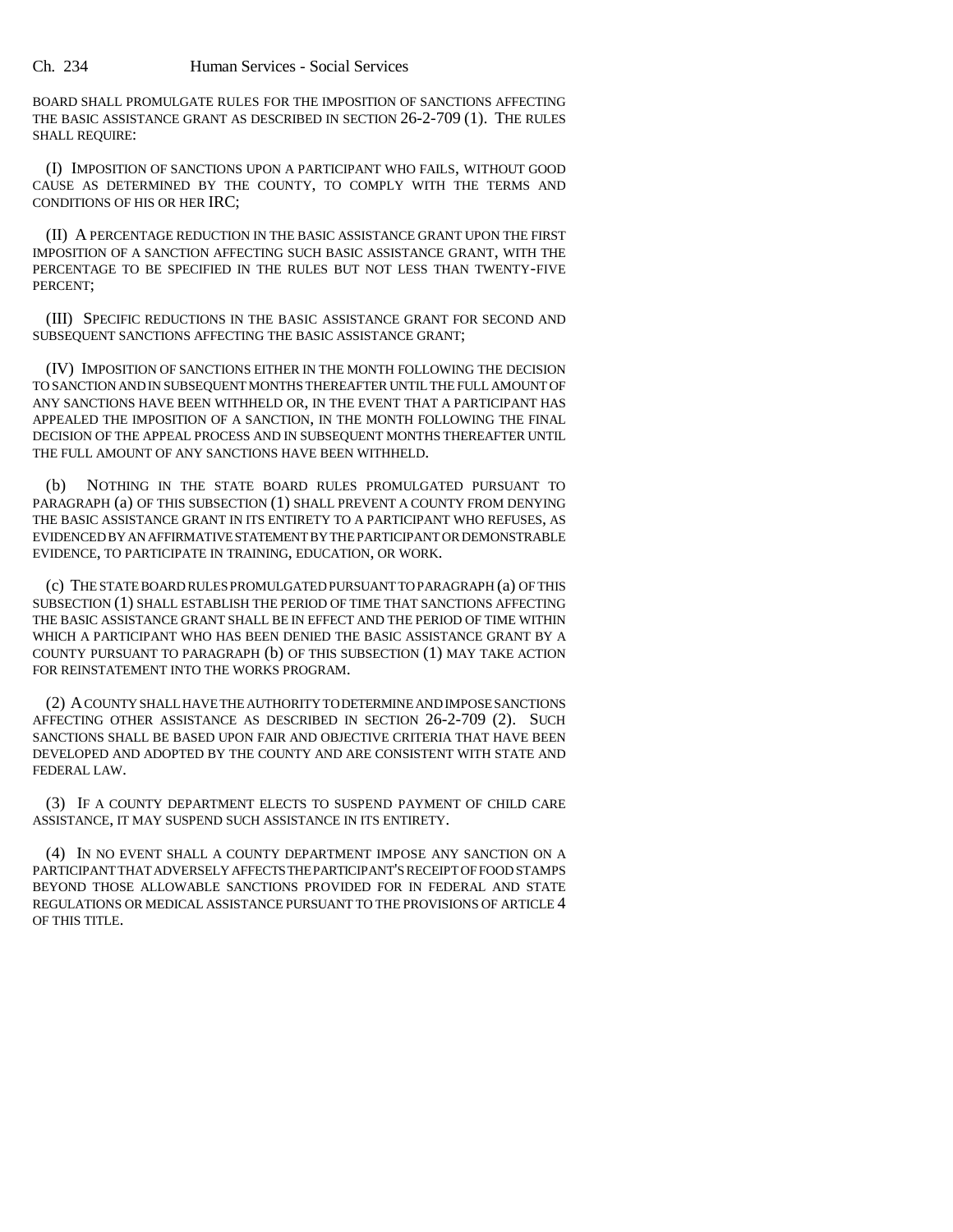BOARD SHALL PROMULGATE RULES FOR THE IMPOSITION OF SANCTIONS AFFECTING THE BASIC ASSISTANCE GRANT AS DESCRIBED IN SECTION 26-2-709 (1). THE RULES SHALL REQUIRE:

(I) IMPOSITION OF SANCTIONS UPON A PARTICIPANT WHO FAILS, WITHOUT GOOD CAUSE AS DETERMINED BY THE COUNTY, TO COMPLY WITH THE TERMS AND CONDITIONS OF HIS OR HER IRC;

(II) A PERCENTAGE REDUCTION IN THE BASIC ASSISTANCE GRANT UPON THE FIRST IMPOSITION OF A SANCTION AFFECTING SUCH BASIC ASSISTANCE GRANT, WITH THE PERCENTAGE TO BE SPECIFIED IN THE RULES BUT NOT LESS THAN TWENTY-FIVE PERCENT;

(III) SPECIFIC REDUCTIONS IN THE BASIC ASSISTANCE GRANT FOR SECOND AND SUBSEQUENT SANCTIONS AFFECTING THE BASIC ASSISTANCE GRANT;

(IV) IMPOSITION OF SANCTIONS EITHER IN THE MONTH FOLLOWING THE DECISION TO SANCTION AND IN SUBSEQUENT MONTHS THEREAFTER UNTIL THE FULL AMOUNT OF ANY SANCTIONS HAVE BEEN WITHHELD OR, IN THE EVENT THAT A PARTICIPANT HAS APPEALED THE IMPOSITION OF A SANCTION, IN THE MONTH FOLLOWING THE FINAL DECISION OF THE APPEAL PROCESS AND IN SUBSEQUENT MONTHS THEREAFTER UNTIL THE FULL AMOUNT OF ANY SANCTIONS HAVE BEEN WITHHELD.

(b) NOTHING IN THE STATE BOARD RULES PROMULGATED PURSUANT TO PARAGRAPH (a) OF THIS SUBSECTION (1) SHALL PREVENT A COUNTY FROM DENYING THE BASIC ASSISTANCE GRANT IN ITS ENTIRETY TO A PARTICIPANT WHO REFUSES, AS EVIDENCED BY AN AFFIRMATIVE STATEMENT BY THE PARTICIPANT OR DEMONSTRABLE EVIDENCE, TO PARTICIPATE IN TRAINING, EDUCATION, OR WORK.

(c) THE STATE BOARD RULES PROMULGATED PURSUANT TO PARAGRAPH (a) OF THIS SUBSECTION (1) SHALL ESTABLISH THE PERIOD OF TIME THAT SANCTIONS AFFECTING THE BASIC ASSISTANCE GRANT SHALL BE IN EFFECT AND THE PERIOD OF TIME WITHIN WHICH A PARTICIPANT WHO HAS BEEN DENIED THE BASIC ASSISTANCE GRANT BY A COUNTY PURSUANT TO PARAGRAPH (b) OF THIS SUBSECTION (1) MAY TAKE ACTION FOR REINSTATEMENT INTO THE WORKS PROGRAM.

(2) A COUNTY SHALL HAVE THE AUTHORITY TO DETERMINE AND IMPOSE SANCTIONS AFFECTING OTHER ASSISTANCE AS DESCRIBED IN SECTION 26-2-709 (2). SUCH SANCTIONS SHALL BE BASED UPON FAIR AND OBJECTIVE CRITERIA THAT HAVE BEEN DEVELOPED AND ADOPTED BY THE COUNTY AND ARE CONSISTENT WITH STATE AND FEDERAL LAW.

(3) IF A COUNTY DEPARTMENT ELECTS TO SUSPEND PAYMENT OF CHILD CARE ASSISTANCE, IT MAY SUSPEND SUCH ASSISTANCE IN ITS ENTIRETY.

(4) IN NO EVENT SHALL A COUNTY DEPARTMENT IMPOSE ANY SANCTION ON A PARTICIPANT THAT ADVERSELY AFFECTS THE PARTICIPANT'S RECEIPT OF FOOD STAMPS BEYOND THOSE ALLOWABLE SANCTIONS PROVIDED FOR IN FEDERAL AND STATE REGULATIONS OR MEDICAL ASSISTANCE PURSUANT TO THE PROVISIONS OF ARTICLE 4 OF THIS TITLE.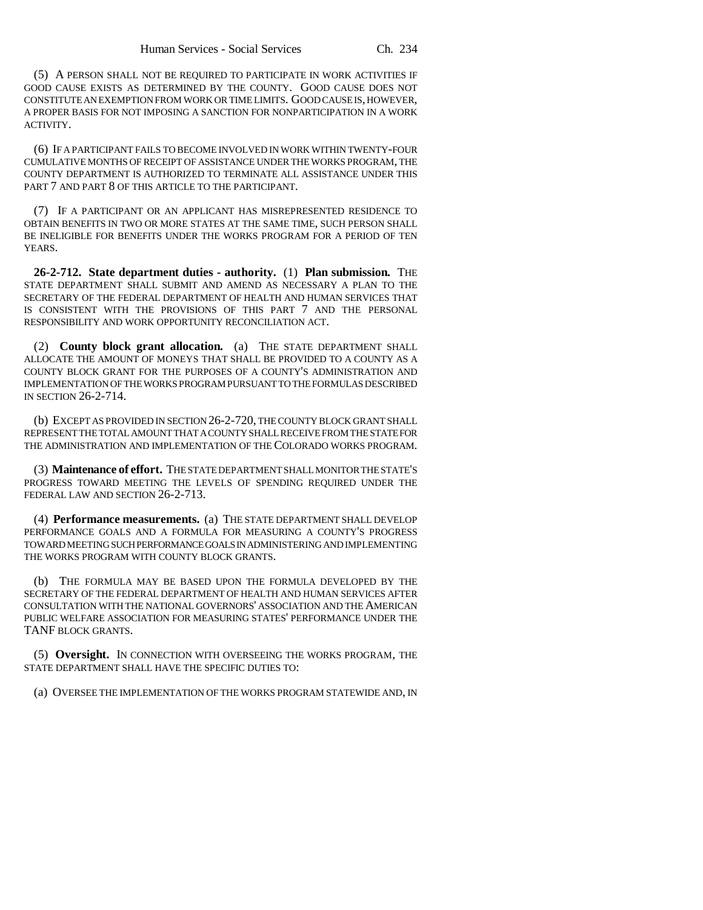(5) A PERSON SHALL NOT BE REQUIRED TO PARTICIPATE IN WORK ACTIVITIES IF GOOD CAUSE EXISTS AS DETERMINED BY THE COUNTY. GOOD CAUSE DOES NOT CONSTITUTE AN EXEMPTION FROM WORK OR TIME LIMITS. GOOD CAUSE IS, HOWEVER, A PROPER BASIS FOR NOT IMPOSING A SANCTION FOR NONPARTICIPATION IN A WORK ACTIVITY.

(6) IF A PARTICIPANT FAILS TO BECOME INVOLVED IN WORK WITHIN TWENTY-FOUR CUMULATIVE MONTHS OF RECEIPT OF ASSISTANCE UNDER THE WORKS PROGRAM, THE COUNTY DEPARTMENT IS AUTHORIZED TO TERMINATE ALL ASSISTANCE UNDER THIS PART 7 AND PART 8 OF THIS ARTICLE TO THE PARTICIPANT.

(7) IF A PARTICIPANT OR AN APPLICANT HAS MISREPRESENTED RESIDENCE TO OBTAIN BENEFITS IN TWO OR MORE STATES AT THE SAME TIME, SUCH PERSON SHALL BE INELIGIBLE FOR BENEFITS UNDER THE WORKS PROGRAM FOR A PERIOD OF TEN YEARS.

**26-2-712. State department duties - authority.** (1) **Plan submission.** THE STATE DEPARTMENT SHALL SUBMIT AND AMEND AS NECESSARY A PLAN TO THE SECRETARY OF THE FEDERAL DEPARTMENT OF HEALTH AND HUMAN SERVICES THAT IS CONSISTENT WITH THE PROVISIONS OF THIS PART 7 AND THE PERSONAL RESPONSIBILITY AND WORK OPPORTUNITY RECONCILIATION ACT.

(2) **County block grant allocation.** (a) THE STATE DEPARTMENT SHALL ALLOCATE THE AMOUNT OF MONEYS THAT SHALL BE PROVIDED TO A COUNTY AS A COUNTY BLOCK GRANT FOR THE PURPOSES OF A COUNTY'S ADMINISTRATION AND IMPLEMENTATION OF THE WORKS PROGRAM PURSUANT TO THE FORMULAS DESCRIBED IN SECTION 26-2-714.

(b) EXCEPT AS PROVIDED IN SECTION 26-2-720, THE COUNTY BLOCK GRANT SHALL REPRESENT THE TOTAL AMOUNT THAT A COUNTY SHALL RECEIVE FROM THE STATE FOR THE ADMINISTRATION AND IMPLEMENTATION OF THE COLORADO WORKS PROGRAM.

(3) **Maintenance of effort.** THE STATE DEPARTMENT SHALL MONITOR THE STATE'S PROGRESS TOWARD MEETING THE LEVELS OF SPENDING REQUIRED UNDER THE FEDERAL LAW AND SECTION 26-2-713.

(4) **Performance measurements.** (a) THE STATE DEPARTMENT SHALL DEVELOP PERFORMANCE GOALS AND A FORMULA FOR MEASURING A COUNTY'S PROGRESS TOWARD MEETING SUCH PERFORMANCE GOALS IN ADMINISTERING AND IMPLEMENTING THE WORKS PROGRAM WITH COUNTY BLOCK GRANTS.

(b) THE FORMULA MAY BE BASED UPON THE FORMULA DEVELOPED BY THE SECRETARY OF THE FEDERAL DEPARTMENT OF HEALTH AND HUMAN SERVICES AFTER CONSULTATION WITH THE NATIONAL GOVERNORS' ASSOCIATION AND THE AMERICAN PUBLIC WELFARE ASSOCIATION FOR MEASURING STATES' PERFORMANCE UNDER THE TANF BLOCK GRANTS.

(5) **Oversight.** IN CONNECTION WITH OVERSEEING THE WORKS PROGRAM, THE STATE DEPARTMENT SHALL HAVE THE SPECIFIC DUTIES TO:

(a) OVERSEE THE IMPLEMENTATION OF THE WORKS PROGRAM STATEWIDE AND, IN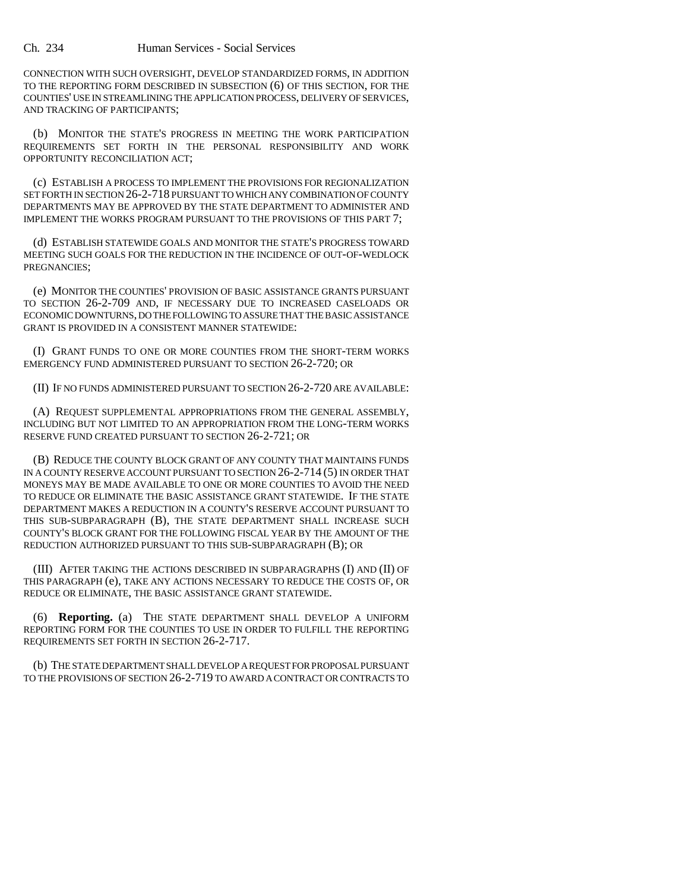CONNECTION WITH SUCH OVERSIGHT, DEVELOP STANDARDIZED FORMS, IN ADDITION TO THE REPORTING FORM DESCRIBED IN SUBSECTION (6) OF THIS SECTION, FOR THE COUNTIES' USE IN STREAMLINING THE APPLICATION PROCESS, DELIVERY OF SERVICES, AND TRACKING OF PARTICIPANTS;

(b) MONITOR THE STATE'S PROGRESS IN MEETING THE WORK PARTICIPATION REQUIREMENTS SET FORTH IN THE PERSONAL RESPONSIBILITY AND WORK OPPORTUNITY RECONCILIATION ACT;

(c) ESTABLISH A PROCESS TO IMPLEMENT THE PROVISIONS FOR REGIONALIZATION SET FORTH IN SECTION 26-2-718 PURSUANT TO WHICH ANY COMBINATION OF COUNTY DEPARTMENTS MAY BE APPROVED BY THE STATE DEPARTMENT TO ADMINISTER AND IMPLEMENT THE WORKS PROGRAM PURSUANT TO THE PROVISIONS OF THIS PART 7;

(d) ESTABLISH STATEWIDE GOALS AND MONITOR THE STATE'S PROGRESS TOWARD MEETING SUCH GOALS FOR THE REDUCTION IN THE INCIDENCE OF OUT-OF-WEDLOCK PREGNANCIES;

(e) MONITOR THE COUNTIES' PROVISION OF BASIC ASSISTANCE GRANTS PURSUANT TO SECTION 26-2-709 AND, IF NECESSARY DUE TO INCREASED CASELOADS OR ECONOMIC DOWNTURNS, DO THE FOLLOWING TO ASSURE THAT THE BASIC ASSISTANCE GRANT IS PROVIDED IN A CONSISTENT MANNER STATEWIDE:

(I) GRANT FUNDS TO ONE OR MORE COUNTIES FROM THE SHORT-TERM WORKS EMERGENCY FUND ADMINISTERED PURSUANT TO SECTION 26-2-720; OR

(II) IF NO FUNDS ADMINISTERED PURSUANT TO SECTION 26-2-720 ARE AVAILABLE:

(A) REQUEST SUPPLEMENTAL APPROPRIATIONS FROM THE GENERAL ASSEMBLY, INCLUDING BUT NOT LIMITED TO AN APPROPRIATION FROM THE LONG-TERM WORKS RESERVE FUND CREATED PURSUANT TO SECTION 26-2-721; OR

(B) REDUCE THE COUNTY BLOCK GRANT OF ANY COUNTY THAT MAINTAINS FUNDS IN A COUNTY RESERVE ACCOUNT PURSUANT TO SECTION 26-2-714 (5) IN ORDER THAT MONEYS MAY BE MADE AVAILABLE TO ONE OR MORE COUNTIES TO AVOID THE NEED TO REDUCE OR ELIMINATE THE BASIC ASSISTANCE GRANT STATEWIDE. IF THE STATE DEPARTMENT MAKES A REDUCTION IN A COUNTY'S RESERVE ACCOUNT PURSUANT TO THIS SUB-SUBPARAGRAPH (B), THE STATE DEPARTMENT SHALL INCREASE SUCH COUNTY'S BLOCK GRANT FOR THE FOLLOWING FISCAL YEAR BY THE AMOUNT OF THE REDUCTION AUTHORIZED PURSUANT TO THIS SUB-SUBPARAGRAPH (B); OR

(III) AFTER TAKING THE ACTIONS DESCRIBED IN SUBPARAGRAPHS (I) AND (II) OF THIS PARAGRAPH (e), TAKE ANY ACTIONS NECESSARY TO REDUCE THE COSTS OF, OR REDUCE OR ELIMINATE, THE BASIC ASSISTANCE GRANT STATEWIDE.

(6) **Reporting.** (a) THE STATE DEPARTMENT SHALL DEVELOP A UNIFORM REPORTING FORM FOR THE COUNTIES TO USE IN ORDER TO FULFILL THE REPORTING REQUIREMENTS SET FORTH IN SECTION 26-2-717.

(b) THE STATE DEPARTMENT SHALL DEVELOP A REQUEST FOR PROPOSAL PURSUANT TO THE PROVISIONS OF SECTION 26-2-719 TO AWARD A CONTRACT OR CONTRACTS TO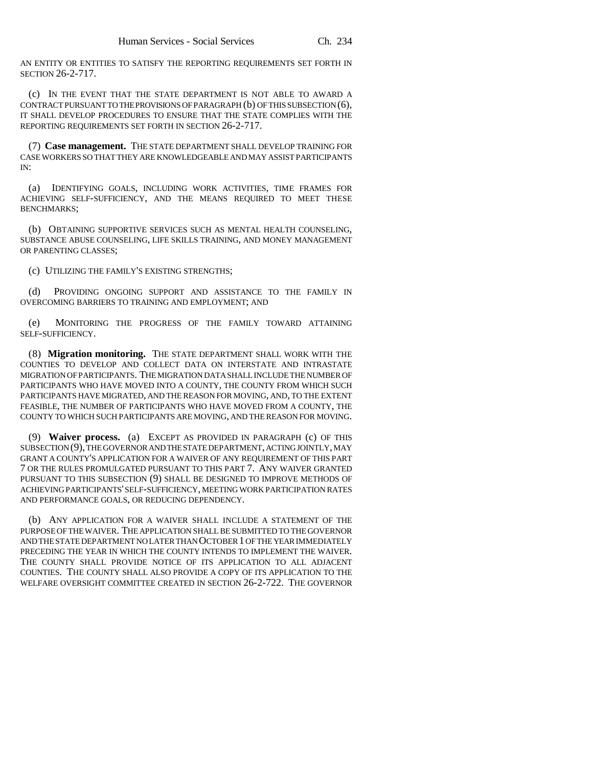AN ENTITY OR ENTITIES TO SATISFY THE REPORTING REQUIREMENTS SET FORTH IN SECTION 26-2-717.

(c) IN THE EVENT THAT THE STATE DEPARTMENT IS NOT ABLE TO AWARD A CONTRACT PURSUANT TO THE PROVISIONS OF PARAGRAPH (b) OF THIS SUBSECTION (6), IT SHALL DEVELOP PROCEDURES TO ENSURE THAT THE STATE COMPLIES WITH THE REPORTING REQUIREMENTS SET FORTH IN SECTION 26-2-717.

(7) **Case management.** THE STATE DEPARTMENT SHALL DEVELOP TRAINING FOR CASE WORKERS SO THAT THEY ARE KNOWLEDGEABLE AND MAY ASSIST PARTICIPANTS IN:

(a) IDENTIFYING GOALS, INCLUDING WORK ACTIVITIES, TIME FRAMES FOR ACHIEVING SELF-SUFFICIENCY, AND THE MEANS REQUIRED TO MEET THESE BENCHMARKS;

(b) OBTAINING SUPPORTIVE SERVICES SUCH AS MENTAL HEALTH COUNSELING, SUBSTANCE ABUSE COUNSELING, LIFE SKILLS TRAINING, AND MONEY MANAGEMENT OR PARENTING CLASSES;

(c) UTILIZING THE FAMILY'S EXISTING STRENGTHS;

(d) PROVIDING ONGOING SUPPORT AND ASSISTANCE TO THE FAMILY IN OVERCOMING BARRIERS TO TRAINING AND EMPLOYMENT; AND

(e) MONITORING THE PROGRESS OF THE FAMILY TOWARD ATTAINING SELF-SUFFICIENCY.

(8) **Migration monitoring.** THE STATE DEPARTMENT SHALL WORK WITH THE COUNTIES TO DEVELOP AND COLLECT DATA ON INTERSTATE AND INTRASTATE MIGRATION OF PARTICIPANTS. THE MIGRATION DATA SHALL INCLUDE THE NUMBER OF PARTICIPANTS WHO HAVE MOVED INTO A COUNTY, THE COUNTY FROM WHICH SUCH PARTICIPANTS HAVE MIGRATED, AND THE REASON FOR MOVING, AND, TO THE EXTENT FEASIBLE, THE NUMBER OF PARTICIPANTS WHO HAVE MOVED FROM A COUNTY, THE COUNTY TO WHICH SUCH PARTICIPANTS ARE MOVING, AND THE REASON FOR MOVING.

(9) **Waiver process.** (a) EXCEPT AS PROVIDED IN PARAGRAPH (c) OF THIS SUBSECTION (9), THE GOVERNOR AND THE STATE DEPARTMENT, ACTING JOINTLY, MAY GRANT A COUNTY'S APPLICATION FOR A WAIVER OF ANY REQUIREMENT OF THIS PART 7 OR THE RULES PROMULGATED PURSUANT TO THIS PART 7. ANY WAIVER GRANTED PURSUANT TO THIS SUBSECTION (9) SHALL BE DESIGNED TO IMPROVE METHODS OF ACHIEVING PARTICIPANTS' SELF-SUFFICIENCY, MEETING WORK PARTICIPATION RATES AND PERFORMANCE GOALS, OR REDUCING DEPENDENCY.

(b) ANY APPLICATION FOR A WAIVER SHALL INCLUDE A STATEMENT OF THE PURPOSE OF THE WAIVER. THE APPLICATION SHALL BE SUBMITTED TO THE GOVERNOR AND THE STATE DEPARTMENT NO LATER THAN OCTOBER 1 OF THE YEAR IMMEDIATELY PRECEDING THE YEAR IN WHICH THE COUNTY INTENDS TO IMPLEMENT THE WAIVER. THE COUNTY SHALL PROVIDE NOTICE OF ITS APPLICATION TO ALL ADJACENT COUNTIES. THE COUNTY SHALL ALSO PROVIDE A COPY OF ITS APPLICATION TO THE WELFARE OVERSIGHT COMMITTEE CREATED IN SECTION 26-2-722. THE GOVERNOR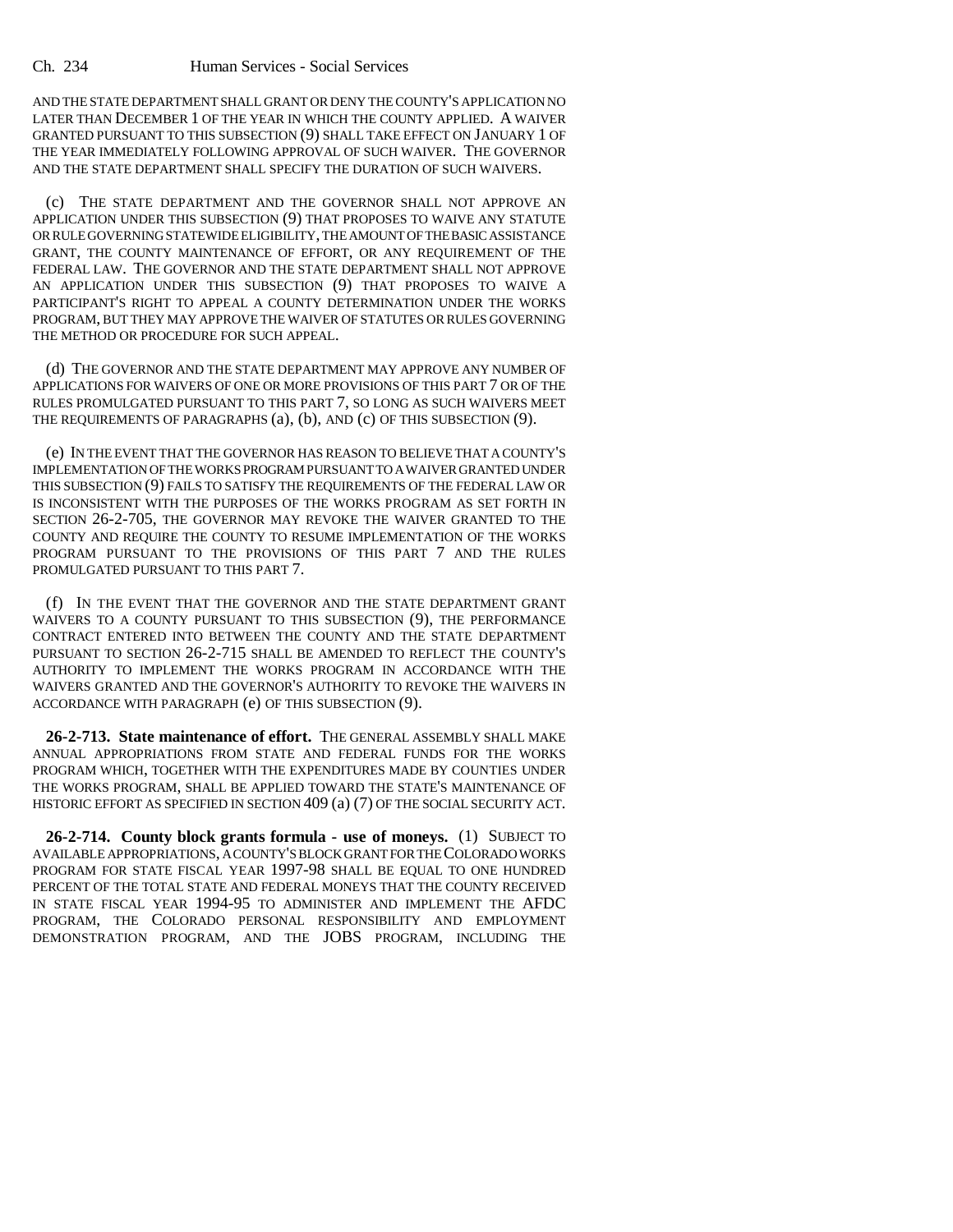AND THE STATE DEPARTMENT SHALL GRANT OR DENY THE COUNTY'S APPLICATION NO LATER THAN DECEMBER 1 OF THE YEAR IN WHICH THE COUNTY APPLIED. A WAIVER GRANTED PURSUANT TO THIS SUBSECTION (9) SHALL TAKE EFFECT ON JANUARY 1 OF THE YEAR IMMEDIATELY FOLLOWING APPROVAL OF SUCH WAIVER. THE GOVERNOR AND THE STATE DEPARTMENT SHALL SPECIFY THE DURATION OF SUCH WAIVERS.

(c) THE STATE DEPARTMENT AND THE GOVERNOR SHALL NOT APPROVE AN APPLICATION UNDER THIS SUBSECTION (9) THAT PROPOSES TO WAIVE ANY STATUTE OR RULE GOVERNING STATEWIDE ELIGIBILITY, THE AMOUNT OF THE BASIC ASSISTANCE GRANT, THE COUNTY MAINTENANCE OF EFFORT, OR ANY REQUIREMENT OF THE FEDERAL LAW. THE GOVERNOR AND THE STATE DEPARTMENT SHALL NOT APPROVE AN APPLICATION UNDER THIS SUBSECTION (9) THAT PROPOSES TO WAIVE A PARTICIPANT'S RIGHT TO APPEAL A COUNTY DETERMINATION UNDER THE WORKS PROGRAM, BUT THEY MAY APPROVE THE WAIVER OF STATUTES OR RULES GOVERNING THE METHOD OR PROCEDURE FOR SUCH APPEAL.

(d) THE GOVERNOR AND THE STATE DEPARTMENT MAY APPROVE ANY NUMBER OF APPLICATIONS FOR WAIVERS OF ONE OR MORE PROVISIONS OF THIS PART 7 OR OF THE RULES PROMULGATED PURSUANT TO THIS PART 7, SO LONG AS SUCH WAIVERS MEET THE REQUIREMENTS OF PARAGRAPHS (a), (b), AND (c) OF THIS SUBSECTION (9).

(e) IN THE EVENT THAT THE GOVERNOR HAS REASON TO BELIEVE THAT A COUNTY'S IMPLEMENTATION OF THE WORKS PROGRAM PURSUANT TO A WAIVER GRANTED UNDER THIS SUBSECTION (9) FAILS TO SATISFY THE REQUIREMENTS OF THE FEDERAL LAW OR IS INCONSISTENT WITH THE PURPOSES OF THE WORKS PROGRAM AS SET FORTH IN SECTION 26-2-705, THE GOVERNOR MAY REVOKE THE WAIVER GRANTED TO THE COUNTY AND REQUIRE THE COUNTY TO RESUME IMPLEMENTATION OF THE WORKS PROGRAM PURSUANT TO THE PROVISIONS OF THIS PART 7 AND THE RULES PROMULGATED PURSUANT TO THIS PART 7.

(f) IN THE EVENT THAT THE GOVERNOR AND THE STATE DEPARTMENT GRANT WAIVERS TO A COUNTY PURSUANT TO THIS SUBSECTION (9), THE PERFORMANCE CONTRACT ENTERED INTO BETWEEN THE COUNTY AND THE STATE DEPARTMENT PURSUANT TO SECTION 26-2-715 SHALL BE AMENDED TO REFLECT THE COUNTY'S AUTHORITY TO IMPLEMENT THE WORKS PROGRAM IN ACCORDANCE WITH THE WAIVERS GRANTED AND THE GOVERNOR'S AUTHORITY TO REVOKE THE WAIVERS IN ACCORDANCE WITH PARAGRAPH (e) OF THIS SUBSECTION (9).

**26-2-713. State maintenance of effort.** THE GENERAL ASSEMBLY SHALL MAKE ANNUAL APPROPRIATIONS FROM STATE AND FEDERAL FUNDS FOR THE WORKS PROGRAM WHICH, TOGETHER WITH THE EXPENDITURES MADE BY COUNTIES UNDER THE WORKS PROGRAM, SHALL BE APPLIED TOWARD THE STATE'S MAINTENANCE OF HISTORIC EFFORT AS SPECIFIED IN SECTION 409 (a) (7) OF THE SOCIAL SECURITY ACT.

**26-2-714. County block grants formula - use of moneys.** (1) SUBJECT TO AVAILABLE APPROPRIATIONS, A COUNTY'S BLOCK GRANT FOR THE COLORADO WORKS PROGRAM FOR STATE FISCAL YEAR 1997-98 SHALL BE EQUAL TO ONE HUNDRED PERCENT OF THE TOTAL STATE AND FEDERAL MONEYS THAT THE COUNTY RECEIVED IN STATE FISCAL YEAR 1994-95 TO ADMINISTER AND IMPLEMENT THE AFDC PROGRAM, THE COLORADO PERSONAL RESPONSIBILITY AND EMPLOYMENT DEMONSTRATION PROGRAM, AND THE JOBS PROGRAM, INCLUDING THE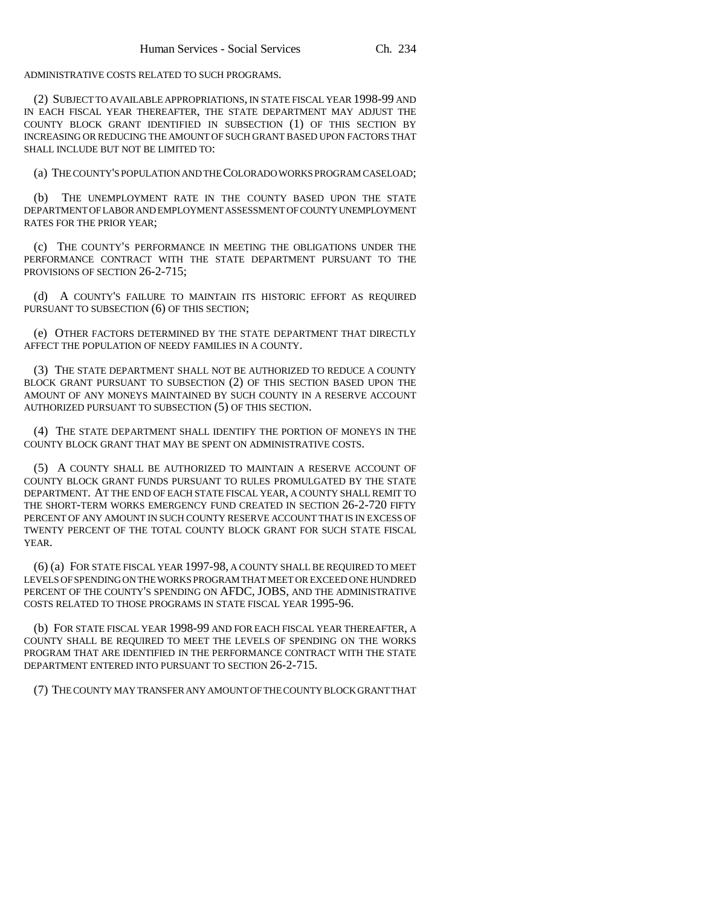ADMINISTRATIVE COSTS RELATED TO SUCH PROGRAMS.

(2) SUBJECT TO AVAILABLE APPROPRIATIONS, IN STATE FISCAL YEAR 1998-99 AND IN EACH FISCAL YEAR THEREAFTER, THE STATE DEPARTMENT MAY ADJUST THE COUNTY BLOCK GRANT IDENTIFIED IN SUBSECTION (1) OF THIS SECTION BY INCREASING OR REDUCING THE AMOUNT OF SUCH GRANT BASED UPON FACTORS THAT SHALL INCLUDE BUT NOT BE LIMITED TO:

(a) THE COUNTY'S POPULATION AND THE COLORADO WORKS PROGRAM CASELOAD;

(b) THE UNEMPLOYMENT RATE IN THE COUNTY BASED UPON THE STATE DEPARTMENT OF LABOR AND EMPLOYMENT ASSESSMENT OF COUNTY UNEMPLOYMENT RATES FOR THE PRIOR YEAR;

(c) THE COUNTY'S PERFORMANCE IN MEETING THE OBLIGATIONS UNDER THE PERFORMANCE CONTRACT WITH THE STATE DEPARTMENT PURSUANT TO THE PROVISIONS OF SECTION 26-2-715;

(d) A COUNTY'S FAILURE TO MAINTAIN ITS HISTORIC EFFORT AS REQUIRED PURSUANT TO SUBSECTION (6) OF THIS SECTION;

(e) OTHER FACTORS DETERMINED BY THE STATE DEPARTMENT THAT DIRECTLY AFFECT THE POPULATION OF NEEDY FAMILIES IN A COUNTY.

(3) THE STATE DEPARTMENT SHALL NOT BE AUTHORIZED TO REDUCE A COUNTY BLOCK GRANT PURSUANT TO SUBSECTION (2) OF THIS SECTION BASED UPON THE AMOUNT OF ANY MONEYS MAINTAINED BY SUCH COUNTY IN A RESERVE ACCOUNT AUTHORIZED PURSUANT TO SUBSECTION (5) OF THIS SECTION.

(4) THE STATE DEPARTMENT SHALL IDENTIFY THE PORTION OF MONEYS IN THE COUNTY BLOCK GRANT THAT MAY BE SPENT ON ADMINISTRATIVE COSTS.

(5) A COUNTY SHALL BE AUTHORIZED TO MAINTAIN A RESERVE ACCOUNT OF COUNTY BLOCK GRANT FUNDS PURSUANT TO RULES PROMULGATED BY THE STATE DEPARTMENT. AT THE END OF EACH STATE FISCAL YEAR, A COUNTY SHALL REMIT TO THE SHORT-TERM WORKS EMERGENCY FUND CREATED IN SECTION 26-2-720 FIFTY PERCENT OF ANY AMOUNT IN SUCH COUNTY RESERVE ACCOUNT THAT IS IN EXCESS OF TWENTY PERCENT OF THE TOTAL COUNTY BLOCK GRANT FOR SUCH STATE FISCAL YEAR.

(6) (a) FOR STATE FISCAL YEAR 1997-98, A COUNTY SHALL BE REQUIRED TO MEET LEVELS OF SPENDING ON THE WORKS PROGRAM THAT MEET OR EXCEED ONE HUNDRED PERCENT OF THE COUNTY'S SPENDING ON AFDC, JOBS, AND THE ADMINISTRATIVE COSTS RELATED TO THOSE PROGRAMS IN STATE FISCAL YEAR 1995-96.

(b) FOR STATE FISCAL YEAR 1998-99 AND FOR EACH FISCAL YEAR THEREAFTER, A COUNTY SHALL BE REQUIRED TO MEET THE LEVELS OF SPENDING ON THE WORKS PROGRAM THAT ARE IDENTIFIED IN THE PERFORMANCE CONTRACT WITH THE STATE DEPARTMENT ENTERED INTO PURSUANT TO SECTION 26-2-715.

(7) THE COUNTY MAY TRANSFER ANY AMOUNT OF THE COUNTY BLOCK GRANT THAT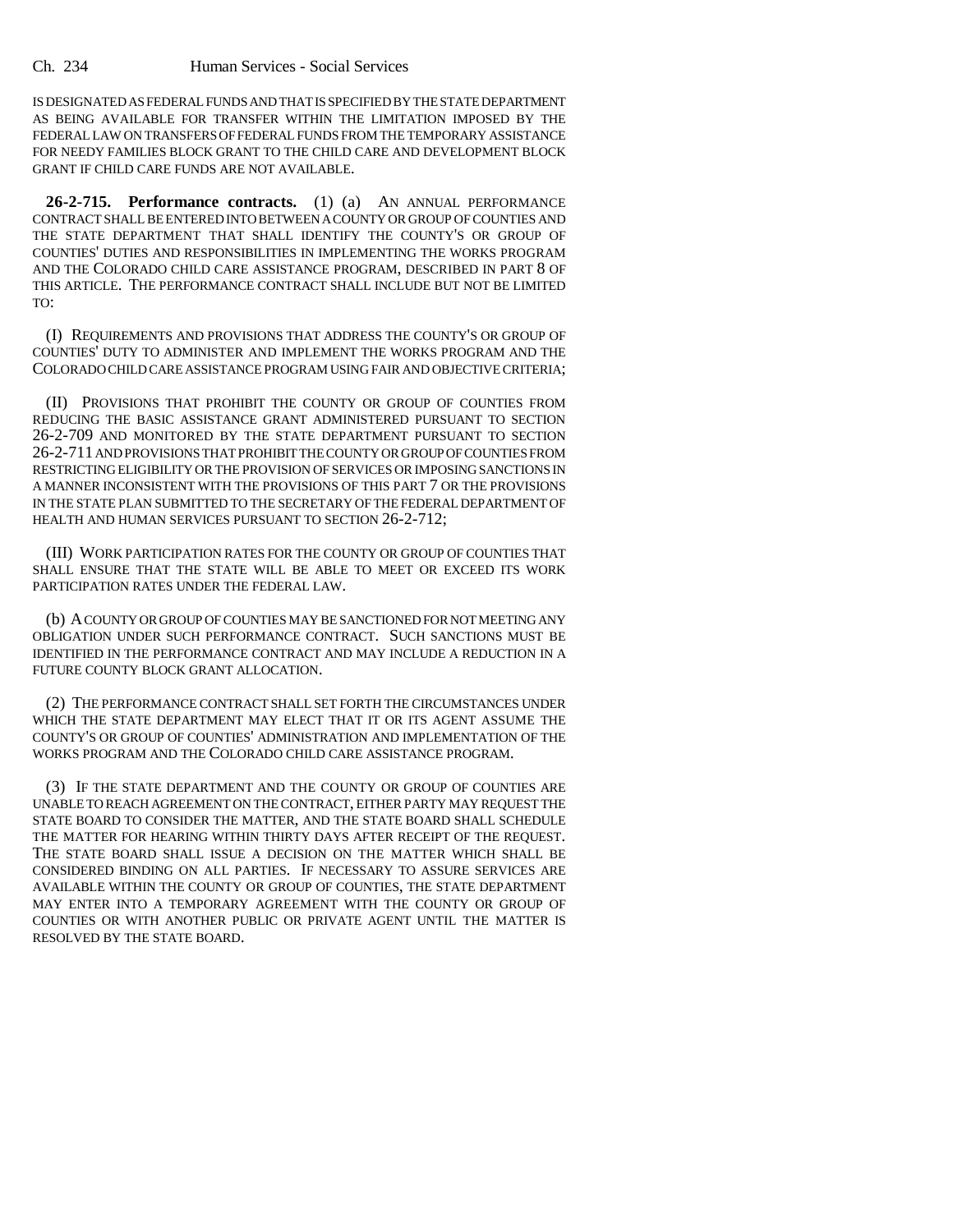IS DESIGNATED AS FEDERAL FUNDS AND THAT IS SPECIFIED BY THE STATE DEPARTMENT AS BEING AVAILABLE FOR TRANSFER WITHIN THE LIMITATION IMPOSED BY THE FEDERAL LAW ON TRANSFERS OF FEDERAL FUNDS FROM THE TEMPORARY ASSISTANCE FOR NEEDY FAMILIES BLOCK GRANT TO THE CHILD CARE AND DEVELOPMENT BLOCK GRANT IF CHILD CARE FUNDS ARE NOT AVAILABLE.

**26-2-715. Performance contracts.** (1) (a) AN ANNUAL PERFORMANCE CONTRACT SHALL BE ENTERED INTO BETWEEN A COUNTY OR GROUP OF COUNTIES AND THE STATE DEPARTMENT THAT SHALL IDENTIFY THE COUNTY'S OR GROUP OF COUNTIES' DUTIES AND RESPONSIBILITIES IN IMPLEMENTING THE WORKS PROGRAM AND THE COLORADO CHILD CARE ASSISTANCE PROGRAM, DESCRIBED IN PART 8 OF THIS ARTICLE. THE PERFORMANCE CONTRACT SHALL INCLUDE BUT NOT BE LIMITED TO:

(I) REQUIREMENTS AND PROVISIONS THAT ADDRESS THE COUNTY'S OR GROUP OF COUNTIES' DUTY TO ADMINISTER AND IMPLEMENT THE WORKS PROGRAM AND THE COLORADO CHILD CARE ASSISTANCE PROGRAM USING FAIR AND OBJECTIVE CRITERIA;

(II) PROVISIONS THAT PROHIBIT THE COUNTY OR GROUP OF COUNTIES FROM REDUCING THE BASIC ASSISTANCE GRANT ADMINISTERED PURSUANT TO SECTION 26-2-709 AND MONITORED BY THE STATE DEPARTMENT PURSUANT TO SECTION 26-2-711 AND PROVISIONS THAT PROHIBIT THE COUNTY OR GROUP OF COUNTIES FROM RESTRICTING ELIGIBILITY OR THE PROVISION OF SERVICES OR IMPOSING SANCTIONS IN A MANNER INCONSISTENT WITH THE PROVISIONS OF THIS PART 7 OR THE PROVISIONS IN THE STATE PLAN SUBMITTED TO THE SECRETARY OF THE FEDERAL DEPARTMENT OF HEALTH AND HUMAN SERVICES PURSUANT TO SECTION 26-2-712;

(III) WORK PARTICIPATION RATES FOR THE COUNTY OR GROUP OF COUNTIES THAT SHALL ENSURE THAT THE STATE WILL BE ABLE TO MEET OR EXCEED ITS WORK PARTICIPATION RATES UNDER THE FEDERAL LAW.

(b) A COUNTY OR GROUP OF COUNTIES MAY BE SANCTIONED FOR NOT MEETING ANY OBLIGATION UNDER SUCH PERFORMANCE CONTRACT. SUCH SANCTIONS MUST BE IDENTIFIED IN THE PERFORMANCE CONTRACT AND MAY INCLUDE A REDUCTION IN A FUTURE COUNTY BLOCK GRANT ALLOCATION.

(2) THE PERFORMANCE CONTRACT SHALL SET FORTH THE CIRCUMSTANCES UNDER WHICH THE STATE DEPARTMENT MAY ELECT THAT IT OR ITS AGENT ASSUME THE COUNTY'S OR GROUP OF COUNTIES' ADMINISTRATION AND IMPLEMENTATION OF THE WORKS PROGRAM AND THE COLORADO CHILD CARE ASSISTANCE PROGRAM.

(3) IF THE STATE DEPARTMENT AND THE COUNTY OR GROUP OF COUNTIES ARE UNABLE TO REACH AGREEMENT ON THE CONTRACT, EITHER PARTY MAY REQUEST THE STATE BOARD TO CONSIDER THE MATTER, AND THE STATE BOARD SHALL SCHEDULE THE MATTER FOR HEARING WITHIN THIRTY DAYS AFTER RECEIPT OF THE REQUEST. THE STATE BOARD SHALL ISSUE A DECISION ON THE MATTER WHICH SHALL BE CONSIDERED BINDING ON ALL PARTIES. IF NECESSARY TO ASSURE SERVICES ARE AVAILABLE WITHIN THE COUNTY OR GROUP OF COUNTIES, THE STATE DEPARTMENT MAY ENTER INTO A TEMPORARY AGREEMENT WITH THE COUNTY OR GROUP OF COUNTIES OR WITH ANOTHER PUBLIC OR PRIVATE AGENT UNTIL THE MATTER IS RESOLVED BY THE STATE BOARD.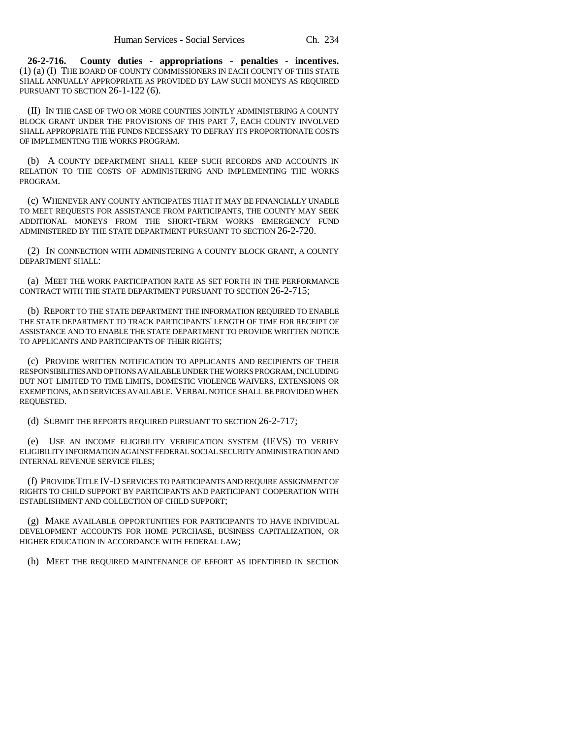**26-2-716. County duties - appropriations - penalties - incentives.** (1) (a) (I) THE BOARD OF COUNTY COMMISSIONERS IN EACH COUNTY OF THIS STATE SHALL ANNUALLY APPROPRIATE AS PROVIDED BY LAW SUCH MONEYS AS REQUIRED PURSUANT TO SECTION 26-1-122 (6).

(II) IN THE CASE OF TWO OR MORE COUNTIES JOINTLY ADMINISTERING A COUNTY BLOCK GRANT UNDER THE PROVISIONS OF THIS PART 7, EACH COUNTY INVOLVED SHALL APPROPRIATE THE FUNDS NECESSARY TO DEFRAY ITS PROPORTIONATE COSTS OF IMPLEMENTING THE WORKS PROGRAM.

(b) A COUNTY DEPARTMENT SHALL KEEP SUCH RECORDS AND ACCOUNTS IN RELATION TO THE COSTS OF ADMINISTERING AND IMPLEMENTING THE WORKS PROGRAM.

(c) WHENEVER ANY COUNTY ANTICIPATES THAT IT MAY BE FINANCIALLY UNABLE TO MEET REQUESTS FOR ASSISTANCE FROM PARTICIPANTS, THE COUNTY MAY SEEK ADDITIONAL MONEYS FROM THE SHORT-TERM WORKS EMERGENCY FUND ADMINISTERED BY THE STATE DEPARTMENT PURSUANT TO SECTION 26-2-720.

(2) IN CONNECTION WITH ADMINISTERING A COUNTY BLOCK GRANT, A COUNTY DEPARTMENT SHALL:

(a) MEET THE WORK PARTICIPATION RATE AS SET FORTH IN THE PERFORMANCE CONTRACT WITH THE STATE DEPARTMENT PURSUANT TO SECTION 26-2-715;

(b) REPORT TO THE STATE DEPARTMENT THE INFORMATION REQUIRED TO ENABLE THE STATE DEPARTMENT TO TRACK PARTICIPANTS' LENGTH OF TIME FOR RECEIPT OF ASSISTANCE AND TO ENABLE THE STATE DEPARTMENT TO PROVIDE WRITTEN NOTICE TO APPLICANTS AND PARTICIPANTS OF THEIR RIGHTS;

(c) PROVIDE WRITTEN NOTIFICATION TO APPLICANTS AND RECIPIENTS OF THEIR RESPONSIBILITIES AND OPTIONS AVAILABLE UNDER THE WORKS PROGRAM, INCLUDING BUT NOT LIMITED TO TIME LIMITS, DOMESTIC VIOLENCE WAIVERS, EXTENSIONS OR EXEMPTIONS, AND SERVICES AVAILABLE. VERBAL NOTICE SHALL BE PROVIDED WHEN REQUESTED.

(d) SUBMIT THE REPORTS REQUIRED PURSUANT TO SECTION 26-2-717;

(e) USE AN INCOME ELIGIBILITY VERIFICATION SYSTEM (IEVS) TO VERIFY ELIGIBILITY INFORMATION AGAINST FEDERAL SOCIAL SECURITY ADMINISTRATION AND INTERNAL REVENUE SERVICE FILES;

(f) PROVIDE TITLE IV-D SERVICES TO PARTICIPANTS AND REQUIRE ASSIGNMENT OF RIGHTS TO CHILD SUPPORT BY PARTICIPANTS AND PARTICIPANT COOPERATION WITH ESTABLISHMENT AND COLLECTION OF CHILD SUPPORT;

(g) MAKE AVAILABLE OPPORTUNITIES FOR PARTICIPANTS TO HAVE INDIVIDUAL DEVELOPMENT ACCOUNTS FOR HOME PURCHASE, BUSINESS CAPITALIZATION, OR HIGHER EDUCATION IN ACCORDANCE WITH FEDERAL LAW;

(h) MEET THE REQUIRED MAINTENANCE OF EFFORT AS IDENTIFIED IN SECTION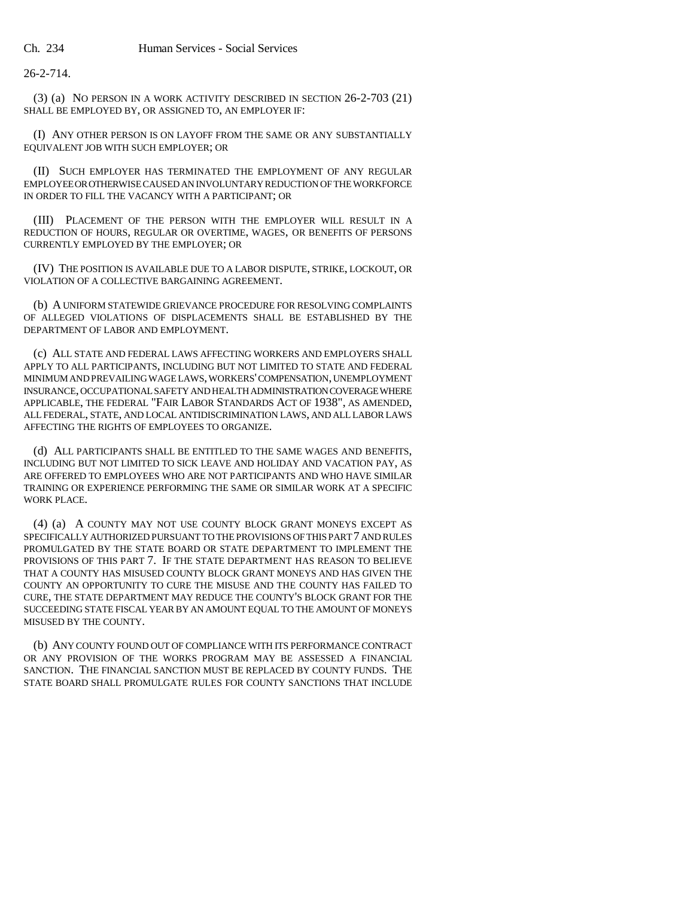26-2-714.

(3) (a) NO PERSON IN A WORK ACTIVITY DESCRIBED IN SECTION 26-2-703 (21) SHALL BE EMPLOYED BY, OR ASSIGNED TO, AN EMPLOYER IF:

(I) ANY OTHER PERSON IS ON LAYOFF FROM THE SAME OR ANY SUBSTANTIALLY EQUIVALENT JOB WITH SUCH EMPLOYER; OR

(II) SUCH EMPLOYER HAS TERMINATED THE EMPLOYMENT OF ANY REGULAR EMPLOYEE OR OTHERWISE CAUSED AN INVOLUNTARY REDUCTION OF THE WORKFORCE IN ORDER TO FILL THE VACANCY WITH A PARTICIPANT; OR

(III) PLACEMENT OF THE PERSON WITH THE EMPLOYER WILL RESULT IN A REDUCTION OF HOURS, REGULAR OR OVERTIME, WAGES, OR BENEFITS OF PERSONS CURRENTLY EMPLOYED BY THE EMPLOYER; OR

(IV) THE POSITION IS AVAILABLE DUE TO A LABOR DISPUTE, STRIKE, LOCKOUT, OR VIOLATION OF A COLLECTIVE BARGAINING AGREEMENT.

(b) A UNIFORM STATEWIDE GRIEVANCE PROCEDURE FOR RESOLVING COMPLAINTS OF ALLEGED VIOLATIONS OF DISPLACEMENTS SHALL BE ESTABLISHED BY THE DEPARTMENT OF LABOR AND EMPLOYMENT.

(c) ALL STATE AND FEDERAL LAWS AFFECTING WORKERS AND EMPLOYERS SHALL APPLY TO ALL PARTICIPANTS, INCLUDING BUT NOT LIMITED TO STATE AND FEDERAL MINIMUM AND PREVAILING WAGE LAWS, WORKERS' COMPENSATION, UNEMPLOYMENT INSURANCE, OCCUPATIONAL SAFETY AND HEALTH ADMINISTRATION COVERAGE WHERE APPLICABLE, THE FEDERAL "FAIR LABOR STANDARDS ACT OF 1938", AS AMENDED, ALL FEDERAL, STATE, AND LOCAL ANTIDISCRIMINATION LAWS, AND ALL LABOR LAWS AFFECTING THE RIGHTS OF EMPLOYEES TO ORGANIZE.

(d) ALL PARTICIPANTS SHALL BE ENTITLED TO THE SAME WAGES AND BENEFITS, INCLUDING BUT NOT LIMITED TO SICK LEAVE AND HOLIDAY AND VACATION PAY, AS ARE OFFERED TO EMPLOYEES WHO ARE NOT PARTICIPANTS AND WHO HAVE SIMILAR TRAINING OR EXPERIENCE PERFORMING THE SAME OR SIMILAR WORK AT A SPECIFIC WORK PLACE.

(4) (a) A COUNTY MAY NOT USE COUNTY BLOCK GRANT MONEYS EXCEPT AS SPECIFICALLY AUTHORIZED PURSUANT TO THE PROVISIONS OF THIS PART 7 AND RULES PROMULGATED BY THE STATE BOARD OR STATE DEPARTMENT TO IMPLEMENT THE PROVISIONS OF THIS PART 7. IF THE STATE DEPARTMENT HAS REASON TO BELIEVE THAT A COUNTY HAS MISUSED COUNTY BLOCK GRANT MONEYS AND HAS GIVEN THE COUNTY AN OPPORTUNITY TO CURE THE MISUSE AND THE COUNTY HAS FAILED TO CURE, THE STATE DEPARTMENT MAY REDUCE THE COUNTY'S BLOCK GRANT FOR THE SUCCEEDING STATE FISCAL YEAR BY AN AMOUNT EQUAL TO THE AMOUNT OF MONEYS MISUSED BY THE COUNTY.

(b) ANY COUNTY FOUND OUT OF COMPLIANCE WITH ITS PERFORMANCE CONTRACT OR ANY PROVISION OF THE WORKS PROGRAM MAY BE ASSESSED A FINANCIAL SANCTION. THE FINANCIAL SANCTION MUST BE REPLACED BY COUNTY FUNDS. THE STATE BOARD SHALL PROMULGATE RULES FOR COUNTY SANCTIONS THAT INCLUDE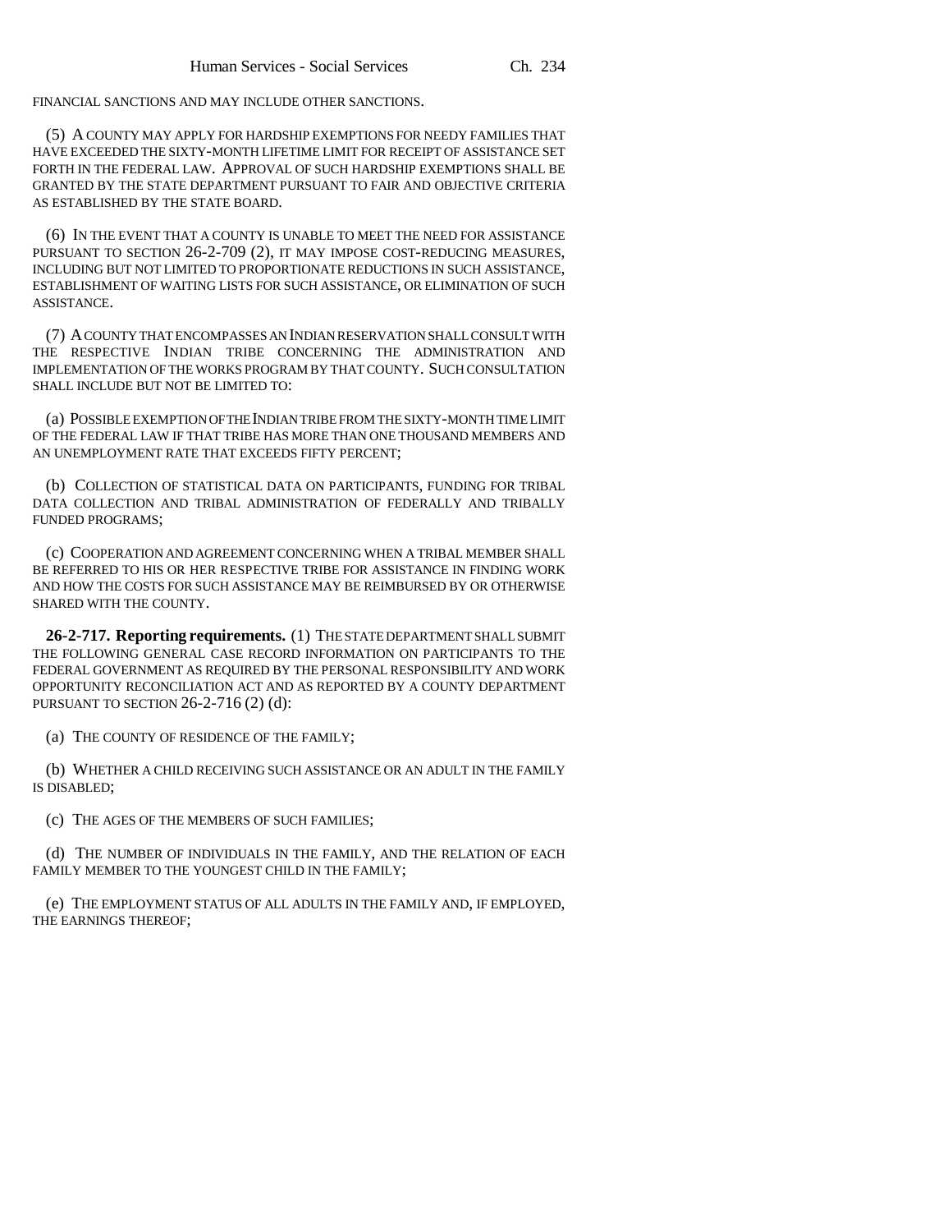FINANCIAL SANCTIONS AND MAY INCLUDE OTHER SANCTIONS.

(5) A COUNTY MAY APPLY FOR HARDSHIP EXEMPTIONS FOR NEEDY FAMILIES THAT HAVE EXCEEDED THE SIXTY-MONTH LIFETIME LIMIT FOR RECEIPT OF ASSISTANCE SET FORTH IN THE FEDERAL LAW. APPROVAL OF SUCH HARDSHIP EXEMPTIONS SHALL BE GRANTED BY THE STATE DEPARTMENT PURSUANT TO FAIR AND OBJECTIVE CRITERIA AS ESTABLISHED BY THE STATE BOARD.

(6) IN THE EVENT THAT A COUNTY IS UNABLE TO MEET THE NEED FOR ASSISTANCE PURSUANT TO SECTION 26-2-709 (2), IT MAY IMPOSE COST-REDUCING MEASURES, INCLUDING BUT NOT LIMITED TO PROPORTIONATE REDUCTIONS IN SUCH ASSISTANCE, ESTABLISHMENT OF WAITING LISTS FOR SUCH ASSISTANCE, OR ELIMINATION OF SUCH ASSISTANCE.

(7) A COUNTY THAT ENCOMPASSES AN INDIAN RESERVATION SHALL CONSULT WITH THE RESPECTIVE INDIAN TRIBE CONCERNING THE ADMINISTRATION AND IMPLEMENTATION OF THE WORKS PROGRAM BY THAT COUNTY. SUCH CONSULTATION SHALL INCLUDE BUT NOT BE LIMITED TO:

(a) POSSIBLE EXEMPTION OF THE INDIAN TRIBE FROM THE SIXTY-MONTH TIME LIMIT OF THE FEDERAL LAW IF THAT TRIBE HAS MORE THAN ONE THOUSAND MEMBERS AND AN UNEMPLOYMENT RATE THAT EXCEEDS FIFTY PERCENT;

(b) COLLECTION OF STATISTICAL DATA ON PARTICIPANTS, FUNDING FOR TRIBAL DATA COLLECTION AND TRIBAL ADMINISTRATION OF FEDERALLY AND TRIBALLY FUNDED PROGRAMS;

(c) COOPERATION AND AGREEMENT CONCERNING WHEN A TRIBAL MEMBER SHALL BE REFERRED TO HIS OR HER RESPECTIVE TRIBE FOR ASSISTANCE IN FINDING WORK AND HOW THE COSTS FOR SUCH ASSISTANCE MAY BE REIMBURSED BY OR OTHERWISE SHARED WITH THE COUNTY.

**26-2-717. Reporting requirements.** (1) THE STATE DEPARTMENT SHALL SUBMIT THE FOLLOWING GENERAL CASE RECORD INFORMATION ON PARTICIPANTS TO THE FEDERAL GOVERNMENT AS REQUIRED BY THE PERSONAL RESPONSIBILITY AND WORK OPPORTUNITY RECONCILIATION ACT AND AS REPORTED BY A COUNTY DEPARTMENT PURSUANT TO SECTION 26-2-716 (2) (d):

(a) THE COUNTY OF RESIDENCE OF THE FAMILY;

(b) WHETHER A CHILD RECEIVING SUCH ASSISTANCE OR AN ADULT IN THE FAMILY IS DISABLED;

(c) THE AGES OF THE MEMBERS OF SUCH FAMILIES;

(d) THE NUMBER OF INDIVIDUALS IN THE FAMILY, AND THE RELATION OF EACH FAMILY MEMBER TO THE YOUNGEST CHILD IN THE FAMILY;

(e) THE EMPLOYMENT STATUS OF ALL ADULTS IN THE FAMILY AND, IF EMPLOYED, THE EARNINGS THEREOF;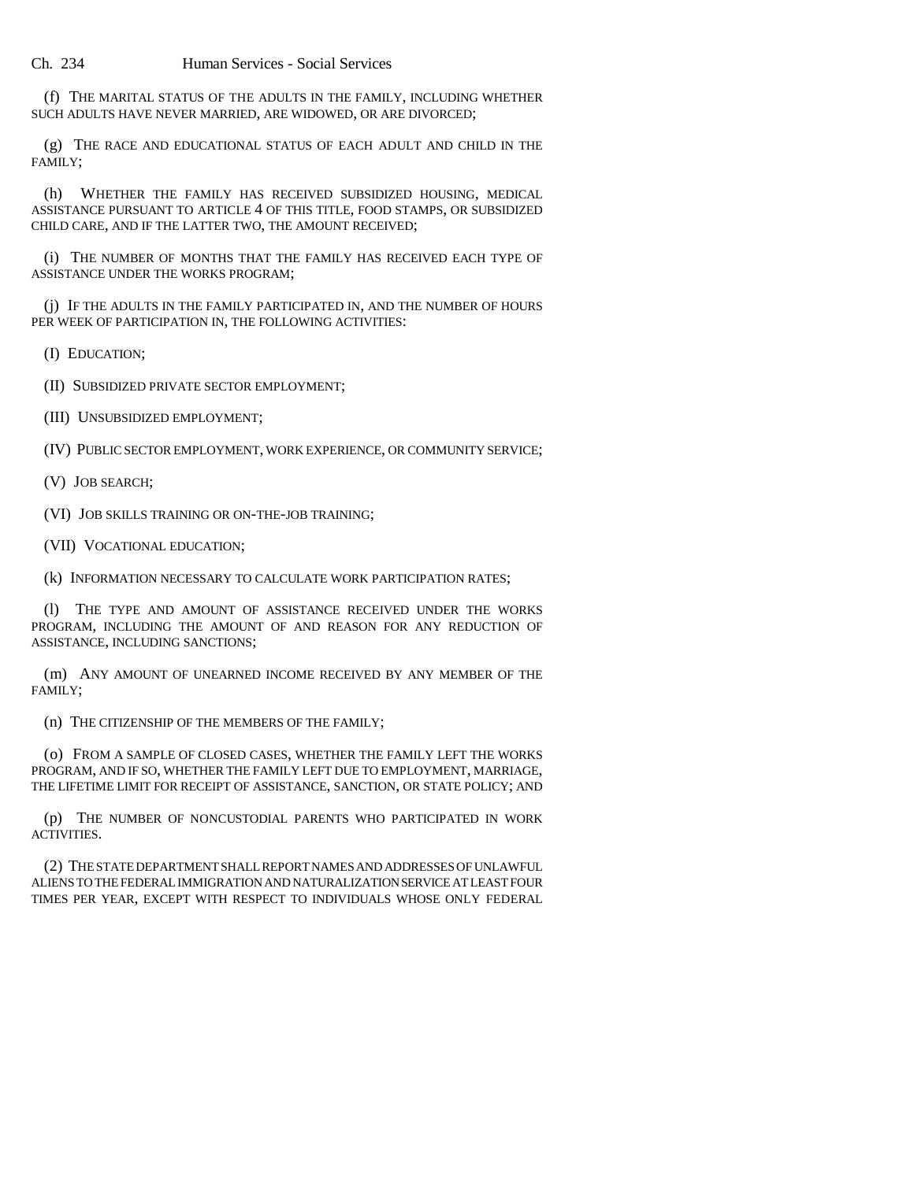(f) THE MARITAL STATUS OF THE ADULTS IN THE FAMILY, INCLUDING WHETHER SUCH ADULTS HAVE NEVER MARRIED, ARE WIDOWED, OR ARE DIVORCED;

(g) THE RACE AND EDUCATIONAL STATUS OF EACH ADULT AND CHILD IN THE FAMILY;

(h) WHETHER THE FAMILY HAS RECEIVED SUBSIDIZED HOUSING, MEDICAL ASSISTANCE PURSUANT TO ARTICLE 4 OF THIS TITLE, FOOD STAMPS, OR SUBSIDIZED CHILD CARE, AND IF THE LATTER TWO, THE AMOUNT RECEIVED;

(i) THE NUMBER OF MONTHS THAT THE FAMILY HAS RECEIVED EACH TYPE OF ASSISTANCE UNDER THE WORKS PROGRAM;

(j) IF THE ADULTS IN THE FAMILY PARTICIPATED IN, AND THE NUMBER OF HOURS PER WEEK OF PARTICIPATION IN, THE FOLLOWING ACTIVITIES:

(I) EDUCATION;

(II) SUBSIDIZED PRIVATE SECTOR EMPLOYMENT;

(III) UNSUBSIDIZED EMPLOYMENT;

(IV) PUBLIC SECTOR EMPLOYMENT, WORK EXPERIENCE, OR COMMUNITY SERVICE;

(V) JOB SEARCH;

(VI) JOB SKILLS TRAINING OR ON-THE-JOB TRAINING;

(VII) VOCATIONAL EDUCATION;

(k) INFORMATION NECESSARY TO CALCULATE WORK PARTICIPATION RATES;

(l) THE TYPE AND AMOUNT OF ASSISTANCE RECEIVED UNDER THE WORKS PROGRAM, INCLUDING THE AMOUNT OF AND REASON FOR ANY REDUCTION OF ASSISTANCE, INCLUDING SANCTIONS;

(m) ANY AMOUNT OF UNEARNED INCOME RECEIVED BY ANY MEMBER OF THE FAMILY;

(n) THE CITIZENSHIP OF THE MEMBERS OF THE FAMILY;

(o) FROM A SAMPLE OF CLOSED CASES, WHETHER THE FAMILY LEFT THE WORKS PROGRAM, AND IF SO, WHETHER THE FAMILY LEFT DUE TO EMPLOYMENT, MARRIAGE, THE LIFETIME LIMIT FOR RECEIPT OF ASSISTANCE, SANCTION, OR STATE POLICY; AND

(p) THE NUMBER OF NONCUSTODIAL PARENTS WHO PARTICIPATED IN WORK ACTIVITIES.

(2) THE STATE DEPARTMENT SHALL REPORT NAMES AND ADDRESSES OF UNLAWFUL ALIENS TO THE FEDERAL IMMIGRATION AND NATURALIZATION SERVICE AT LEAST FOUR TIMES PER YEAR, EXCEPT WITH RESPECT TO INDIVIDUALS WHOSE ONLY FEDERAL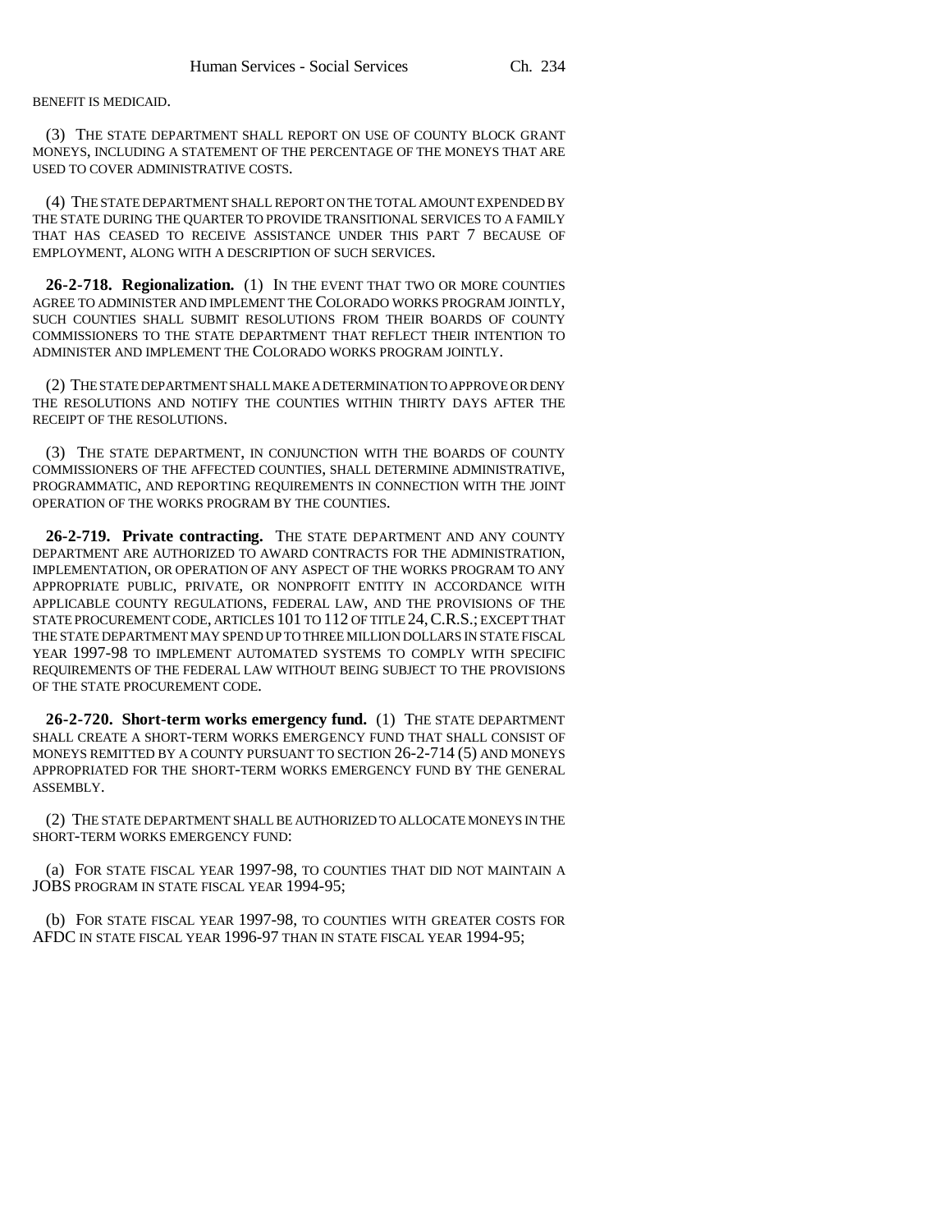BENEFIT IS MEDICAID.

(3) THE STATE DEPARTMENT SHALL REPORT ON USE OF COUNTY BLOCK GRANT MONEYS, INCLUDING A STATEMENT OF THE PERCENTAGE OF THE MONEYS THAT ARE USED TO COVER ADMINISTRATIVE COSTS.

(4) THE STATE DEPARTMENT SHALL REPORT ON THE TOTAL AMOUNT EXPENDED BY THE STATE DURING THE QUARTER TO PROVIDE TRANSITIONAL SERVICES TO A FAMILY THAT HAS CEASED TO RECEIVE ASSISTANCE UNDER THIS PART 7 BECAUSE OF EMPLOYMENT, ALONG WITH A DESCRIPTION OF SUCH SERVICES.

**26-2-718. Regionalization.** (1) IN THE EVENT THAT TWO OR MORE COUNTIES AGREE TO ADMINISTER AND IMPLEMENT THE COLORADO WORKS PROGRAM JOINTLY, SUCH COUNTIES SHALL SUBMIT RESOLUTIONS FROM THEIR BOARDS OF COUNTY COMMISSIONERS TO THE STATE DEPARTMENT THAT REFLECT THEIR INTENTION TO ADMINISTER AND IMPLEMENT THE COLORADO WORKS PROGRAM JOINTLY.

(2) THE STATE DEPARTMENT SHALL MAKE A DETERMINATION TO APPROVE OR DENY THE RESOLUTIONS AND NOTIFY THE COUNTIES WITHIN THIRTY DAYS AFTER THE RECEIPT OF THE RESOLUTIONS.

(3) THE STATE DEPARTMENT, IN CONJUNCTION WITH THE BOARDS OF COUNTY COMMISSIONERS OF THE AFFECTED COUNTIES, SHALL DETERMINE ADMINISTRATIVE, PROGRAMMATIC, AND REPORTING REQUIREMENTS IN CONNECTION WITH THE JOINT OPERATION OF THE WORKS PROGRAM BY THE COUNTIES.

**26-2-719. Private contracting.** THE STATE DEPARTMENT AND ANY COUNTY DEPARTMENT ARE AUTHORIZED TO AWARD CONTRACTS FOR THE ADMINISTRATION, IMPLEMENTATION, OR OPERATION OF ANY ASPECT OF THE WORKS PROGRAM TO ANY APPROPRIATE PUBLIC, PRIVATE, OR NONPROFIT ENTITY IN ACCORDANCE WITH APPLICABLE COUNTY REGULATIONS, FEDERAL LAW, AND THE PROVISIONS OF THE STATE PROCUREMENT CODE, ARTICLES 101 TO 112 OF TITLE 24, C.R.S.; EXCEPT THAT THE STATE DEPARTMENT MAY SPEND UP TO THREE MILLION DOLLARS IN STATE FISCAL YEAR 1997-98 TO IMPLEMENT AUTOMATED SYSTEMS TO COMPLY WITH SPECIFIC REQUIREMENTS OF THE FEDERAL LAW WITHOUT BEING SUBJECT TO THE PROVISIONS OF THE STATE PROCUREMENT CODE.

**26-2-720. Short-term works emergency fund.** (1) THE STATE DEPARTMENT SHALL CREATE A SHORT-TERM WORKS EMERGENCY FUND THAT SHALL CONSIST OF MONEYS REMITTED BY A COUNTY PURSUANT TO SECTION 26-2-714 (5) AND MONEYS APPROPRIATED FOR THE SHORT-TERM WORKS EMERGENCY FUND BY THE GENERAL ASSEMBLY.

(2) THE STATE DEPARTMENT SHALL BE AUTHORIZED TO ALLOCATE MONEYS IN THE SHORT-TERM WORKS EMERGENCY FUND:

(a) FOR STATE FISCAL YEAR 1997-98, TO COUNTIES THAT DID NOT MAINTAIN A JOBS PROGRAM IN STATE FISCAL YEAR 1994-95;

(b) FOR STATE FISCAL YEAR 1997-98, TO COUNTIES WITH GREATER COSTS FOR AFDC IN STATE FISCAL YEAR 1996-97 THAN IN STATE FISCAL YEAR 1994-95;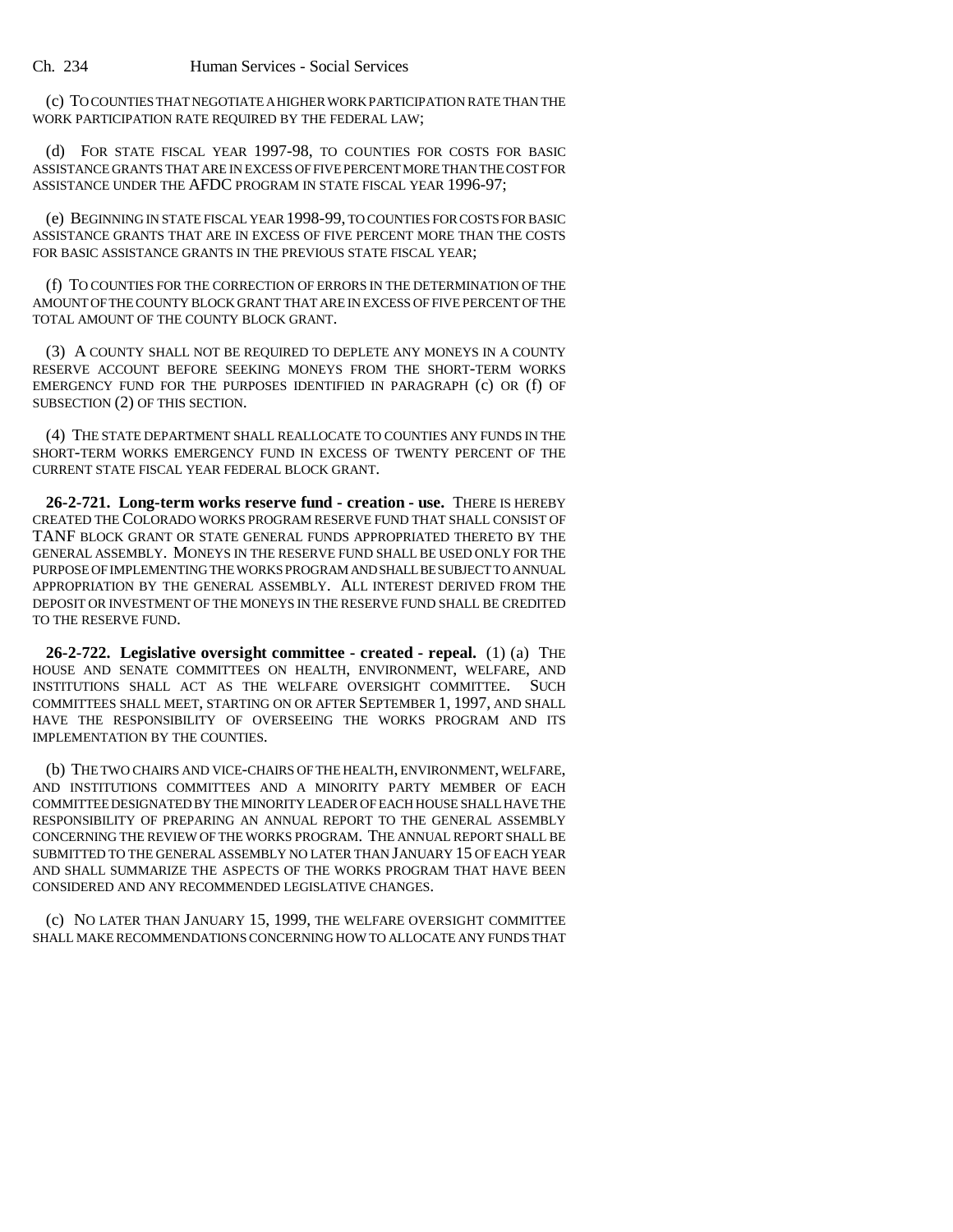(c) TO COUNTIES THAT NEGOTIATE A HIGHER WORK PARTICIPATION RATE THAN THE WORK PARTICIPATION RATE REQUIRED BY THE FEDERAL LAW;

(d) FOR STATE FISCAL YEAR 1997-98, TO COUNTIES FOR COSTS FOR BASIC ASSISTANCE GRANTS THAT ARE IN EXCESS OF FIVE PERCENT MORE THAN THE COST FOR ASSISTANCE UNDER THE AFDC PROGRAM IN STATE FISCAL YEAR 1996-97;

(e) BEGINNING IN STATE FISCAL YEAR 1998-99, TO COUNTIES FOR COSTS FOR BASIC ASSISTANCE GRANTS THAT ARE IN EXCESS OF FIVE PERCENT MORE THAN THE COSTS FOR BASIC ASSISTANCE GRANTS IN THE PREVIOUS STATE FISCAL YEAR;

(f) TO COUNTIES FOR THE CORRECTION OF ERRORS IN THE DETERMINATION OF THE AMOUNT OF THE COUNTY BLOCK GRANT THAT ARE IN EXCESS OF FIVE PERCENT OF THE TOTAL AMOUNT OF THE COUNTY BLOCK GRANT.

(3) A COUNTY SHALL NOT BE REQUIRED TO DEPLETE ANY MONEYS IN A COUNTY RESERVE ACCOUNT BEFORE SEEKING MONEYS FROM THE SHORT-TERM WORKS EMERGENCY FUND FOR THE PURPOSES IDENTIFIED IN PARAGRAPH (c) OR (f) OF SUBSECTION (2) OF THIS SECTION.

(4) THE STATE DEPARTMENT SHALL REALLOCATE TO COUNTIES ANY FUNDS IN THE SHORT-TERM WORKS EMERGENCY FUND IN EXCESS OF TWENTY PERCENT OF THE CURRENT STATE FISCAL YEAR FEDERAL BLOCK GRANT.

**26-2-721. Long-term works reserve fund - creation - use.** THERE IS HEREBY CREATED THE COLORADO WORKS PROGRAM RESERVE FUND THAT SHALL CONSIST OF TANF BLOCK GRANT OR STATE GENERAL FUNDS APPROPRIATED THERETO BY THE GENERAL ASSEMBLY. MONEYS IN THE RESERVE FUND SHALL BE USED ONLY FOR THE PURPOSE OF IMPLEMENTING THE WORKS PROGRAM AND SHALL BE SUBJECT TO ANNUAL APPROPRIATION BY THE GENERAL ASSEMBLY. ALL INTEREST DERIVED FROM THE DEPOSIT OR INVESTMENT OF THE MONEYS IN THE RESERVE FUND SHALL BE CREDITED TO THE RESERVE FUND.

**26-2-722. Legislative oversight committee - created - repeal.** (1) (a) THE HOUSE AND SENATE COMMITTEES ON HEALTH, ENVIRONMENT, WELFARE, AND INSTITUTIONS SHALL ACT AS THE WELFARE OVERSIGHT COMMITTEE. SUCH COMMITTEES SHALL MEET, STARTING ON OR AFTER SEPTEMBER 1, 1997, AND SHALL HAVE THE RESPONSIBILITY OF OVERSEEING THE WORKS PROGRAM AND ITS IMPLEMENTATION BY THE COUNTIES.

(b) THE TWO CHAIRS AND VICE-CHAIRS OF THE HEALTH, ENVIRONMENT, WELFARE, AND INSTITUTIONS COMMITTEES AND A MINORITY PARTY MEMBER OF EACH COMMITTEE DESIGNATED BY THE MINORITY LEADER OF EACH HOUSE SHALL HAVE THE RESPONSIBILITY OF PREPARING AN ANNUAL REPORT TO THE GENERAL ASSEMBLY CONCERNING THE REVIEW OF THE WORKS PROGRAM. THE ANNUAL REPORT SHALL BE SUBMITTED TO THE GENERAL ASSEMBLY NO LATER THAN JANUARY 15 OF EACH YEAR AND SHALL SUMMARIZE THE ASPECTS OF THE WORKS PROGRAM THAT HAVE BEEN CONSIDERED AND ANY RECOMMENDED LEGISLATIVE CHANGES.

(c) NO LATER THAN JANUARY 15, 1999, THE WELFARE OVERSIGHT COMMITTEE SHALL MAKE RECOMMENDATIONS CONCERNING HOW TO ALLOCATE ANY FUNDS THAT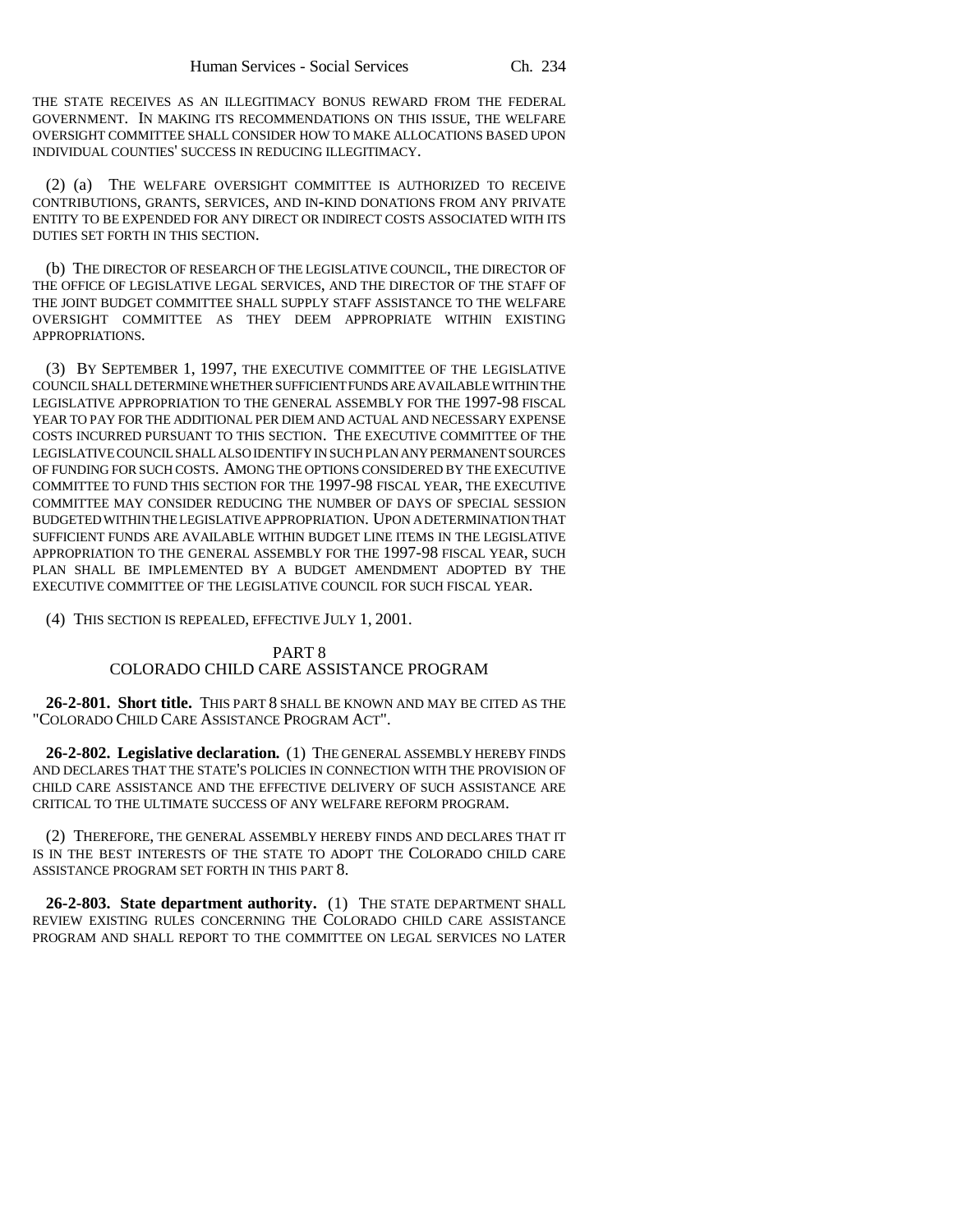THE STATE RECEIVES AS AN ILLEGITIMACY BONUS REWARD FROM THE FEDERAL GOVERNMENT. IN MAKING ITS RECOMMENDATIONS ON THIS ISSUE, THE WELFARE OVERSIGHT COMMITTEE SHALL CONSIDER HOW TO MAKE ALLOCATIONS BASED UPON INDIVIDUAL COUNTIES' SUCCESS IN REDUCING ILLEGITIMACY.

(2) (a) THE WELFARE OVERSIGHT COMMITTEE IS AUTHORIZED TO RECEIVE CONTRIBUTIONS, GRANTS, SERVICES, AND IN-KIND DONATIONS FROM ANY PRIVATE ENTITY TO BE EXPENDED FOR ANY DIRECT OR INDIRECT COSTS ASSOCIATED WITH ITS DUTIES SET FORTH IN THIS SECTION.

(b) THE DIRECTOR OF RESEARCH OF THE LEGISLATIVE COUNCIL, THE DIRECTOR OF THE OFFICE OF LEGISLATIVE LEGAL SERVICES, AND THE DIRECTOR OF THE STAFF OF THE JOINT BUDGET COMMITTEE SHALL SUPPLY STAFF ASSISTANCE TO THE WELFARE OVERSIGHT COMMITTEE AS THEY DEEM APPROPRIATE WITHIN EXISTING APPROPRIATIONS.

(3) BY SEPTEMBER 1, 1997, THE EXECUTIVE COMMITTEE OF THE LEGISLATIVE COUNCIL SHALL DETERMINE WHETHER SUFFICIENT FUNDS ARE AVAILABLE WITHIN THE LEGISLATIVE APPROPRIATION TO THE GENERAL ASSEMBLY FOR THE 1997-98 FISCAL YEAR TO PAY FOR THE ADDITIONAL PER DIEM AND ACTUAL AND NECESSARY EXPENSE COSTS INCURRED PURSUANT TO THIS SECTION. THE EXECUTIVE COMMITTEE OF THE LEGISLATIVE COUNCIL SHALL ALSO IDENTIFY IN SUCH PLAN ANY PERMANENT SOURCES OF FUNDING FOR SUCH COSTS. AMONG THE OPTIONS CONSIDERED BY THE EXECUTIVE COMMITTEE TO FUND THIS SECTION FOR THE 1997-98 FISCAL YEAR, THE EXECUTIVE COMMITTEE MAY CONSIDER REDUCING THE NUMBER OF DAYS OF SPECIAL SESSION BUDGETED WITHIN THE LEGISLATIVE APPROPRIATION. UPON A DETERMINATION THAT SUFFICIENT FUNDS ARE AVAILABLE WITHIN BUDGET LINE ITEMS IN THE LEGISLATIVE APPROPRIATION TO THE GENERAL ASSEMBLY FOR THE 1997-98 FISCAL YEAR, SUCH PLAN SHALL BE IMPLEMENTED BY A BUDGET AMENDMENT ADOPTED BY THE EXECUTIVE COMMITTEE OF THE LEGISLATIVE COUNCIL FOR SUCH FISCAL YEAR.

(4) THIS SECTION IS REPEALED, EFFECTIVE JULY 1, 2001.

## PART 8
## COLORADO CHILD CARE ASSISTANCE PROGRAM

**26-2-801. Short title.** THIS PART 8 SHALL BE KNOWN AND MAY BE CITED AS THE "COLORADO CHILD CARE ASSISTANCE PROGRAM ACT".

**26-2-802. Legislative declaration.** (1) THE GENERAL ASSEMBLY HEREBY FINDS AND DECLARES THAT THE STATE'S POLICIES IN CONNECTION WITH THE PROVISION OF CHILD CARE ASSISTANCE AND THE EFFECTIVE DELIVERY OF SUCH ASSISTANCE ARE CRITICAL TO THE ULTIMATE SUCCESS OF ANY WELFARE REFORM PROGRAM.

(2) THEREFORE, THE GENERAL ASSEMBLY HEREBY FINDS AND DECLARES THAT IT IS IN THE BEST INTERESTS OF THE STATE TO ADOPT THE COLORADO CHILD CARE ASSISTANCE PROGRAM SET FORTH IN THIS PART 8.

**26-2-803. State department authority.** (1) THE STATE DEPARTMENT SHALL REVIEW EXISTING RULES CONCERNING THE COLORADO CHILD CARE ASSISTANCE PROGRAM AND SHALL REPORT TO THE COMMITTEE ON LEGAL SERVICES NO LATER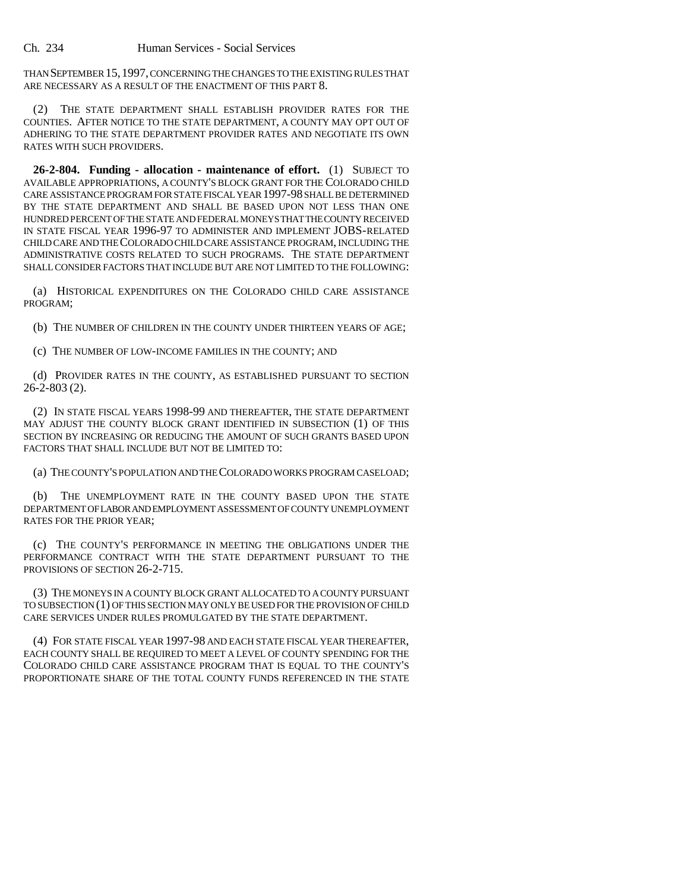THAN SEPTEMBER 15, 1997, CONCERNING THE CHANGES TO THE EXISTING RULES THAT ARE NECESSARY AS A RESULT OF THE ENACTMENT OF THIS PART 8.

(2) THE STATE DEPARTMENT SHALL ESTABLISH PROVIDER RATES FOR THE COUNTIES. AFTER NOTICE TO THE STATE DEPARTMENT, A COUNTY MAY OPT OUT OF ADHERING TO THE STATE DEPARTMENT PROVIDER RATES AND NEGOTIATE ITS OWN RATES WITH SUCH PROVIDERS.

**26-2-804. Funding - allocation - maintenance of effort.** (1) SUBJECT TO AVAILABLE APPROPRIATIONS, A COUNTY'S BLOCK GRANT FOR THE COLORADO CHILD CARE ASSISTANCE PROGRAM FOR STATE FISCAL YEAR 1997-98 SHALL BE DETERMINED BY THE STATE DEPARTMENT AND SHALL BE BASED UPON NOT LESS THAN ONE HUNDRED PERCENT OF THE STATE AND FEDERAL MONEYS THAT THE COUNTY RECEIVED IN STATE FISCAL YEAR 1996-97 TO ADMINISTER AND IMPLEMENT JOBS-RELATED CHILD CARE AND THE COLORADO CHILD CARE ASSISTANCE PROGRAM, INCLUDING THE ADMINISTRATIVE COSTS RELATED TO SUCH PROGRAMS. THE STATE DEPARTMENT SHALL CONSIDER FACTORS THAT INCLUDE BUT ARE NOT LIMITED TO THE FOLLOWING:

(a) HISTORICAL EXPENDITURES ON THE COLORADO CHILD CARE ASSISTANCE PROGRAM;

(b) THE NUMBER OF CHILDREN IN THE COUNTY UNDER THIRTEEN YEARS OF AGE;

(c) THE NUMBER OF LOW-INCOME FAMILIES IN THE COUNTY; AND

(d) PROVIDER RATES IN THE COUNTY, AS ESTABLISHED PURSUANT TO SECTION 26-2-803 (2).

(2) IN STATE FISCAL YEARS 1998-99 AND THEREAFTER, THE STATE DEPARTMENT MAY ADJUST THE COUNTY BLOCK GRANT IDENTIFIED IN SUBSECTION (1) OF THIS SECTION BY INCREASING OR REDUCING THE AMOUNT OF SUCH GRANTS BASED UPON FACTORS THAT SHALL INCLUDE BUT NOT BE LIMITED TO:

(a) THE COUNTY'S POPULATION AND THE COLORADO WORKS PROGRAM CASELOAD;

(b) THE UNEMPLOYMENT RATE IN THE COUNTY BASED UPON THE STATE DEPARTMENT OF LABOR AND EMPLOYMENT ASSESSMENT OF COUNTY UNEMPLOYMENT RATES FOR THE PRIOR YEAR;

(c) THE COUNTY'S PERFORMANCE IN MEETING THE OBLIGATIONS UNDER THE PERFORMANCE CONTRACT WITH THE STATE DEPARTMENT PURSUANT TO THE PROVISIONS OF SECTION 26-2-715.

(3) THE MONEYS IN A COUNTY BLOCK GRANT ALLOCATED TO A COUNTY PURSUANT TO SUBSECTION (1) OF THIS SECTION MAY ONLY BE USED FOR THE PROVISION OF CHILD CARE SERVICES UNDER RULES PROMULGATED BY THE STATE DEPARTMENT.

(4) FOR STATE FISCAL YEAR 1997-98 AND EACH STATE FISCAL YEAR THEREAFTER, EACH COUNTY SHALL BE REQUIRED TO MEET A LEVEL OF COUNTY SPENDING FOR THE COLORADO CHILD CARE ASSISTANCE PROGRAM THAT IS EQUAL TO THE COUNTY'S PROPORTIONATE SHARE OF THE TOTAL COUNTY FUNDS REFERENCED IN THE STATE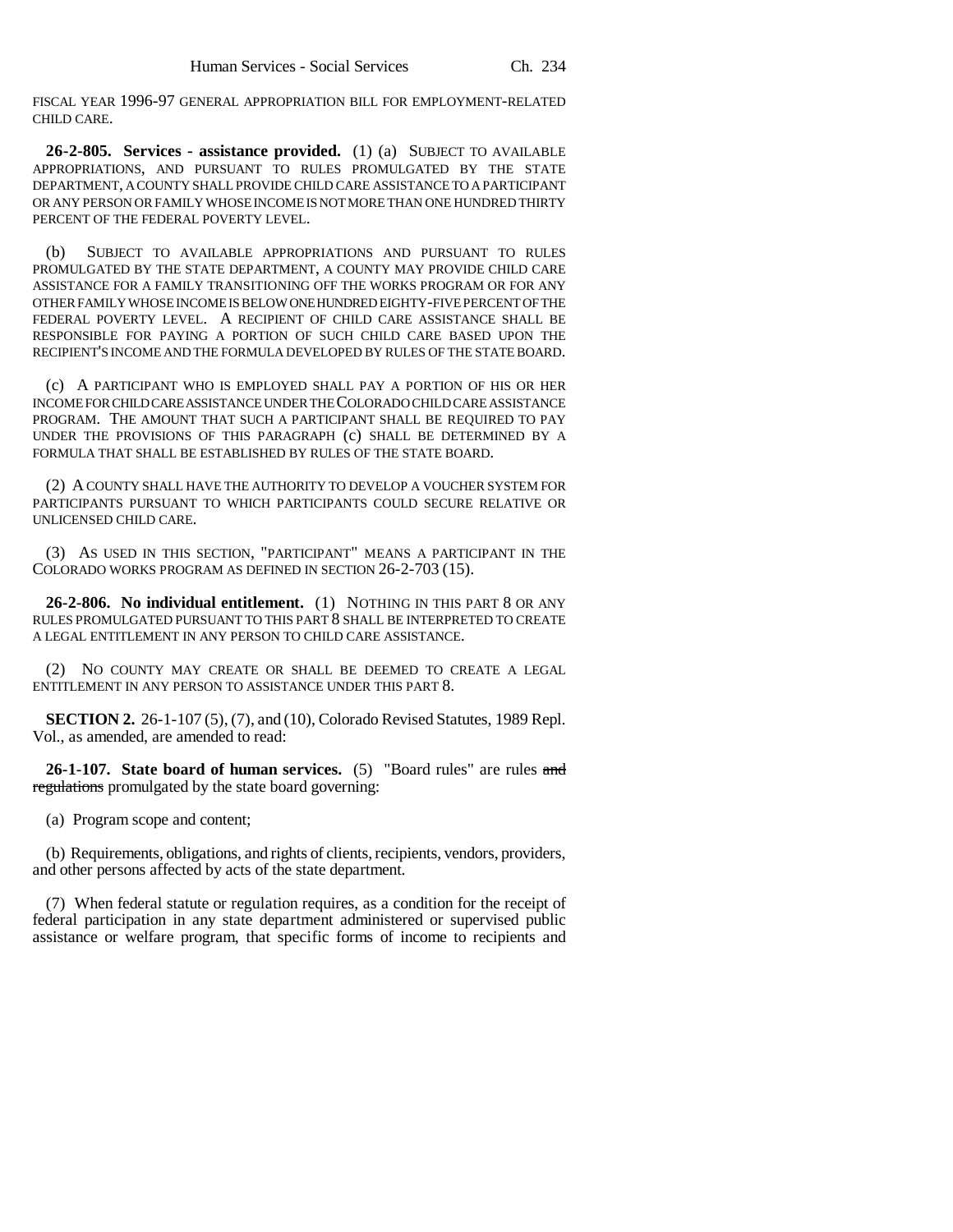FISCAL YEAR 1996-97 GENERAL APPROPRIATION BILL FOR EMPLOYMENT-RELATED CHILD CARE.

**26-2-805. Services - assistance provided.** (1) (a) SUBJECT TO AVAILABLE APPROPRIATIONS, AND PURSUANT TO RULES PROMULGATED BY THE STATE DEPARTMENT, A COUNTY SHALL PROVIDE CHILD CARE ASSISTANCE TO A PARTICIPANT OR ANY PERSON OR FAMILY WHOSE INCOME IS NOT MORE THAN ONE HUNDRED THIRTY PERCENT OF THE FEDERAL POVERTY LEVEL.

(b) SUBJECT TO AVAILABLE APPROPRIATIONS AND PURSUANT TO RULES PROMULGATED BY THE STATE DEPARTMENT, A COUNTY MAY PROVIDE CHILD CARE ASSISTANCE FOR A FAMILY TRANSITIONING OFF THE WORKS PROGRAM OR FOR ANY OTHER FAMILY WHOSE INCOME IS BELOW ONE HUNDRED EIGHTY-FIVE PERCENT OF THE FEDERAL POVERTY LEVEL. A RECIPIENT OF CHILD CARE ASSISTANCE SHALL BE RESPONSIBLE FOR PAYING A PORTION OF SUCH CHILD CARE BASED UPON THE RECIPIENT'S INCOME AND THE FORMULA DEVELOPED BY RULES OF THE STATE BOARD.

(c) A PARTICIPANT WHO IS EMPLOYED SHALL PAY A PORTION OF HIS OR HER INCOME FOR CHILD CARE ASSISTANCE UNDER THE COLORADO CHILD CARE ASSISTANCE PROGRAM. THE AMOUNT THAT SUCH A PARTICIPANT SHALL BE REQUIRED TO PAY UNDER THE PROVISIONS OF THIS PARAGRAPH (c) SHALL BE DETERMINED BY A FORMULA THAT SHALL BE ESTABLISHED BY RULES OF THE STATE BOARD.

(2) A COUNTY SHALL HAVE THE AUTHORITY TO DEVELOP A VOUCHER SYSTEM FOR PARTICIPANTS PURSUANT TO WHICH PARTICIPANTS COULD SECURE RELATIVE OR UNLICENSED CHILD CARE.

(3) AS USED IN THIS SECTION, "PARTICIPANT" MEANS A PARTICIPANT IN THE COLORADO WORKS PROGRAM AS DEFINED IN SECTION 26-2-703 (15).

**26-2-806. No individual entitlement.** (1) NOTHING IN THIS PART 8 OR ANY RULES PROMULGATED PURSUANT TO THIS PART 8 SHALL BE INTERPRETED TO CREATE A LEGAL ENTITLEMENT IN ANY PERSON TO CHILD CARE ASSISTANCE.

(2) NO COUNTY MAY CREATE OR SHALL BE DEEMED TO CREATE A LEGAL ENTITLEMENT IN ANY PERSON TO ASSISTANCE UNDER THIS PART 8.

**SECTION 2.** 26-1-107 (5), (7), and (10), Colorado Revised Statutes, 1989 Repl. Vol., as amended, are amended to read:

**26-1-107. State board of human services.** (5) "Board rules" are rules ~~and regulations~~ promulgated by the state board governing:

(a) Program scope and content;

(b) Requirements, obligations, and rights of clients, recipients, vendors, providers, and other persons affected by acts of the state department.

(7) When federal statute or regulation requires, as a condition for the receipt of federal participation in any state department administered or supervised public assistance or welfare program, that specific forms of income to recipients and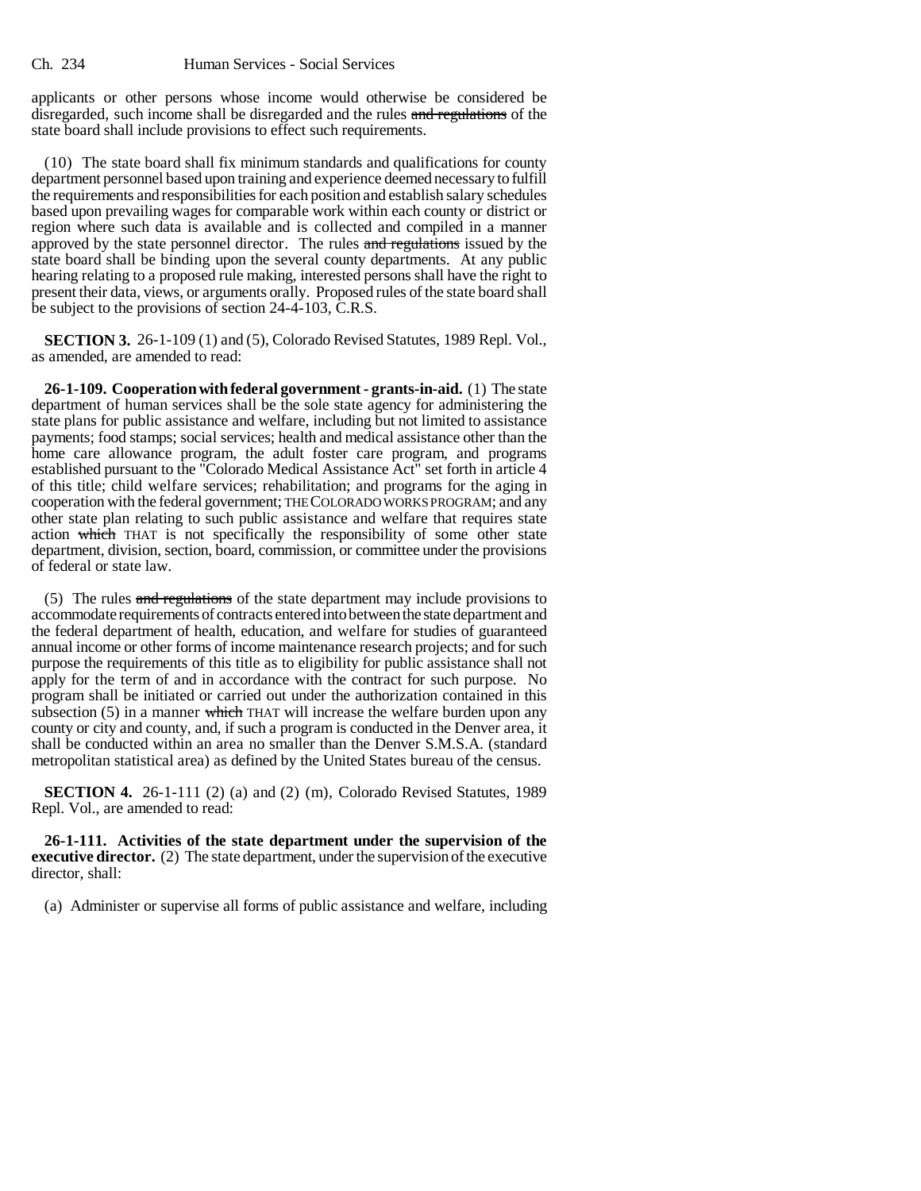applicants or other persons whose income would otherwise be considered be disregarded, such income shall be disregarded and the rules ~~and regulations~~ of the state board shall include provisions to effect such requirements.

(10) The state board shall fix minimum standards and qualifications for county department personnel based upon training and experience deemed necessary to fulfill the requirements and responsibilities for each position and establish salary schedules based upon prevailing wages for comparable work within each county or district or region where such data is available and is collected and compiled in a manner approved by the state personnel director. The rules ~~and regulations~~ issued by the state board shall be binding upon the several county departments. At any public hearing relating to a proposed rule making, interested persons shall have the right to present their data, views, or arguments orally. Proposed rules of the state board shall be subject to the provisions of section 24-4-103, C.R.S.

**SECTION 3.** 26-1-109 (1) and (5), Colorado Revised Statutes, 1989 Repl. Vol., as amended, are amended to read:

**26-1-109. Cooperation with federal government - grants-in-aid.** (1) The state department of human services shall be the sole state agency for administering the state plans for public assistance and welfare, including but not limited to assistance payments; food stamps; social services; health and medical assistance other than the home care allowance program, the adult foster care program, and programs established pursuant to the "Colorado Medical Assistance Act" set forth in article 4 of this title; child welfare services; rehabilitation; and programs for the aging in cooperation with the federal government; THE COLORADO WORKS PROGRAM; and any other state plan relating to such public assistance and welfare that requires state action ~~which~~ THAT is not specifically the responsibility of some other state department, division, section, board, commission, or committee under the provisions of federal or state law.

(5) The rules ~~and regulations~~ of the state department may include provisions to accommodate requirements of contracts entered into between the state department and the federal department of health, education, and welfare for studies of guaranteed annual income or other forms of income maintenance research projects; and for such purpose the requirements of this title as to eligibility for public assistance shall not apply for the term of and in accordance with the contract for such purpose. No program shall be initiated or carried out under the authorization contained in this subsection (5) in a manner ~~which~~ THAT will increase the welfare burden upon any county or city and county, and, if such a program is conducted in the Denver area, it shall be conducted within an area no smaller than the Denver S.M.S.A. (standard metropolitan statistical area) as defined by the United States bureau of the census.

**SECTION 4.** 26-1-111 (2) (a) and (2) (m), Colorado Revised Statutes, 1989 Repl. Vol., are amended to read:

**26-1-111. Activities of the state department under the supervision of the executive director.** (2) The state department, under the supervision of the executive director, shall:

(a) Administer or supervise all forms of public assistance and welfare, including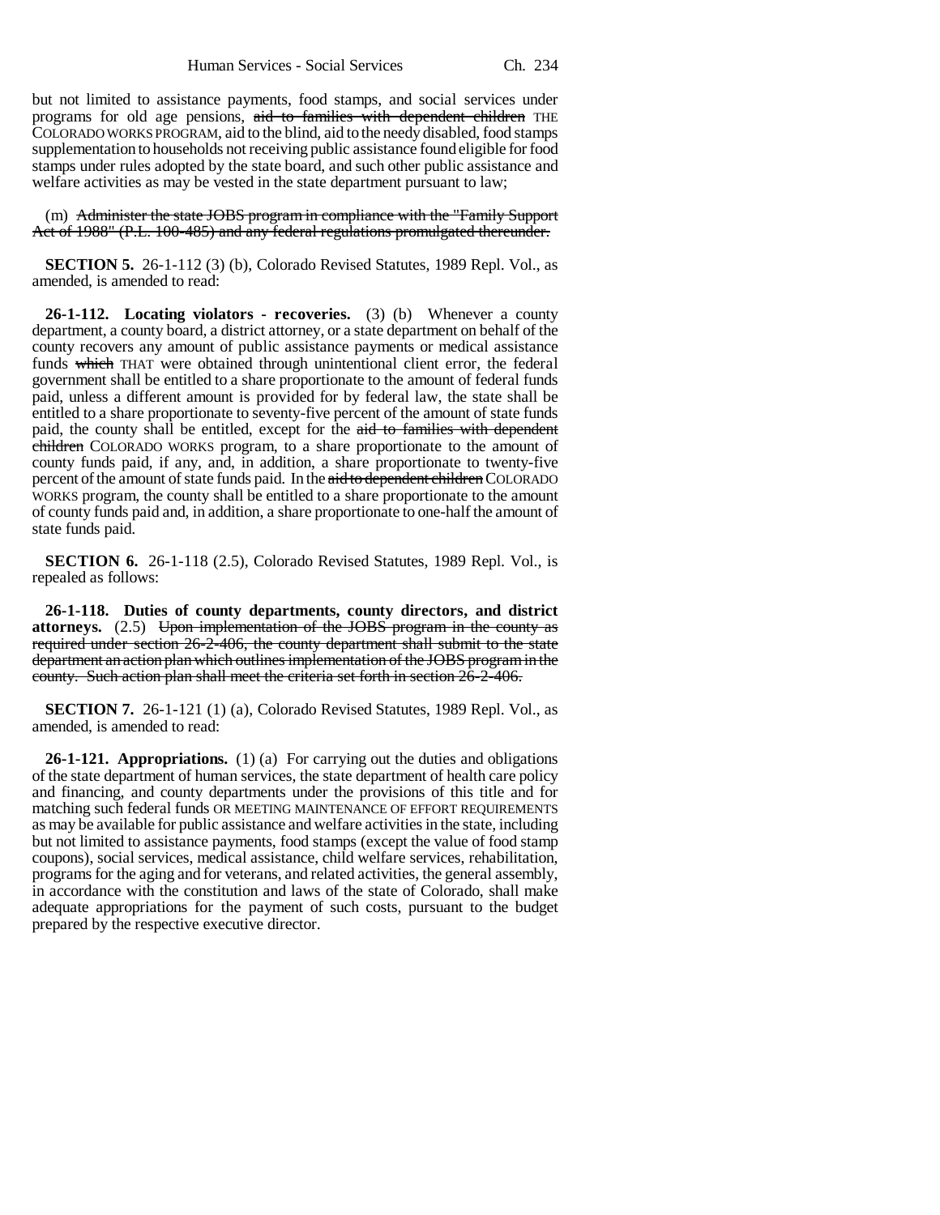but not limited to assistance payments, food stamps, and social services under programs for old age pensions, ~~aid to families with dependent children~~ THE COLORADO WORKS PROGRAM, aid to the blind, aid to the needy disabled, food stamps supplementation to households not receiving public assistance found eligible for food stamps under rules adopted by the state board, and such other public assistance and welfare activities as may be vested in the state department pursuant to law;

(m) ~~Administer the state JOBS program in compliance with the "Family Support Act of 1988" (P.L. 100-485) and any federal regulations promulgated thereunder.~~

**SECTION 5.** 26-1-112 (3) (b), Colorado Revised Statutes, 1989 Repl. Vol., as amended, is amended to read:

**26-1-112. Locating violators - recoveries.** (3) (b) Whenever a county department, a county board, a district attorney, or a state department on behalf of the county recovers any amount of public assistance payments or medical assistance funds ~~which~~ THAT were obtained through unintentional client error, the federal government shall be entitled to a share proportionate to the amount of federal funds paid, unless a different amount is provided for by federal law, the state shall be entitled to a share proportionate to seventy-five percent of the amount of state funds paid, the county shall be entitled, except for the ~~aid to families with dependent children~~ COLORADO WORKS program, to a share proportionate to the amount of county funds paid, if any, and, in addition, a share proportionate to twenty-five percent of the amount of state funds paid. In the ~~aid to dependent children~~ COLORADO WORKS program, the county shall be entitled to a share proportionate to the amount of county funds paid and, in addition, a share proportionate to one-half the amount of state funds paid.

**SECTION 6.** 26-1-118 (2.5), Colorado Revised Statutes, 1989 Repl. Vol., is repealed as follows:

**26-1-118. Duties of county departments, county directors, and district attorneys.** (2.5) ~~Upon implementation of the JOBS program in the county as required under section 26-2-406, the county department shall submit to the state department an action plan which outlines implementation of the JOBS program in the county. Such action plan shall meet the criteria set forth in section 26-2-406.~~

**SECTION 7.** 26-1-121 (1) (a), Colorado Revised Statutes, 1989 Repl. Vol., as amended, is amended to read:

**26-1-121. Appropriations.** (1) (a) For carrying out the duties and obligations of the state department of human services, the state department of health care policy and financing, and county departments under the provisions of this title and for matching such federal funds OR MEETING MAINTENANCE OF EFFORT REQUIREMENTS as may be available for public assistance and welfare activities in the state, including but not limited to assistance payments, food stamps (except the value of food stamp coupons), social services, medical assistance, child welfare services, rehabilitation, programs for the aging and for veterans, and related activities, the general assembly, in accordance with the constitution and laws of the state of Colorado, shall make adequate appropriations for the payment of such costs, pursuant to the budget prepared by the respective executive director.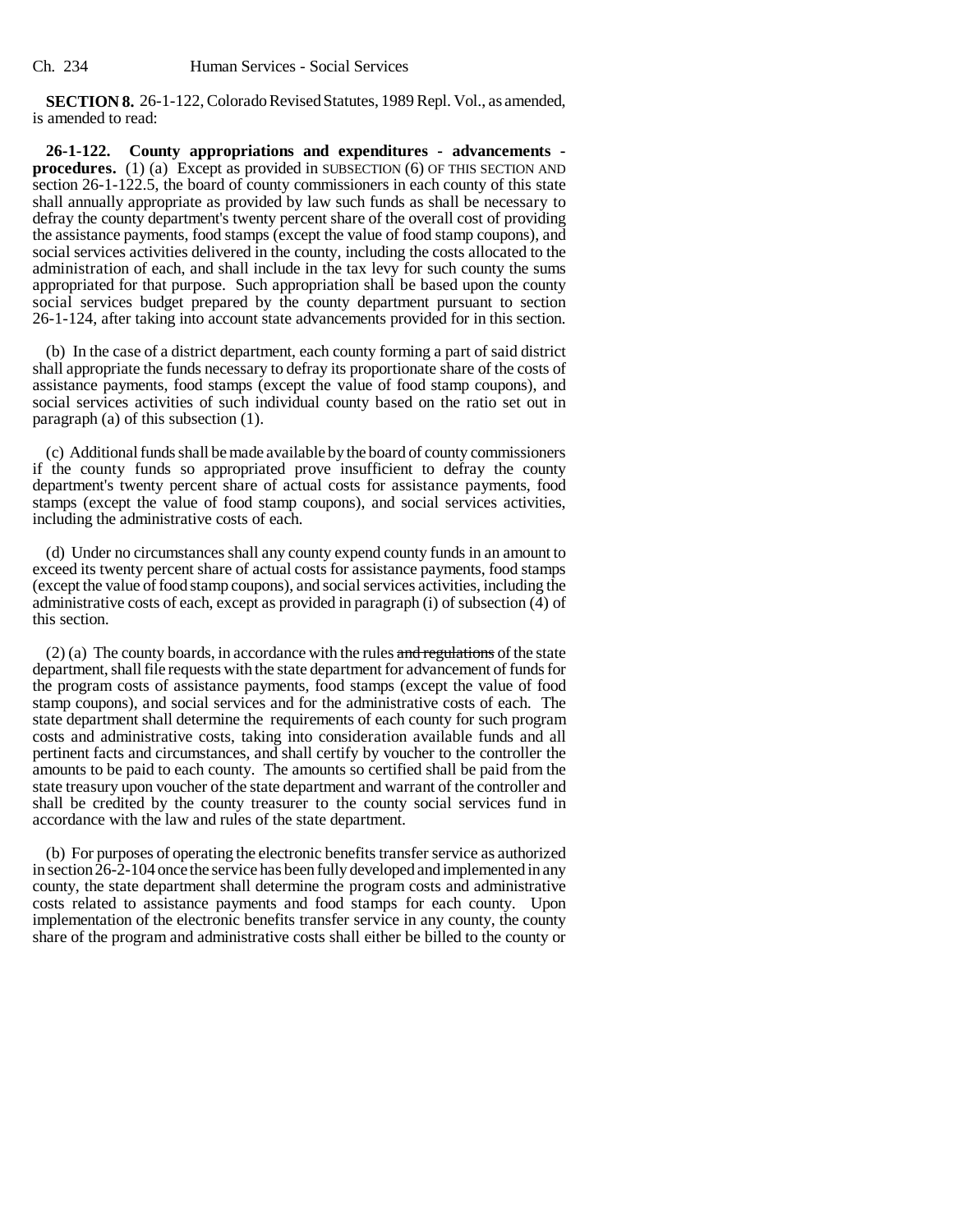**SECTION 8.** 26-1-122, Colorado Revised Statutes, 1989 Repl. Vol., as amended, is amended to read:

**26-1-122. County appropriations and expenditures - advancements - procedures.** (1) (a) Except as provided in SUBSECTION (6) OF THIS SECTION AND section 26-1-122.5, the board of county commissioners in each county of this state shall annually appropriate as provided by law such funds as shall be necessary to defray the county department's twenty percent share of the overall cost of providing the assistance payments, food stamps (except the value of food stamp coupons), and social services activities delivered in the county, including the costs allocated to the administration of each, and shall include in the tax levy for such county the sums appropriated for that purpose. Such appropriation shall be based upon the county social services budget prepared by the county department pursuant to section 26-1-124, after taking into account state advancements provided for in this section.

(b) In the case of a district department, each county forming a part of said district shall appropriate the funds necessary to defray its proportionate share of the costs of assistance payments, food stamps (except the value of food stamp coupons), and social services activities of such individual county based on the ratio set out in paragraph (a) of this subsection (1).

(c) Additional funds shall be made available by the board of county commissioners if the county funds so appropriated prove insufficient to defray the county department's twenty percent share of actual costs for assistance payments, food stamps (except the value of food stamp coupons), and social services activities, including the administrative costs of each.

(d) Under no circumstances shall any county expend county funds in an amount to exceed its twenty percent share of actual costs for assistance payments, food stamps (except the value of food stamp coupons), and social services activities, including the administrative costs of each, except as provided in paragraph (i) of subsection (4) of this section.

(2) (a) The county boards, in accordance with the rules ~~and regulations~~ of the state department, shall file requests with the state department for advancement of funds for the program costs of assistance payments, food stamps (except the value of food stamp coupons), and social services and for the administrative costs of each. The state department shall determine the requirements of each county for such program costs and administrative costs, taking into consideration available funds and all pertinent facts and circumstances, and shall certify by voucher to the controller the amounts to be paid to each county. The amounts so certified shall be paid from the state treasury upon voucher of the state department and warrant of the controller and shall be credited by the county treasurer to the county social services fund in accordance with the law and rules of the state department.

(b) For purposes of operating the electronic benefits transfer service as authorized in section 26-2-104 once the service has been fully developed and implemented in any county, the state department shall determine the program costs and administrative costs related to assistance payments and food stamps for each county. Upon implementation of the electronic benefits transfer service in any county, the county share of the program and administrative costs shall either be billed to the county or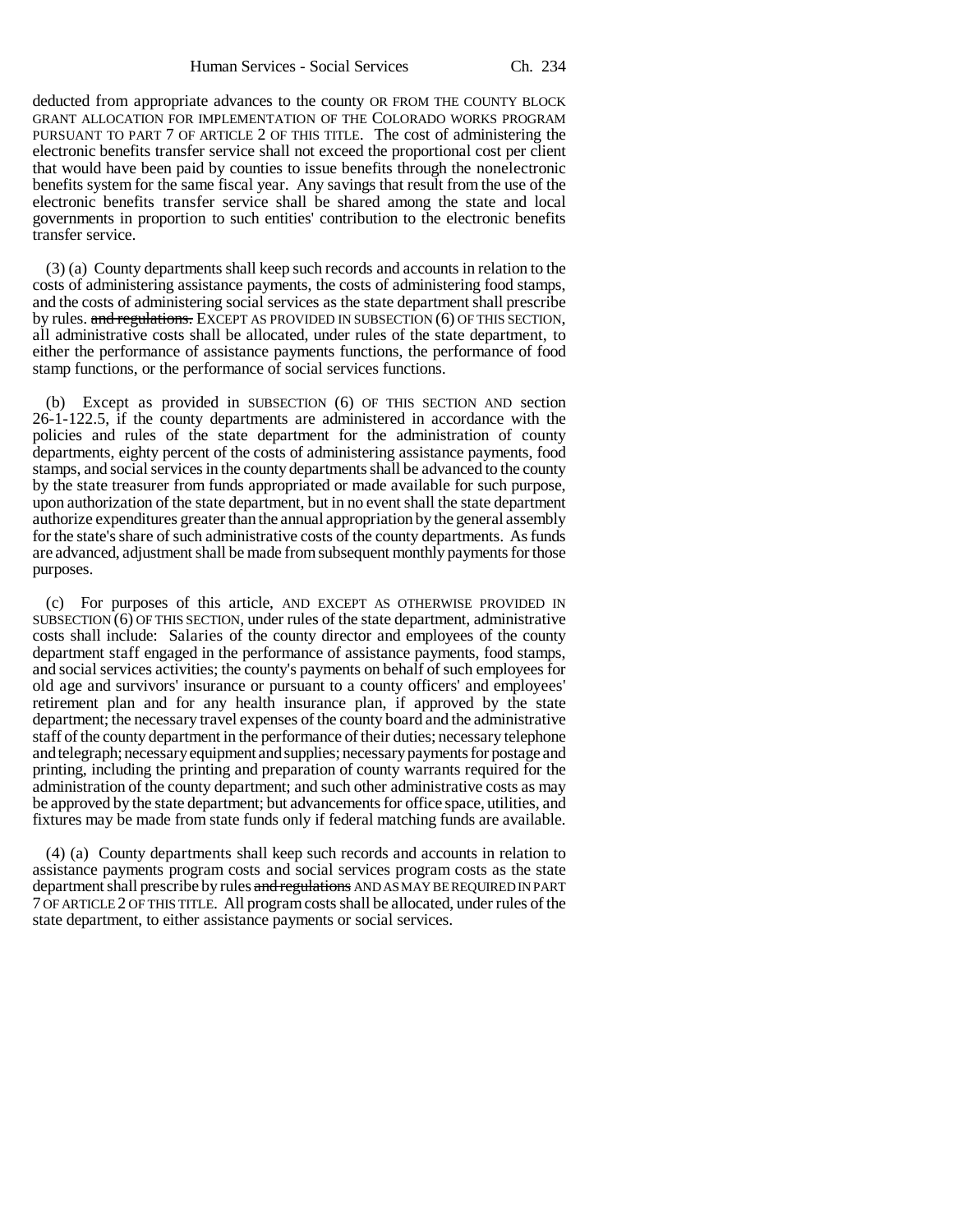deducted from appropriate advances to the county OR FROM THE COUNTY BLOCK GRANT ALLOCATION FOR IMPLEMENTATION OF THE COLORADO WORKS PROGRAM PURSUANT TO PART 7 OF ARTICLE 2 OF THIS TITLE. The cost of administering the electronic benefits transfer service shall not exceed the proportional cost per client that would have been paid by counties to issue benefits through the nonelectronic benefits system for the same fiscal year. Any savings that result from the use of the electronic benefits transfer service shall be shared among the state and local governments in proportion to such entities' contribution to the electronic benefits transfer service.

(3) (a) County departments shall keep such records and accounts in relation to the costs of administering assistance payments, the costs of administering food stamps, and the costs of administering social services as the state department shall prescribe by rules. ~~and regulations.~~ EXCEPT AS PROVIDED IN SUBSECTION (6) OF THIS SECTION, all administrative costs shall be allocated, under rules of the state department, to either the performance of assistance payments functions, the performance of food stamp functions, or the performance of social services functions.

(b) Except as provided in SUBSECTION (6) OF THIS SECTION AND section 26-1-122.5, if the county departments are administered in accordance with the policies and rules of the state department for the administration of county departments, eighty percent of the costs of administering assistance payments, food stamps, and social services in the county departments shall be advanced to the county by the state treasurer from funds appropriated or made available for such purpose, upon authorization of the state department, but in no event shall the state department authorize expenditures greater than the annual appropriation by the general assembly for the state's share of such administrative costs of the county departments. As funds are advanced, adjustment shall be made from subsequent monthly payments for those purposes.

(c) For purposes of this article, AND EXCEPT AS OTHERWISE PROVIDED IN SUBSECTION (6) OF THIS SECTION, under rules of the state department, administrative costs shall include: Salaries of the county director and employees of the county department staff engaged in the performance of assistance payments, food stamps, and social services activities; the county's payments on behalf of such employees for old age and survivors' insurance or pursuant to a county officers' and employees' retirement plan and for any health insurance plan, if approved by the state department; the necessary travel expenses of the county board and the administrative staff of the county department in the performance of their duties; necessary telephone and telegraph; necessary equipment and supplies; necessary payments for postage and printing, including the printing and preparation of county warrants required for the administration of the county department; and such other administrative costs as may be approved by the state department; but advancements for office space, utilities, and fixtures may be made from state funds only if federal matching funds are available.

(4) (a) County departments shall keep such records and accounts in relation to assistance payments program costs and social services program costs as the state department shall prescribe by rules ~~and regulations~~ AND AS MAY BE REQUIRED IN PART 7 OF ARTICLE 2 OF THIS TITLE. All program costs shall be allocated, under rules of the state department, to either assistance payments or social services.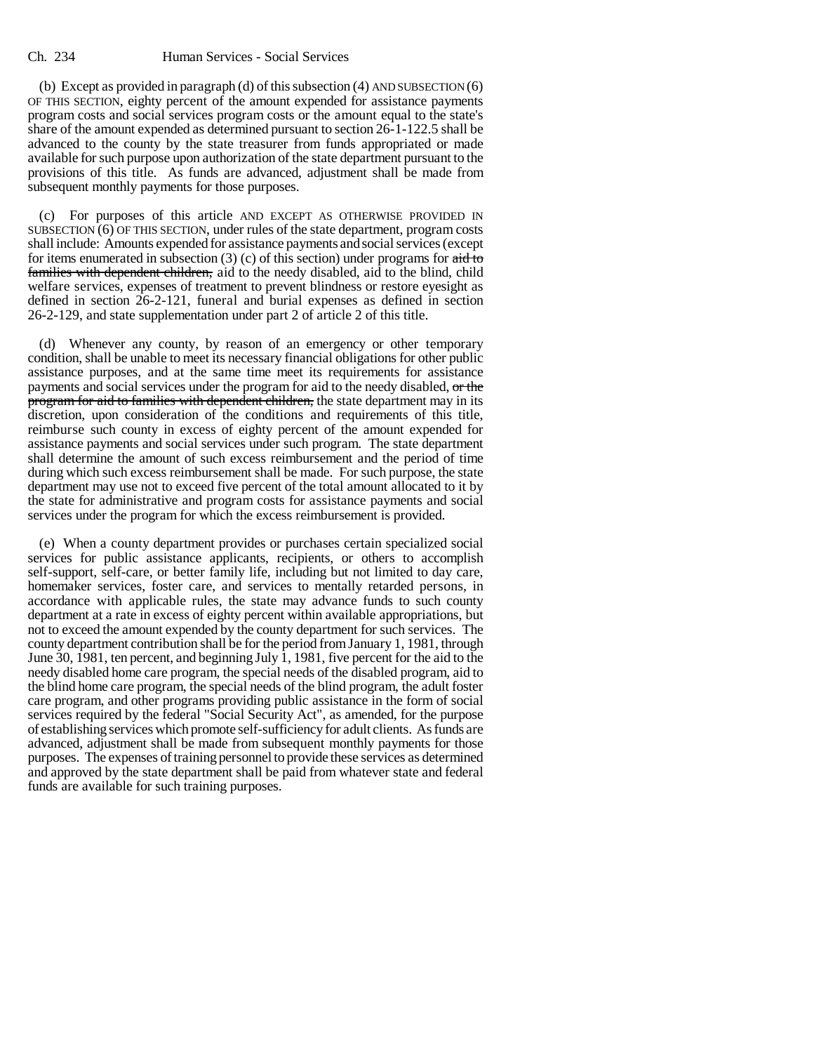(b) Except as provided in paragraph (d) of this subsection (4) AND SUBSECTION (6) OF THIS SECTION, eighty percent of the amount expended for assistance payments program costs and social services program costs or the amount equal to the state's share of the amount expended as determined pursuant to section 26-1-122.5 shall be advanced to the county by the state treasurer from funds appropriated or made available for such purpose upon authorization of the state department pursuant to the provisions of this title. As funds are advanced, adjustment shall be made from subsequent monthly payments for those purposes.

(c) For purposes of this article AND EXCEPT AS OTHERWISE PROVIDED IN SUBSECTION (6) OF THIS SECTION, under rules of the state department, program costs shall include: Amounts expended for assistance payments and social services (except for items enumerated in subsection (3) (c) of this section) under programs for ~~aid to families with dependent children,~~ aid to the needy disabled, aid to the blind, child welfare services, expenses of treatment to prevent blindness or restore eyesight as defined in section 26-2-121, funeral and burial expenses as defined in section 26-2-129, and state supplementation under part 2 of article 2 of this title.

(d) Whenever any county, by reason of an emergency or other temporary condition, shall be unable to meet its necessary financial obligations for other public assistance purposes, and at the same time meet its requirements for assistance payments and social services under the program for aid to the needy disabled, ~~or the program for aid to families with dependent children,~~ the state department may in its discretion, upon consideration of the conditions and requirements of this title, reimburse such county in excess of eighty percent of the amount expended for assistance payments and social services under such program. The state department shall determine the amount of such excess reimbursement and the period of time during which such excess reimbursement shall be made. For such purpose, the state department may use not to exceed five percent of the total amount allocated to it by the state for administrative and program costs for assistance payments and social services under the program for which the excess reimbursement is provided.

(e) When a county department provides or purchases certain specialized social services for public assistance applicants, recipients, or others to accomplish self-support, self-care, or better family life, including but not limited to day care, homemaker services, foster care, and services to mentally retarded persons, in accordance with applicable rules, the state may advance funds to such county department at a rate in excess of eighty percent within available appropriations, but not to exceed the amount expended by the county department for such services. The county department contribution shall be for the period from January 1, 1981, through June 30, 1981, ten percent, and beginning July 1, 1981, five percent for the aid to the needy disabled home care program, the special needs of the disabled program, aid to the blind home care program, the special needs of the blind program, the adult foster care program, and other programs providing public assistance in the form of social services required by the federal "Social Security Act", as amended, for the purpose of establishing services which promote self-sufficiency for adult clients. As funds are advanced, adjustment shall be made from subsequent monthly payments for those purposes. The expenses of training personnel to provide these services as determined and approved by the state department shall be paid from whatever state and federal funds are available for such training purposes.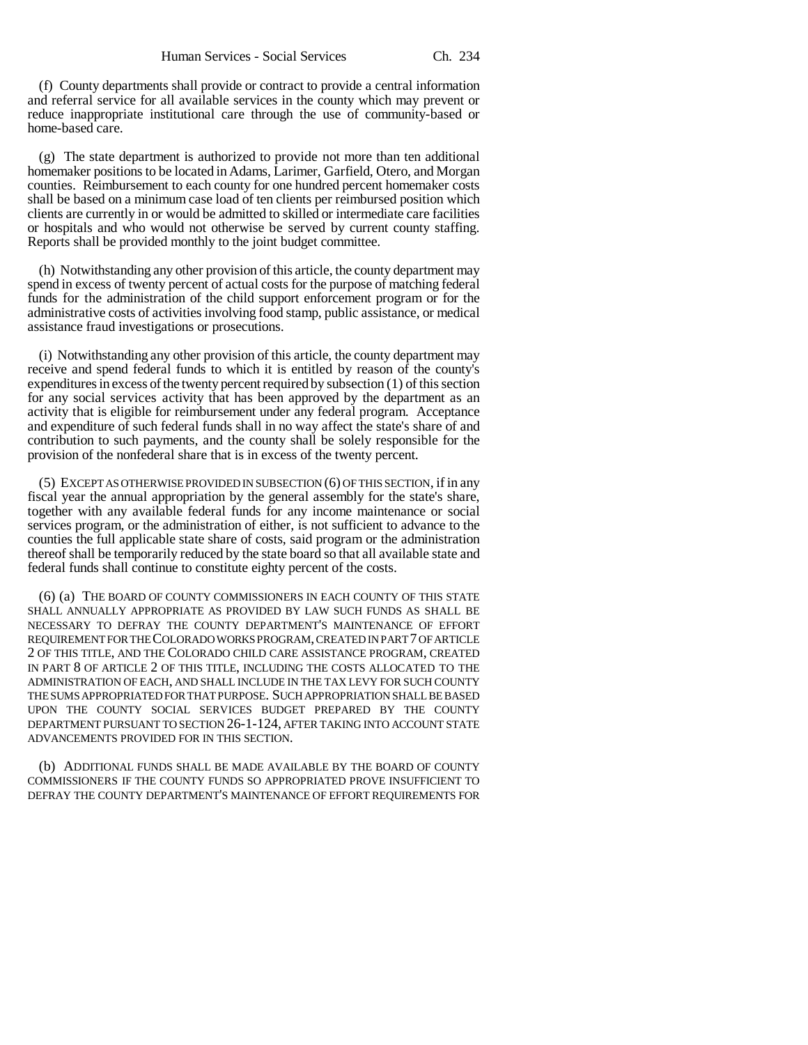(f) County departments shall provide or contract to provide a central information and referral service for all available services in the county which may prevent or reduce inappropriate institutional care through the use of community-based or home-based care.

(g) The state department is authorized to provide not more than ten additional homemaker positions to be located in Adams, Larimer, Garfield, Otero, and Morgan counties. Reimbursement to each county for one hundred percent homemaker costs shall be based on a minimum case load of ten clients per reimbursed position which clients are currently in or would be admitted to skilled or intermediate care facilities or hospitals and who would not otherwise be served by current county staffing. Reports shall be provided monthly to the joint budget committee.

(h) Notwithstanding any other provision of this article, the county department may spend in excess of twenty percent of actual costs for the purpose of matching federal funds for the administration of the child support enforcement program or for the administrative costs of activities involving food stamp, public assistance, or medical assistance fraud investigations or prosecutions.

(i) Notwithstanding any other provision of this article, the county department may receive and spend federal funds to which it is entitled by reason of the county's expenditures in excess of the twenty percent required by subsection (1) of this section for any social services activity that has been approved by the department as an activity that is eligible for reimbursement under any federal program. Acceptance and expenditure of such federal funds shall in no way affect the state's share of and contribution to such payments, and the county shall be solely responsible for the provision of the nonfederal share that is in excess of the twenty percent.

(5) EXCEPT AS OTHERWISE PROVIDED IN SUBSECTION (6) OF THIS SECTION, if in any fiscal year the annual appropriation by the general assembly for the state's share, together with any available federal funds for any income maintenance or social services program, or the administration of either, is not sufficient to advance to the counties the full applicable state share of costs, said program or the administration thereof shall be temporarily reduced by the state board so that all available state and federal funds shall continue to constitute eighty percent of the costs.

(6) (a) THE BOARD OF COUNTY COMMISSIONERS IN EACH COUNTY OF THIS STATE SHALL ANNUALLY APPROPRIATE AS PROVIDED BY LAW SUCH FUNDS AS SHALL BE NECESSARY TO DEFRAY THE COUNTY DEPARTMENT'S MAINTENANCE OF EFFORT REQUIREMENT FOR THE COLORADO WORKS PROGRAM, CREATED IN PART 7 OF ARTICLE 2 OF THIS TITLE, AND THE COLORADO CHILD CARE ASSISTANCE PROGRAM, CREATED IN PART 8 OF ARTICLE 2 OF THIS TITLE, INCLUDING THE COSTS ALLOCATED TO THE ADMINISTRATION OF EACH, AND SHALL INCLUDE IN THE TAX LEVY FOR SUCH COUNTY THE SUMS APPROPRIATED FOR THAT PURPOSE. SUCH APPROPRIATION SHALL BE BASED UPON THE COUNTY SOCIAL SERVICES BUDGET PREPARED BY THE COUNTY DEPARTMENT PURSUANT TO SECTION 26-1-124, AFTER TAKING INTO ACCOUNT STATE ADVANCEMENTS PROVIDED FOR IN THIS SECTION.

(b) ADDITIONAL FUNDS SHALL BE MADE AVAILABLE BY THE BOARD OF COUNTY COMMISSIONERS IF THE COUNTY FUNDS SO APPROPRIATED PROVE INSUFFICIENT TO DEFRAY THE COUNTY DEPARTMENT'S MAINTENANCE OF EFFORT REQUIREMENTS FOR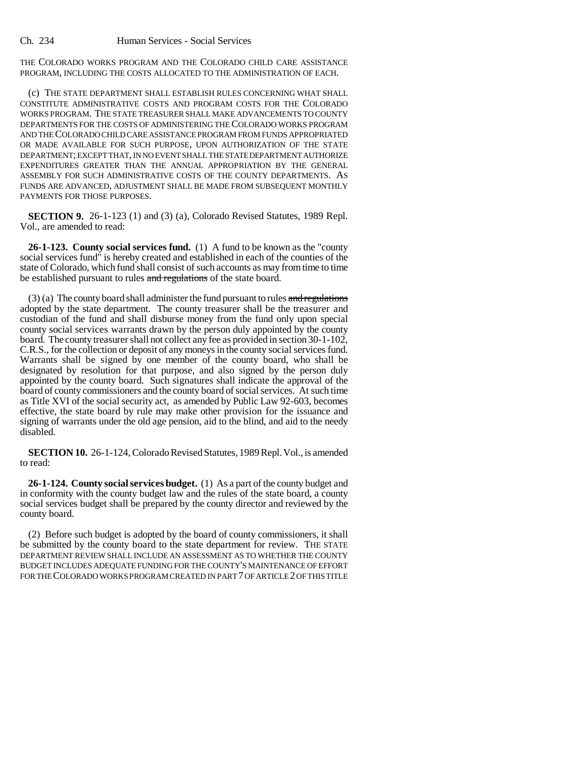THE COLORADO WORKS PROGRAM AND THE COLORADO CHILD CARE ASSISTANCE PROGRAM, INCLUDING THE COSTS ALLOCATED TO THE ADMINISTRATION OF EACH.

(c) THE STATE DEPARTMENT SHALL ESTABLISH RULES CONCERNING WHAT SHALL CONSTITUTE ADMINISTRATIVE COSTS AND PROGRAM COSTS FOR THE COLORADO WORKS PROGRAM. THE STATE TREASURER SHALL MAKE ADVANCEMENTS TO COUNTY DEPARTMENTS FOR THE COSTS OF ADMINISTERING THE COLORADO WORKS PROGRAM AND THE COLORADO CHILD CARE ASSISTANCE PROGRAM FROM FUNDS APPROPRIATED OR MADE AVAILABLE FOR SUCH PURPOSE, UPON AUTHORIZATION OF THE STATE DEPARTMENT; EXCEPT THAT, IN NO EVENT SHALL THE STATE DEPARTMENT AUTHORIZE EXPENDITURES GREATER THAN THE ANNUAL APPROPRIATION BY THE GENERAL ASSEMBLY FOR SUCH ADMINISTRATIVE COSTS OF THE COUNTY DEPARTMENTS. AS FUNDS ARE ADVANCED, ADJUSTMENT SHALL BE MADE FROM SUBSEQUENT MONTHLY PAYMENTS FOR THOSE PURPOSES.

**SECTION 9.** 26-1-123 (1) and (3) (a), Colorado Revised Statutes, 1989 Repl. Vol., are amended to read:

**26-1-123. County social services fund.** (1) A fund to be known as the "county social services fund" is hereby created and established in each of the counties of the state of Colorado, which fund shall consist of such accounts as may from time to time be established pursuant to rules ~~and regulations~~ of the state board.

(3) (a) The county board shall administer the fund pursuant to rules ~~and regulations~~ adopted by the state department. The county treasurer shall be the treasurer and custodian of the fund and shall disburse money from the fund only upon special county social services warrants drawn by the person duly appointed by the county board. The county treasurer shall not collect any fee as provided in section 30-1-102, C.R.S., for the collection or deposit of any moneys in the county social services fund. Warrants shall be signed by one member of the county board, who shall be designated by resolution for that purpose, and also signed by the person duly appointed by the county board. Such signatures shall indicate the approval of the board of county commissioners and the county board of social services. At such time as Title XVI of the social security act, as amended by Public Law 92-603, becomes effective, the state board by rule may make other provision for the issuance and signing of warrants under the old age pension, aid to the blind, and aid to the needy disabled.

**SECTION 10.** 26-1-124, Colorado Revised Statutes, 1989 Repl. Vol., is amended to read:

**26-1-124. County social services budget.** (1) As a part of the county budget and in conformity with the county budget law and the rules of the state board, a county social services budget shall be prepared by the county director and reviewed by the county board.

(2) Before such budget is adopted by the board of county commissioners, it shall be submitted by the county board to the state department for review. THE STATE DEPARTMENT REVIEW SHALL INCLUDE AN ASSESSMENT AS TO WHETHER THE COUNTY BUDGET INCLUDES ADEQUATE FUNDING FOR THE COUNTY'S MAINTENANCE OF EFFORT FOR THE COLORADO WORKS PROGRAM CREATED IN PART 7 OF ARTICLE 2 OF THIS TITLE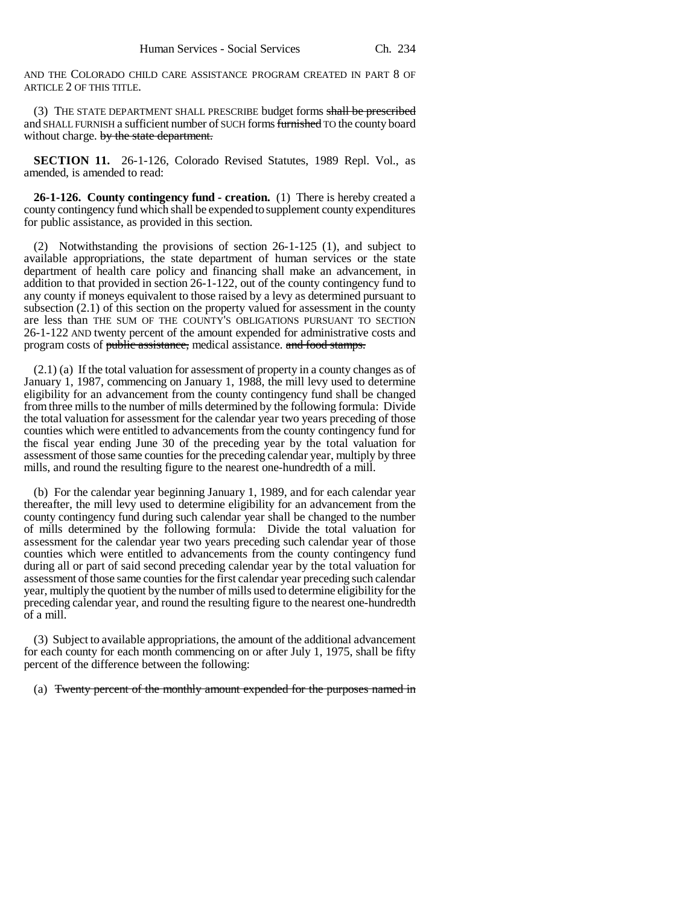AND THE COLORADO CHILD CARE ASSISTANCE PROGRAM CREATED IN PART 8 OF ARTICLE 2 OF THIS TITLE.

(3) THE STATE DEPARTMENT SHALL PRESCRIBE budget forms ~~shall be prescribed~~ and SHALL FURNISH a sufficient number of SUCH forms ~~furnished~~ TO the county board without charge. ~~by the state department.~~

**SECTION 11.** 26-1-126, Colorado Revised Statutes, 1989 Repl. Vol., as amended, is amended to read:

**26-1-126. County contingency fund - creation.** (1) There is hereby created a county contingency fund which shall be expended to supplement county expenditures for public assistance, as provided in this section.

(2) Notwithstanding the provisions of section 26-1-125 (1), and subject to available appropriations, the state department of human services or the state department of health care policy and financing shall make an advancement, in addition to that provided in section 26-1-122, out of the county contingency fund to any county if moneys equivalent to those raised by a levy as determined pursuant to subsection (2.1) of this section on the property valued for assessment in the county are less than THE SUM OF THE COUNTY'S OBLIGATIONS PURSUANT TO SECTION 26-1-122 AND twenty percent of the amount expended for administrative costs and program costs of ~~public assistance,~~ medical assistance. ~~and food stamps.~~

(2.1) (a) If the total valuation for assessment of property in a county changes as of January 1, 1987, commencing on January 1, 1988, the mill levy used to determine eligibility for an advancement from the county contingency fund shall be changed from three mills to the number of mills determined by the following formula: Divide the total valuation for assessment for the calendar year two years preceding of those counties which were entitled to advancements from the county contingency fund for the fiscal year ending June 30 of the preceding year by the total valuation for assessment of those same counties for the preceding calendar year, multiply by three mills, and round the resulting figure to the nearest one-hundredth of a mill.

(b) For the calendar year beginning January 1, 1989, and for each calendar year thereafter, the mill levy used to determine eligibility for an advancement from the county contingency fund during such calendar year shall be changed to the number of mills determined by the following formula: Divide the total valuation for assessment for the calendar year two years preceding such calendar year of those counties which were entitled to advancements from the county contingency fund during all or part of said second preceding calendar year by the total valuation for assessment of those same counties for the first calendar year preceding such calendar year, multiply the quotient by the number of mills used to determine eligibility for the preceding calendar year, and round the resulting figure to the nearest one-hundredth of a mill.

(3) Subject to available appropriations, the amount of the additional advancement for each county for each month commencing on or after July 1, 1975, shall be fifty percent of the difference between the following:

(a) ~~Twenty percent of the monthly amount expended for the purposes named in~~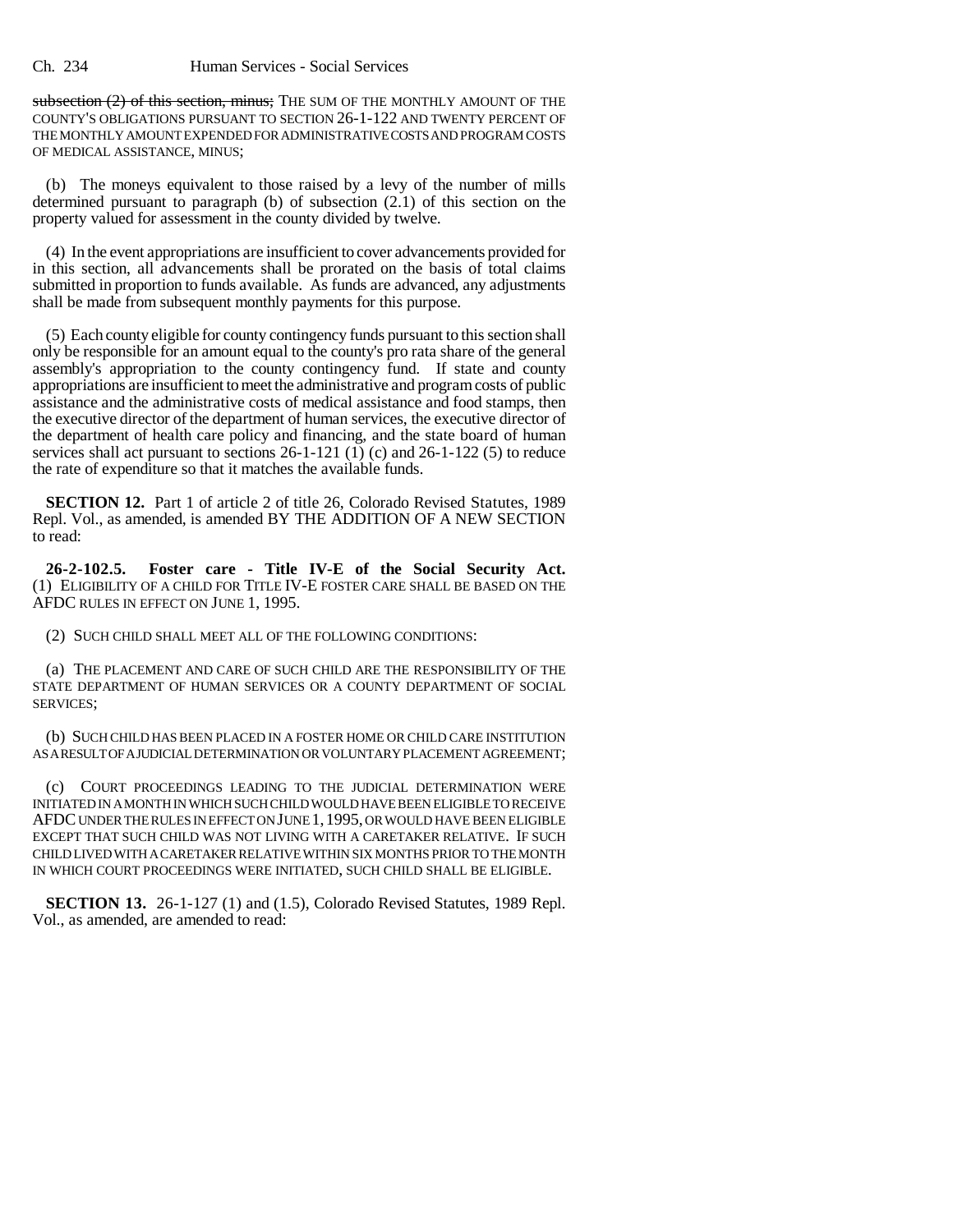subsection (2) of this section, minus; THE SUM OF THE MONTHLY AMOUNT OF THE COUNTY'S OBLIGATIONS PURSUANT TO SECTION 26-1-122 AND TWENTY PERCENT OF THE MONTHLY AMOUNT EXPENDED FOR ADMINISTRATIVE COSTS AND PROGRAM COSTS OF MEDICAL ASSISTANCE, MINUS;

(b) The moneys equivalent to those raised by a levy of the number of mills determined pursuant to paragraph (b) of subsection (2.1) of this section on the property valued for assessment in the county divided by twelve.

(4) In the event appropriations are insufficient to cover advancements provided for in this section, all advancements shall be prorated on the basis of total claims submitted in proportion to funds available. As funds are advanced, any adjustments shall be made from subsequent monthly payments for this purpose.

(5) Each county eligible for county contingency funds pursuant to this section shall only be responsible for an amount equal to the county's pro rata share of the general assembly's appropriation to the county contingency fund. If state and county appropriations are insufficient to meet the administrative and program costs of public assistance and the administrative costs of medical assistance and food stamps, then the executive director of the department of human services, the executive director of the department of health care policy and financing, and the state board of human services shall act pursuant to sections 26-1-121 (1) (c) and 26-1-122 (5) to reduce the rate of expenditure so that it matches the available funds.

**SECTION 12.** Part 1 of article 2 of title 26, Colorado Revised Statutes, 1989 Repl. Vol., as amended, is amended BY THE ADDITION OF A NEW SECTION to read:

**26-2-102.5. Foster care - Title IV-E of the Social Security Act.** (1) ELIGIBILITY OF A CHILD FOR TITLE IV-E FOSTER CARE SHALL BE BASED ON THE AFDC RULES IN EFFECT ON JUNE 1, 1995.

(2) SUCH CHILD SHALL MEET ALL OF THE FOLLOWING CONDITIONS:

(a) THE PLACEMENT AND CARE OF SUCH CHILD ARE THE RESPONSIBILITY OF THE STATE DEPARTMENT OF HUMAN SERVICES OR A COUNTY DEPARTMENT OF SOCIAL SERVICES;

(b) SUCH CHILD HAS BEEN PLACED IN A FOSTER HOME OR CHILD CARE INSTITUTION AS A RESULT OF A JUDICIAL DETERMINATION OR VOLUNTARY PLACEMENT AGREEMENT;

(c) COURT PROCEEDINGS LEADING TO THE JUDICIAL DETERMINATION WERE INITIATED IN A MONTH IN WHICH SUCH CHILD WOULD HAVE BEEN ELIGIBLE TO RECEIVE AFDC UNDER THE RULES IN EFFECT ON JUNE 1, 1995, OR WOULD HAVE BEEN ELIGIBLE EXCEPT THAT SUCH CHILD WAS NOT LIVING WITH A CARETAKER RELATIVE. IF SUCH CHILD LIVED WITH A CARETAKER RELATIVE WITHIN SIX MONTHS PRIOR TO THE MONTH IN WHICH COURT PROCEEDINGS WERE INITIATED, SUCH CHILD SHALL BE ELIGIBLE.

**SECTION 13.** 26-1-127 (1) and (1.5), Colorado Revised Statutes, 1989 Repl. Vol., as amended, are amended to read: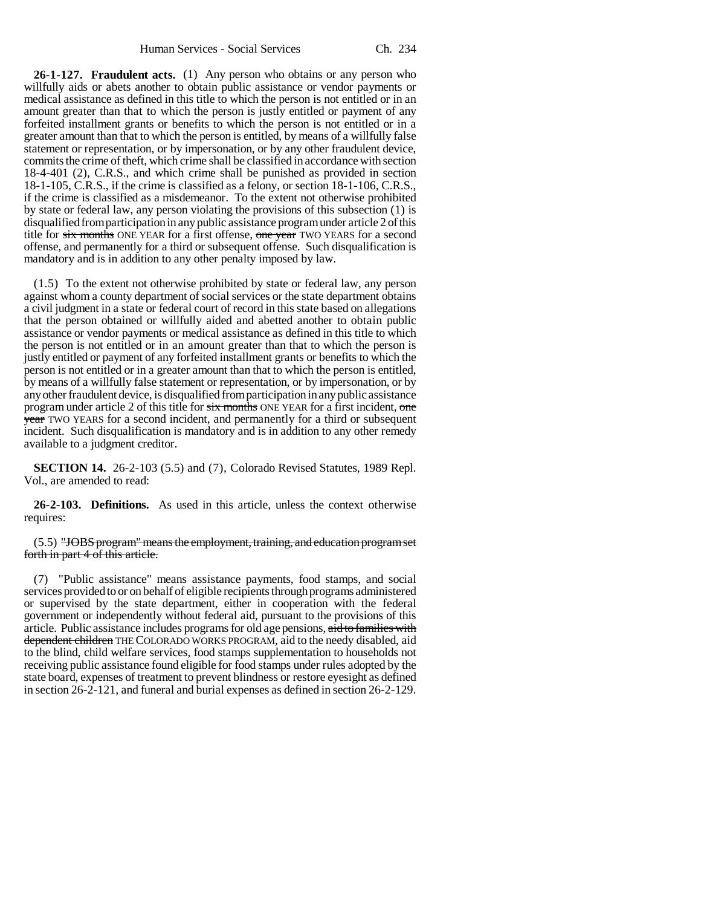**26-1-127. Fraudulent acts.** (1) Any person who obtains or any person who willfully aids or abets another to obtain public assistance or vendor payments or medical assistance as defined in this title to which the person is not entitled or in an amount greater than that to which the person is justly entitled or payment of any forfeited installment grants or benefits to which the person is not entitled or in a greater amount than that to which the person is entitled, by means of a willfully false statement or representation, or by impersonation, or by any other fraudulent device, commits the crime of theft, which crime shall be classified in accordance with section 18-4-401 (2), C.R.S., and which crime shall be punished as provided in section 18-1-105, C.R.S., if the crime is classified as a felony, or section 18-1-106, C.R.S., if the crime is classified as a misdemeanor. To the extent not otherwise prohibited by state or federal law, any person violating the provisions of this subsection (1) is disqualified from participation in any public assistance program under article 2 of this title for ~~six months~~ ONE YEAR for a first offense, ~~one year~~ TWO YEARS for a second offense, and permanently for a third or subsequent offense. Such disqualification is mandatory and is in addition to any other penalty imposed by law.

(1.5) To the extent not otherwise prohibited by state or federal law, any person against whom a county department of social services or the state department obtains a civil judgment in a state or federal court of record in this state based on allegations that the person obtained or willfully aided and abetted another to obtain public assistance or vendor payments or medical assistance as defined in this title to which the person is not entitled or in an amount greater than that to which the person is justly entitled or payment of any forfeited installment grants or benefits to which the person is not entitled or in a greater amount than that to which the person is entitled, by means of a willfully false statement or representation, or by impersonation, or by any other fraudulent device, is disqualified from participation in any public assistance program under article 2 of this title for ~~six months~~ ONE YEAR for a first incident, ~~one year~~ TWO YEARS for a second incident, and permanently for a third or subsequent incident. Such disqualification is mandatory and is in addition to any other remedy available to a judgment creditor.

**SECTION 14.** 26-2-103 (5.5) and (7), Colorado Revised Statutes, 1989 Repl. Vol., are amended to read:

**26-2-103. Definitions.** As used in this article, unless the context otherwise requires:

(5.5) ~~"JOBS program" means the employment, training, and education program set forth in part 4 of this article.~~

(7) "Public assistance" means assistance payments, food stamps, and social services provided to or on behalf of eligible recipients through programs administered or supervised by the state department, either in cooperation with the federal government or independently without federal aid, pursuant to the provisions of this article. Public assistance includes programs for old age pensions, ~~aid to families with dependent children~~ THE COLORADO WORKS PROGRAM, aid to the needy disabled, aid to the blind, child welfare services, food stamps supplementation to households not receiving public assistance found eligible for food stamps under rules adopted by the state board, expenses of treatment to prevent blindness or restore eyesight as defined in section 26-2-121, and funeral and burial expenses as defined in section 26-2-129.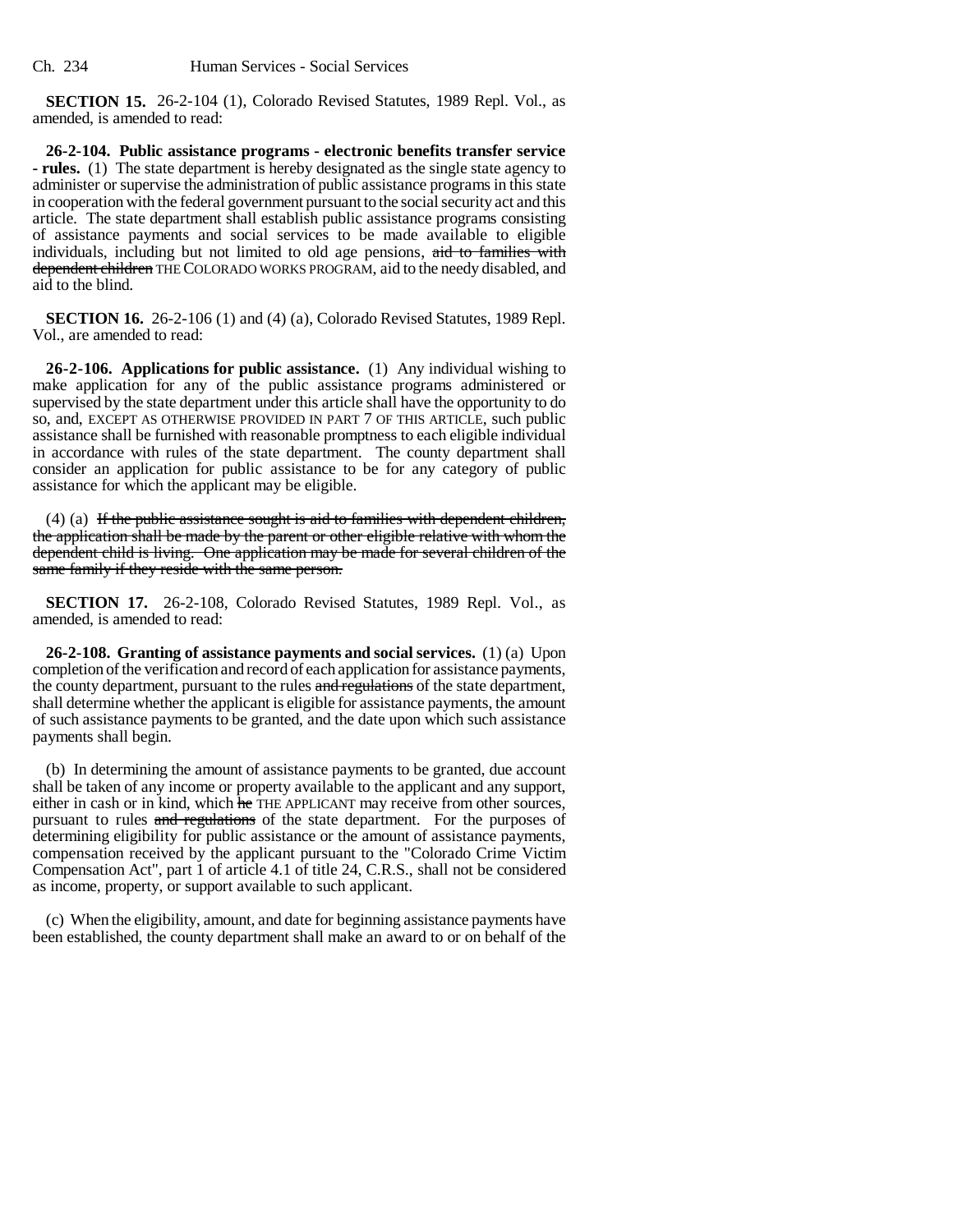**SECTION 15.** 26-2-104 (1), Colorado Revised Statutes, 1989 Repl. Vol., as amended, is amended to read:

**26-2-104. Public assistance programs - electronic benefits transfer service - rules.** (1) The state department is hereby designated as the single state agency to administer or supervise the administration of public assistance programs in this state in cooperation with the federal government pursuant to the social security act and this article. The state department shall establish public assistance programs consisting of assistance payments and social services to be made available to eligible individuals, including but not limited to old age pensions, ~~aid to families with dependent children~~ THE COLORADO WORKS PROGRAM, aid to the needy disabled, and aid to the blind.

**SECTION 16.** 26-2-106 (1) and (4) (a), Colorado Revised Statutes, 1989 Repl. Vol., are amended to read:

**26-2-106. Applications for public assistance.** (1) Any individual wishing to make application for any of the public assistance programs administered or supervised by the state department under this article shall have the opportunity to do so, and, EXCEPT AS OTHERWISE PROVIDED IN PART 7 OF THIS ARTICLE, such public assistance shall be furnished with reasonable promptness to each eligible individual in accordance with rules of the state department. The county department shall consider an application for public assistance to be for any category of public assistance for which the applicant may be eligible.

(4) (a) ~~If the public assistance sought is aid to families with dependent children, the application shall be made by the parent or other eligible relative with whom the dependent child is living. One application may be made for several children of the same family if they reside with the same person.~~

**SECTION 17.** 26-2-108, Colorado Revised Statutes, 1989 Repl. Vol., as amended, is amended to read:

**26-2-108. Granting of assistance payments and social services.** (1) (a) Upon completion of the verification and record of each application for assistance payments, the county department, pursuant to the rules ~~and regulations~~ of the state department, shall determine whether the applicant is eligible for assistance payments, the amount of such assistance payments to be granted, and the date upon which such assistance payments shall begin.

(b) In determining the amount of assistance payments to be granted, due account shall be taken of any income or property available to the applicant and any support, either in cash or in kind, which ~~he~~ THE APPLICANT may receive from other sources, pursuant to rules ~~and regulations~~ of the state department. For the purposes of determining eligibility for public assistance or the amount of assistance payments, compensation received by the applicant pursuant to the "Colorado Crime Victim Compensation Act", part 1 of article 4.1 of title 24, C.R.S., shall not be considered as income, property, or support available to such applicant.

(c) When the eligibility, amount, and date for beginning assistance payments have been established, the county department shall make an award to or on behalf of the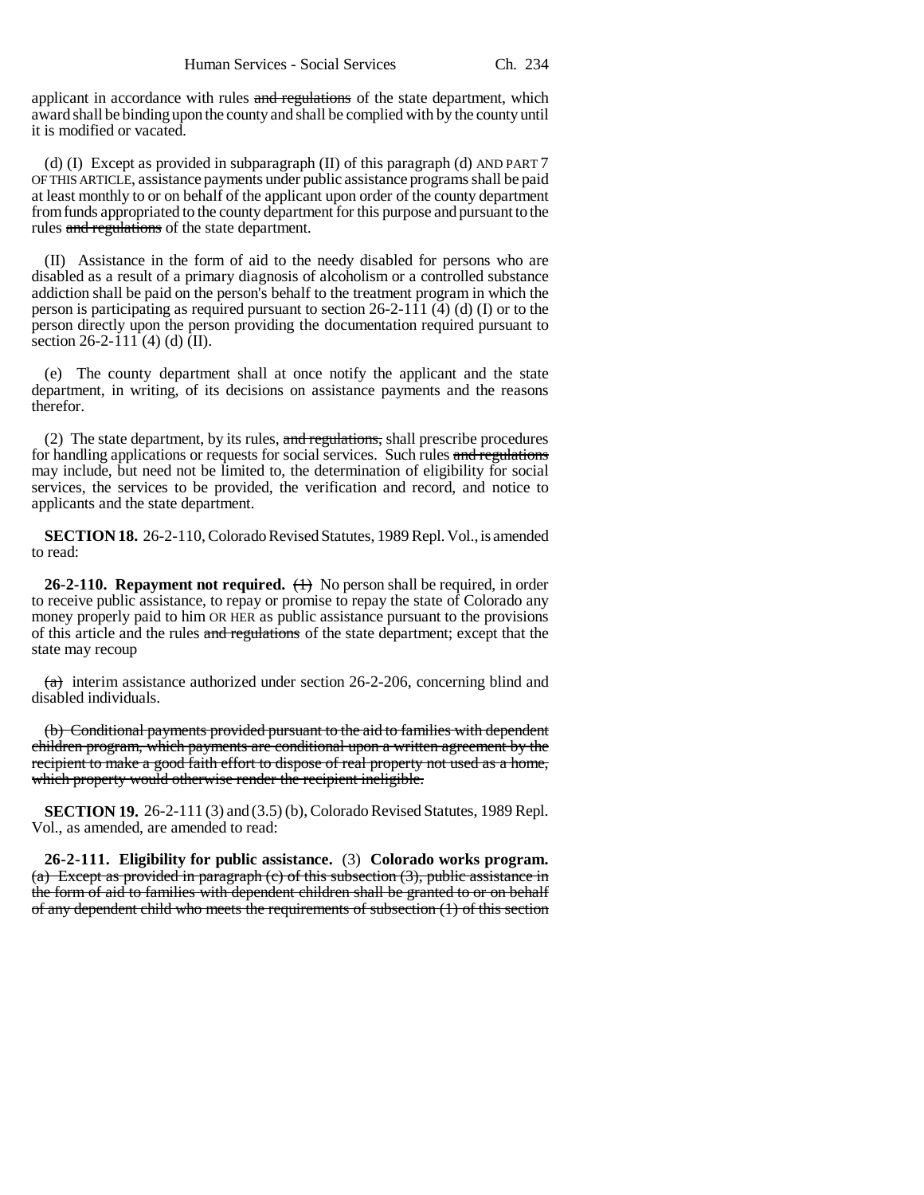applicant in accordance with rules ~~and regulations~~ of the state department, which award shall be binding upon the county and shall be complied with by the county until it is modified or vacated.

(d) (I) Except as provided in subparagraph (II) of this paragraph (d) AND PART 7 OF THIS ARTICLE, assistance payments under public assistance programs shall be paid at least monthly to or on behalf of the applicant upon order of the county department from funds appropriated to the county department for this purpose and pursuant to the rules ~~and regulations~~ of the state department.

(II) Assistance in the form of aid to the needy disabled for persons who are disabled as a result of a primary diagnosis of alcoholism or a controlled substance addiction shall be paid on the person's behalf to the treatment program in which the person is participating as required pursuant to section 26-2-111 (4) (d) (I) or to the person directly upon the person providing the documentation required pursuant to section 26-2-111 (4) (d) (II).

(e) The county department shall at once notify the applicant and the state department, in writing, of its decisions on assistance payments and the reasons therefor.

(2) The state department, by its rules, ~~and regulations,~~ shall prescribe procedures for handling applications or requests for social services. Such rules ~~and regulations~~ may include, but need not be limited to, the determination of eligibility for social services, the services to be provided, the verification and record, and notice to applicants and the state department.

**SECTION 18.** 26-2-110, Colorado Revised Statutes, 1989 Repl. Vol., is amended to read:

**26-2-110. Repayment not required.** ~~(1)~~ No person shall be required, in order to receive public assistance, to repay or promise to repay the state of Colorado any money properly paid to him OR HER as public assistance pursuant to the provisions of this article and the rules ~~and regulations~~ of the state department; except that the state may recoup

~~(a)~~ interim assistance authorized under section 26-2-206, concerning blind and disabled individuals.

~~(b) Conditional payments provided pursuant to the aid to families with dependent children program, which payments are conditional upon a written agreement by the recipient to make a good faith effort to dispose of real property not used as a home, which property would otherwise render the recipient ineligible.~~

**SECTION 19.** 26-2-111 (3) and (3.5) (b), Colorado Revised Statutes, 1989 Repl. Vol., as amended, are amended to read:

**26-2-111. Eligibility for public assistance.** (3) **Colorado works program.** ~~(a) Except as provided in paragraph (c) of this subsection (3), public assistance in the form of aid to families with dependent children shall be granted to or on behalf of any dependent child who meets the requirements of subsection (1) of this section~~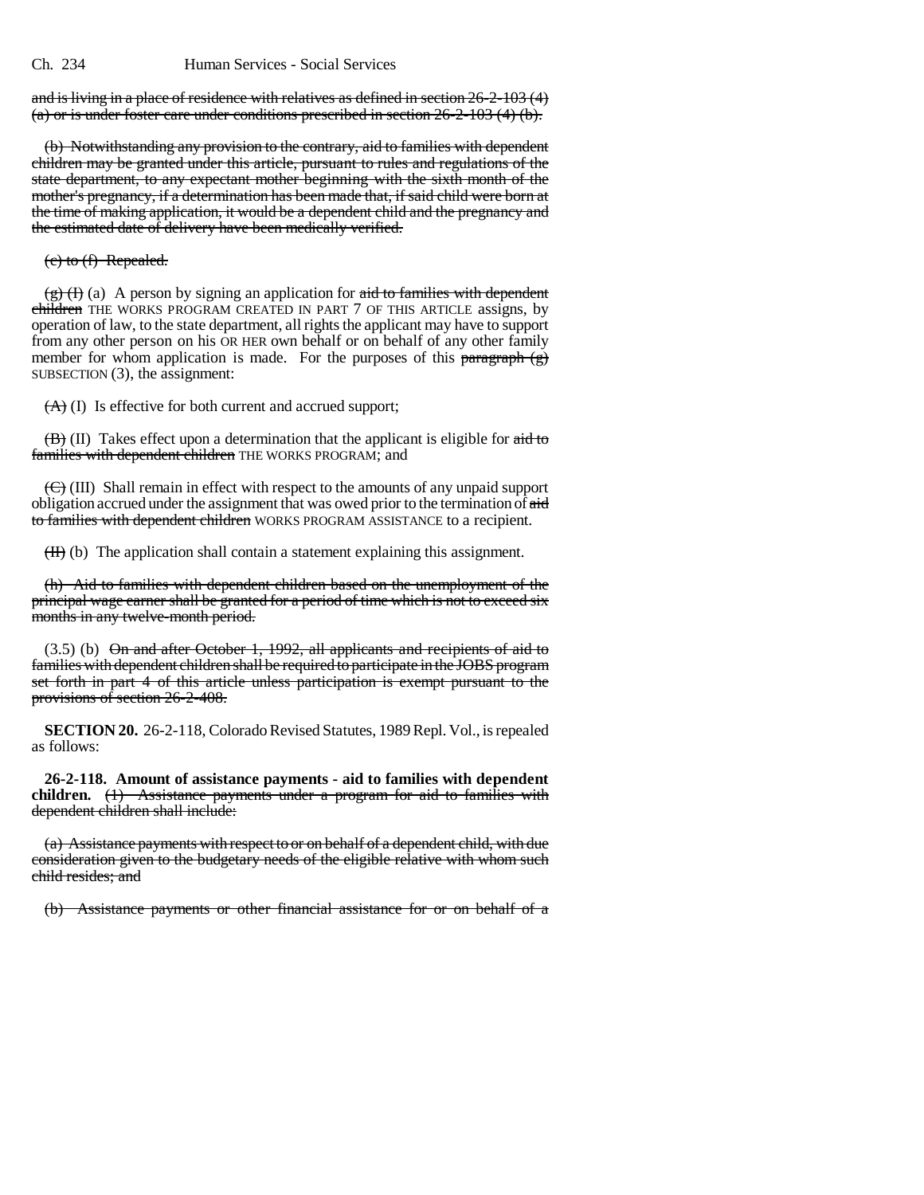and is living in a place of residence with relatives as defined in section 26-2-103 (4) (a) or is under foster care under conditions prescribed in section 26-2-103 (4) (b).

(b) Notwithstanding any provision to the contrary, aid to families with dependent children may be granted under this article, pursuant to rules and regulations of the state department, to any expectant mother beginning with the sixth month of the mother's pregnancy, if a determination has been made that, if said child were born at the time of making application, it would be a dependent child and the pregnancy and the estimated date of delivery have been medically verified.

(c) to (f) Repealed.

(g) (I) (a) A person by signing an application for aid to families with dependent children THE WORKS PROGRAM CREATED IN PART 7 OF THIS ARTICLE assigns, by operation of law, to the state department, all rights the applicant may have to support from any other person on his OR HER own behalf or on behalf of any other family member for whom application is made. For the purposes of this paragraph (g) SUBSECTION (3), the assignment:

(A) (I) Is effective for both current and accrued support;

(B) (II) Takes effect upon a determination that the applicant is eligible for aid to families with dependent children THE WORKS PROGRAM; and

(C) (III) Shall remain in effect with respect to the amounts of any unpaid support obligation accrued under the assignment that was owed prior to the termination of aid to families with dependent children WORKS PROGRAM ASSISTANCE to a recipient.

(II) (b) The application shall contain a statement explaining this assignment.

(h) Aid to families with dependent children based on the unemployment of the principal wage earner shall be granted for a period of time which is not to exceed six months in any twelve-month period.

(3.5) (b) On and after October 1, 1992, all applicants and recipients of aid to families with dependent children shall be required to participate in the JOBS program set forth in part 4 of this article unless participation is exempt pursuant to the provisions of section 26-2-408.

**SECTION 20.** 26-2-118, Colorado Revised Statutes, 1989 Repl. Vol., is repealed as follows:

**26-2-118. Amount of assistance payments - aid to families with dependent children.** (1) Assistance payments under a program for aid to families with dependent children shall include:

(a) Assistance payments with respect to or on behalf of a dependent child, with due consideration given to the budgetary needs of the eligible relative with whom such child resides; and

(b) Assistance payments or other financial assistance for or on behalf of a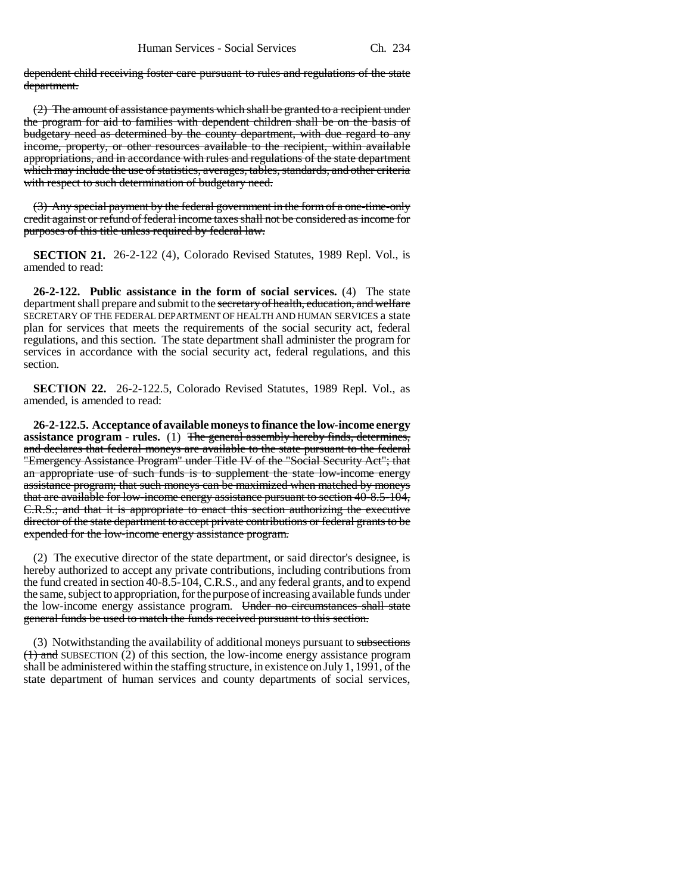dependent child receiving foster care pursuant to rules and regulations of the state department.

(2) The amount of assistance payments which shall be granted to a recipient under the program for aid to families with dependent children shall be on the basis of budgetary need as determined by the county department, with due regard to any income, property, or other resources available to the recipient, within available appropriations, and in accordance with rules and regulations of the state department which may include the use of statistics, averages, tables, standards, and other criteria with respect to such determination of budgetary need.

(3) Any special payment by the federal government in the form of a one-time-only credit against or refund of federal income taxes shall not be considered as income for purposes of this title unless required by federal law.

**SECTION 21.** 26-2-122 (4), Colorado Revised Statutes, 1989 Repl. Vol., is amended to read:

**26-2-122. Public assistance in the form of social services.** (4) The state department shall prepare and submit to the secretary of health, education, and welfare SECRETARY OF THE FEDERAL DEPARTMENT OF HEALTH AND HUMAN SERVICES a state plan for services that meets the requirements of the social security act, federal regulations, and this section. The state department shall administer the program for services in accordance with the social security act, federal regulations, and this section.

**SECTION 22.** 26-2-122.5, Colorado Revised Statutes, 1989 Repl. Vol., as amended, is amended to read:

**26-2-122.5. Acceptance of available moneys to finance the low-income energy assistance program - rules.** (1) The general assembly hereby finds, determines, and declares that federal moneys are available to the state pursuant to the federal "Emergency Assistance Program" under Title IV of the "Social Security Act"; that an appropriate use of such funds is to supplement the state low-income energy assistance program; that such moneys can be maximized when matched by moneys that are available for low-income energy assistance pursuant to section 40-8.5-104, C.R.S.; and that it is appropriate to enact this section authorizing the executive director of the state department to accept private contributions or federal grants to be expended for the low-income energy assistance program.

(2) The executive director of the state department, or said director's designee, is hereby authorized to accept any private contributions, including contributions from the fund created in section 40-8.5-104, C.R.S., and any federal grants, and to expend the same, subject to appropriation, for the purpose of increasing available funds under the low-income energy assistance program. Under no circumstances shall state general funds be used to match the funds received pursuant to this section.

(3) Notwithstanding the availability of additional moneys pursuant to subsections (1) and SUBSECTION (2) of this section, the low-income energy assistance program shall be administered within the staffing structure, in existence on July 1, 1991, of the state department of human services and county departments of social services,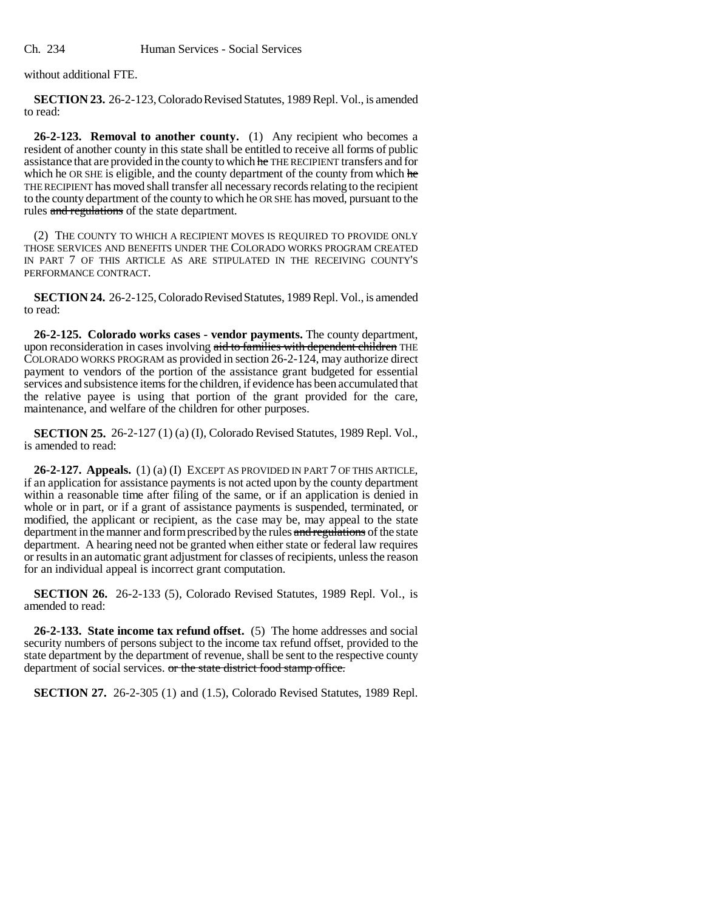without additional FTE.

**SECTION 23.** 26-2-123, Colorado Revised Statutes, 1989 Repl. Vol., is amended to read:

**26-2-123. Removal to another county.** (1) Any recipient who becomes a resident of another county in this state shall be entitled to receive all forms of public assistance that are provided in the county to which ~~he~~ THE RECIPIENT transfers and for which he OR SHE is eligible, and the county department of the county from which ~~he~~ THE RECIPIENT has moved shall transfer all necessary records relating to the recipient to the county department of the county to which he OR SHE has moved, pursuant to the rules ~~and regulations~~ of the state department.

(2) THE COUNTY TO WHICH A RECIPIENT MOVES IS REQUIRED TO PROVIDE ONLY THOSE SERVICES AND BENEFITS UNDER THE COLORADO WORKS PROGRAM CREATED IN PART 7 OF THIS ARTICLE AS ARE STIPULATED IN THE RECEIVING COUNTY'S PERFORMANCE CONTRACT.

**SECTION 24.** 26-2-125, Colorado Revised Statutes, 1989 Repl. Vol., is amended to read:

**26-2-125. Colorado works cases - vendor payments.** The county department, upon reconsideration in cases involving ~~aid to families with dependent children~~ THE COLORADO WORKS PROGRAM as provided in section 26-2-124, may authorize direct payment to vendors of the portion of the assistance grant budgeted for essential services and subsistence items for the children, if evidence has been accumulated that the relative payee is using that portion of the grant provided for the care, maintenance, and welfare of the children for other purposes.

**SECTION 25.** 26-2-127 (1) (a) (I), Colorado Revised Statutes, 1989 Repl. Vol., is amended to read:

**26-2-127. Appeals.** (1) (a) (I) EXCEPT AS PROVIDED IN PART 7 OF THIS ARTICLE, if an application for assistance payments is not acted upon by the county department within a reasonable time after filing of the same, or if an application is denied in whole or in part, or if a grant of assistance payments is suspended, terminated, or modified, the applicant or recipient, as the case may be, may appeal to the state department in the manner and form prescribed by the rules ~~and regulations~~ of the state department. A hearing need not be granted when either state or federal law requires or results in an automatic grant adjustment for classes of recipients, unless the reason for an individual appeal is incorrect grant computation.

**SECTION 26.** 26-2-133 (5), Colorado Revised Statutes, 1989 Repl. Vol., is amended to read:

**26-2-133. State income tax refund offset.** (5) The home addresses and social security numbers of persons subject to the income tax refund offset, provided to the state department by the department of revenue, shall be sent to the respective county department of social services. ~~or the state district food stamp office.~~

**SECTION 27.** 26-2-305 (1) and (1.5), Colorado Revised Statutes, 1989 Repl.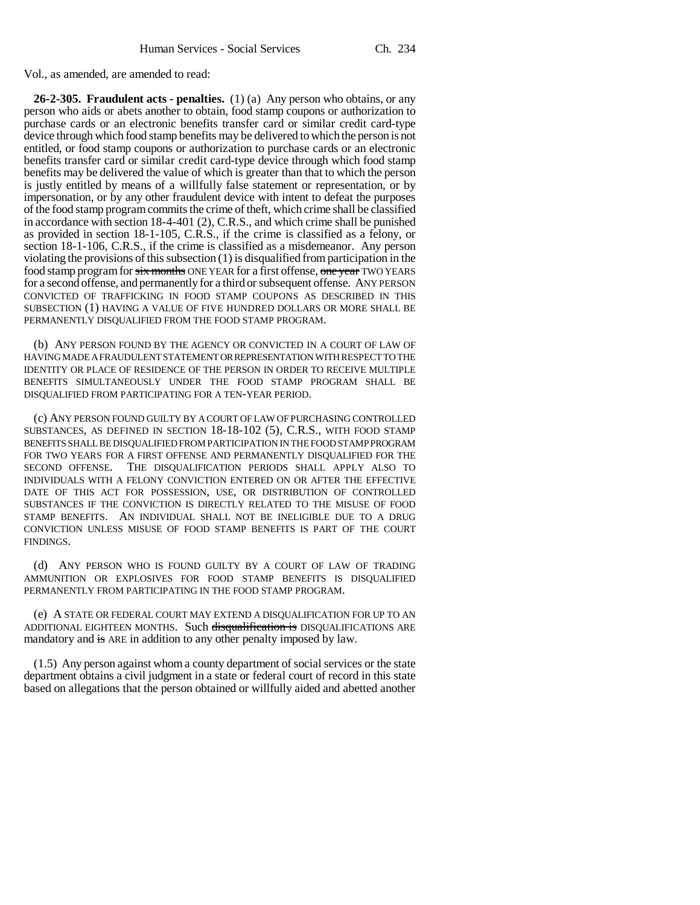Vol., as amended, are amended to read:

**26-2-305. Fraudulent acts - penalties.** (1) (a) Any person who obtains, or any person who aids or abets another to obtain, food stamp coupons or authorization to purchase cards or an electronic benefits transfer card or similar credit card-type device through which food stamp benefits may be delivered to which the person is not entitled, or food stamp coupons or authorization to purchase cards or an electronic benefits transfer card or similar credit card-type device through which food stamp benefits may be delivered the value of which is greater than that to which the person is justly entitled by means of a willfully false statement or representation, or by impersonation, or by any other fraudulent device with intent to defeat the purposes of the food stamp program commits the crime of theft, which crime shall be classified in accordance with section 18-4-401 (2), C.R.S., and which crime shall be punished as provided in section 18-1-105, C.R.S., if the crime is classified as a felony, or section 18-1-106, C.R.S., if the crime is classified as a misdemeanor. Any person violating the provisions of this subsection (1) is disqualified from participation in the food stamp program for ~~six months~~ ONE YEAR for a first offense, ~~one year~~ TWO YEARS for a second offense, and permanently for a third or subsequent offense. ANY PERSON CONVICTED OF TRAFFICKING IN FOOD STAMP COUPONS AS DESCRIBED IN THIS SUBSECTION (1) HAVING A VALUE OF FIVE HUNDRED DOLLARS OR MORE SHALL BE PERMANENTLY DISQUALIFIED FROM THE FOOD STAMP PROGRAM.

(b) ANY PERSON FOUND BY THE AGENCY OR CONVICTED IN A COURT OF LAW OF HAVING MADE A FRAUDULENT STATEMENT OR REPRESENTATION WITH RESPECT TO THE IDENTITY OR PLACE OF RESIDENCE OF THE PERSON IN ORDER TO RECEIVE MULTIPLE BENEFITS SIMULTANEOUSLY UNDER THE FOOD STAMP PROGRAM SHALL BE DISQUALIFIED FROM PARTICIPATING FOR A TEN-YEAR PERIOD.

(c) ANY PERSON FOUND GUILTY BY A COURT OF LAW OF PURCHASING CONTROLLED SUBSTANCES, AS DEFINED IN SECTION 18-18-102 (5), C.R.S., WITH FOOD STAMP BENEFITS SHALL BE DISQUALIFIED FROM PARTICIPATION IN THE FOOD STAMP PROGRAM FOR TWO YEARS FOR A FIRST OFFENSE AND PERMANENTLY DISQUALIFIED FOR THE SECOND OFFENSE. THE DISQUALIFICATION PERIODS SHALL APPLY ALSO TO INDIVIDUALS WITH A FELONY CONVICTION ENTERED ON OR AFTER THE EFFECTIVE DATE OF THIS ACT FOR POSSESSION, USE, OR DISTRIBUTION OF CONTROLLED SUBSTANCES IF THE CONVICTION IS DIRECTLY RELATED TO THE MISUSE OF FOOD STAMP BENEFITS. AN INDIVIDUAL SHALL NOT BE INELIGIBLE DUE TO A DRUG CONVICTION UNLESS MISUSE OF FOOD STAMP BENEFITS IS PART OF THE COURT FINDINGS.

(d) ANY PERSON WHO IS FOUND GUILTY BY A COURT OF LAW OF TRADING AMMUNITION OR EXPLOSIVES FOR FOOD STAMP BENEFITS IS DISQUALIFIED PERMANENTLY FROM PARTICIPATING IN THE FOOD STAMP PROGRAM.

(e) A STATE OR FEDERAL COURT MAY EXTEND A DISQUALIFICATION FOR UP TO AN ADDITIONAL EIGHTEEN MONTHS. Such ~~disqualification is~~ DISQUALIFICATIONS ARE mandatory and ~~is~~ ARE in addition to any other penalty imposed by law.

(1.5) Any person against whom a county department of social services or the state department obtains a civil judgment in a state or federal court of record in this state based on allegations that the person obtained or willfully aided and abetted another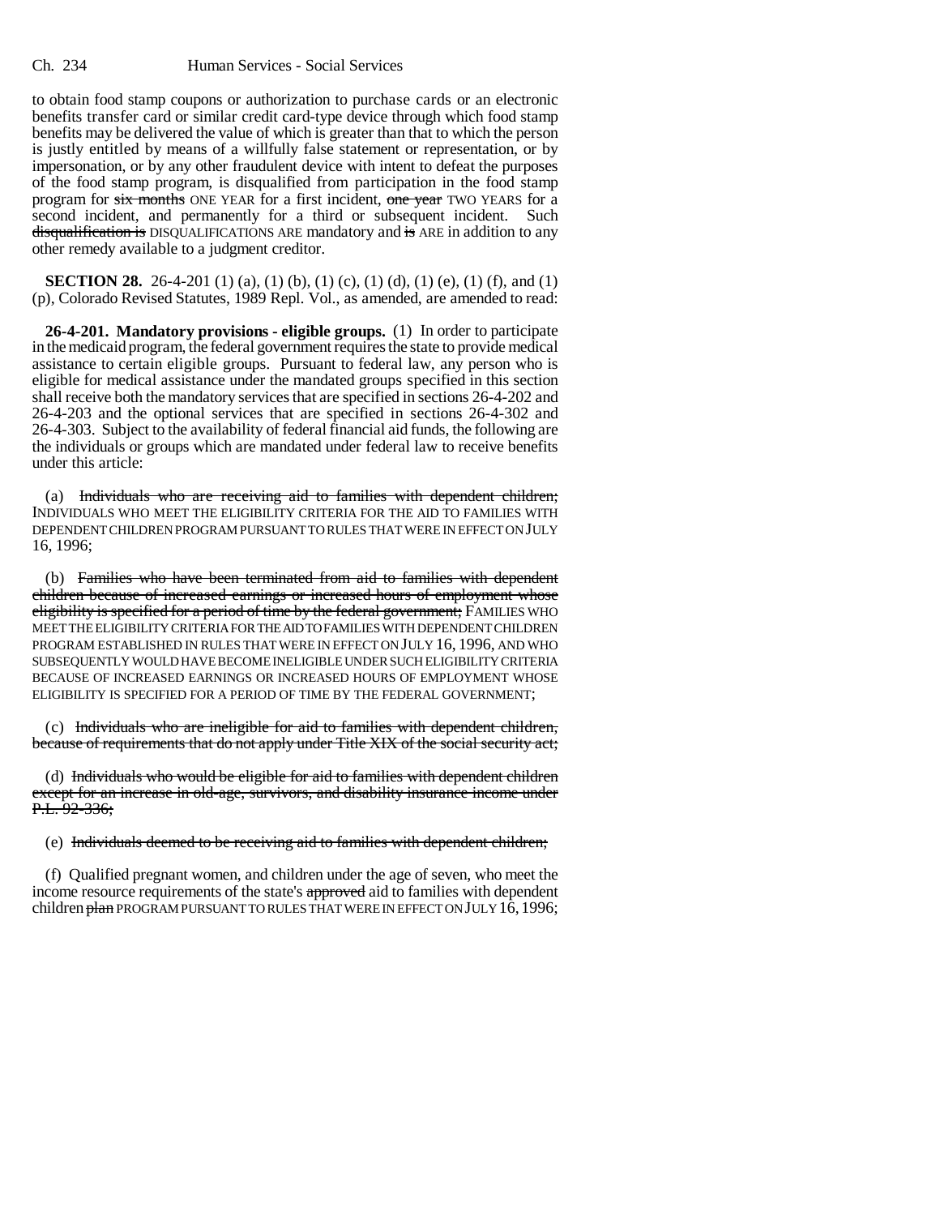to obtain food stamp coupons or authorization to purchase cards or an electronic benefits transfer card or similar credit card-type device through which food stamp benefits may be delivered the value of which is greater than that to which the person is justly entitled by means of a willfully false statement or representation, or by impersonation, or by any other fraudulent device with intent to defeat the purposes of the food stamp program, is disqualified from participation in the food stamp program for ~~six months~~ ONE YEAR for a first incident, ~~one year~~ TWO YEARS for a second incident, and permanently for a third or subsequent incident. Such ~~disqualification is~~ DISQUALIFICATIONS ARE mandatory and ~~is~~ ARE in addition to any other remedy available to a judgment creditor.

**SECTION 28.** 26-4-201 (1) (a), (1) (b), (1) (c), (1) (d), (1) (e), (1) (f), and (1) (p), Colorado Revised Statutes, 1989 Repl. Vol., as amended, are amended to read:

**26-4-201. Mandatory provisions - eligible groups.** (1) In order to participate in the medicaid program, the federal government requires the state to provide medical assistance to certain eligible groups. Pursuant to federal law, any person who is eligible for medical assistance under the mandated groups specified in this section shall receive both the mandatory services that are specified in sections 26-4-202 and 26-4-203 and the optional services that are specified in sections 26-4-302 and 26-4-303. Subject to the availability of federal financial aid funds, the following are the individuals or groups which are mandated under federal law to receive benefits under this article:

(a) ~~Individuals who are receiving aid to families with dependent children;~~ INDIVIDUALS WHO MEET THE ELIGIBILITY CRITERIA FOR THE AID TO FAMILIES WITH DEPENDENT CHILDREN PROGRAM PURSUANT TO RULES THAT WERE IN EFFECT ON JULY 16, 1996;

(b) ~~Families who have been terminated from aid to families with dependent children because of increased earnings or increased hours of employment whose eligibility is specified for a period of time by the federal government;~~ FAMILIES WHO MEET THE ELIGIBILITY CRITERIA FOR THE AID TO FAMILIES WITH DEPENDENT CHILDREN PROGRAM ESTABLISHED IN RULES THAT WERE IN EFFECT ON JULY 16, 1996, AND WHO SUBSEQUENTLY WOULD HAVE BECOME INELIGIBLE UNDER SUCH ELIGIBILITY CRITERIA BECAUSE OF INCREASED EARNINGS OR INCREASED HOURS OF EMPLOYMENT WHOSE ELIGIBILITY IS SPECIFIED FOR A PERIOD OF TIME BY THE FEDERAL GOVERNMENT;

(c) ~~Individuals who are ineligible for aid to families with dependent children, because of requirements that do not apply under Title XIX of the social security act;~~

(d) ~~Individuals who would be eligible for aid to families with dependent children except for an increase in old-age, survivors, and disability insurance income under P.L. 92-336;~~

(e) ~~Individuals deemed to be receiving aid to families with dependent children;~~

(f) Qualified pregnant women, and children under the age of seven, who meet the income resource requirements of the state's ~~approved~~ aid to families with dependent children ~~plan~~ PROGRAM PURSUANT TO RULES THAT WERE IN EFFECT ON JULY 16, 1996;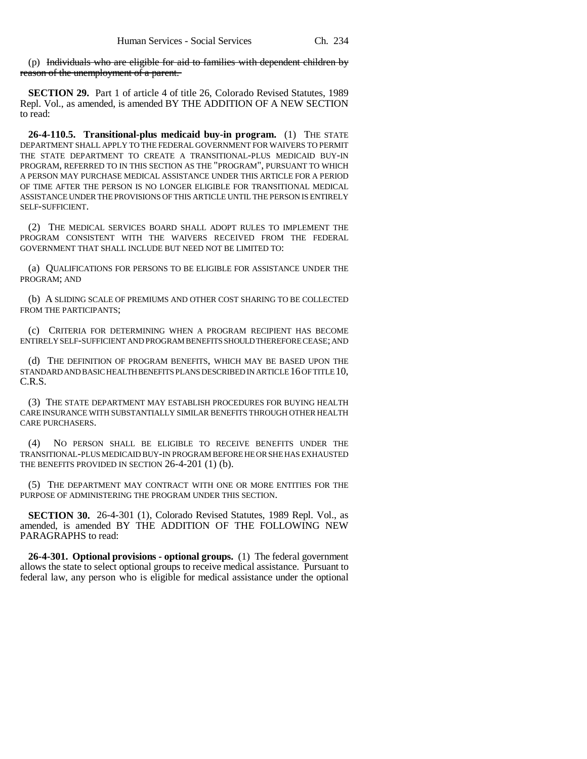(p) ~~Individuals who are eligible for aid to families with dependent children by reason of the unemployment of a parent.~~

**SECTION 29.** Part 1 of article 4 of title 26, Colorado Revised Statutes, 1989 Repl. Vol., as amended, is amended BY THE ADDITION OF A NEW SECTION to read:

**26-4-110.5. Transitional-plus medicaid buy-in program.** (1) THE STATE DEPARTMENT SHALL APPLY TO THE FEDERAL GOVERNMENT FOR WAIVERS TO PERMIT THE STATE DEPARTMENT TO CREATE A TRANSITIONAL-PLUS MEDICAID BUY-IN PROGRAM, REFERRED TO IN THIS SECTION AS THE "PROGRAM", PURSUANT TO WHICH A PERSON MAY PURCHASE MEDICAL ASSISTANCE UNDER THIS ARTICLE FOR A PERIOD OF TIME AFTER THE PERSON IS NO LONGER ELIGIBLE FOR TRANSITIONAL MEDICAL ASSISTANCE UNDER THE PROVISIONS OF THIS ARTICLE UNTIL THE PERSON IS ENTIRELY SELF-SUFFICIENT.

(2) THE MEDICAL SERVICES BOARD SHALL ADOPT RULES TO IMPLEMENT THE PROGRAM CONSISTENT WITH THE WAIVERS RECEIVED FROM THE FEDERAL GOVERNMENT THAT SHALL INCLUDE BUT NEED NOT BE LIMITED TO:

(a) QUALIFICATIONS FOR PERSONS TO BE ELIGIBLE FOR ASSISTANCE UNDER THE PROGRAM; AND

(b) A SLIDING SCALE OF PREMIUMS AND OTHER COST SHARING TO BE COLLECTED FROM THE PARTICIPANTS;

(c) CRITERIA FOR DETERMINING WHEN A PROGRAM RECIPIENT HAS BECOME ENTIRELY SELF-SUFFICIENT AND PROGRAM BENEFITS SHOULD THEREFORE CEASE; AND

(d) THE DEFINITION OF PROGRAM BENEFITS, WHICH MAY BE BASED UPON THE STANDARD AND BASIC HEALTH BENEFITS PLANS DESCRIBED IN ARTICLE 16 OF TITLE 10, C.R.S.

(3) THE STATE DEPARTMENT MAY ESTABLISH PROCEDURES FOR BUYING HEALTH CARE INSURANCE WITH SUBSTANTIALLY SIMILAR BENEFITS THROUGH OTHER HEALTH CARE PURCHASERS.

(4) NO PERSON SHALL BE ELIGIBLE TO RECEIVE BENEFITS UNDER THE TRANSITIONAL-PLUS MEDICAID BUY-IN PROGRAM BEFORE HE OR SHE HAS EXHAUSTED THE BENEFITS PROVIDED IN SECTION 26-4-201 (1) (b).

(5) THE DEPARTMENT MAY CONTRACT WITH ONE OR MORE ENTITIES FOR THE PURPOSE OF ADMINISTERING THE PROGRAM UNDER THIS SECTION.

**SECTION 30.** 26-4-301 (1), Colorado Revised Statutes, 1989 Repl. Vol., as amended, is amended BY THE ADDITION OF THE FOLLOWING NEW PARAGRAPHS to read:

**26-4-301. Optional provisions - optional groups.** (1) The federal government allows the state to select optional groups to receive medical assistance. Pursuant to federal law, any person who is eligible for medical assistance under the optional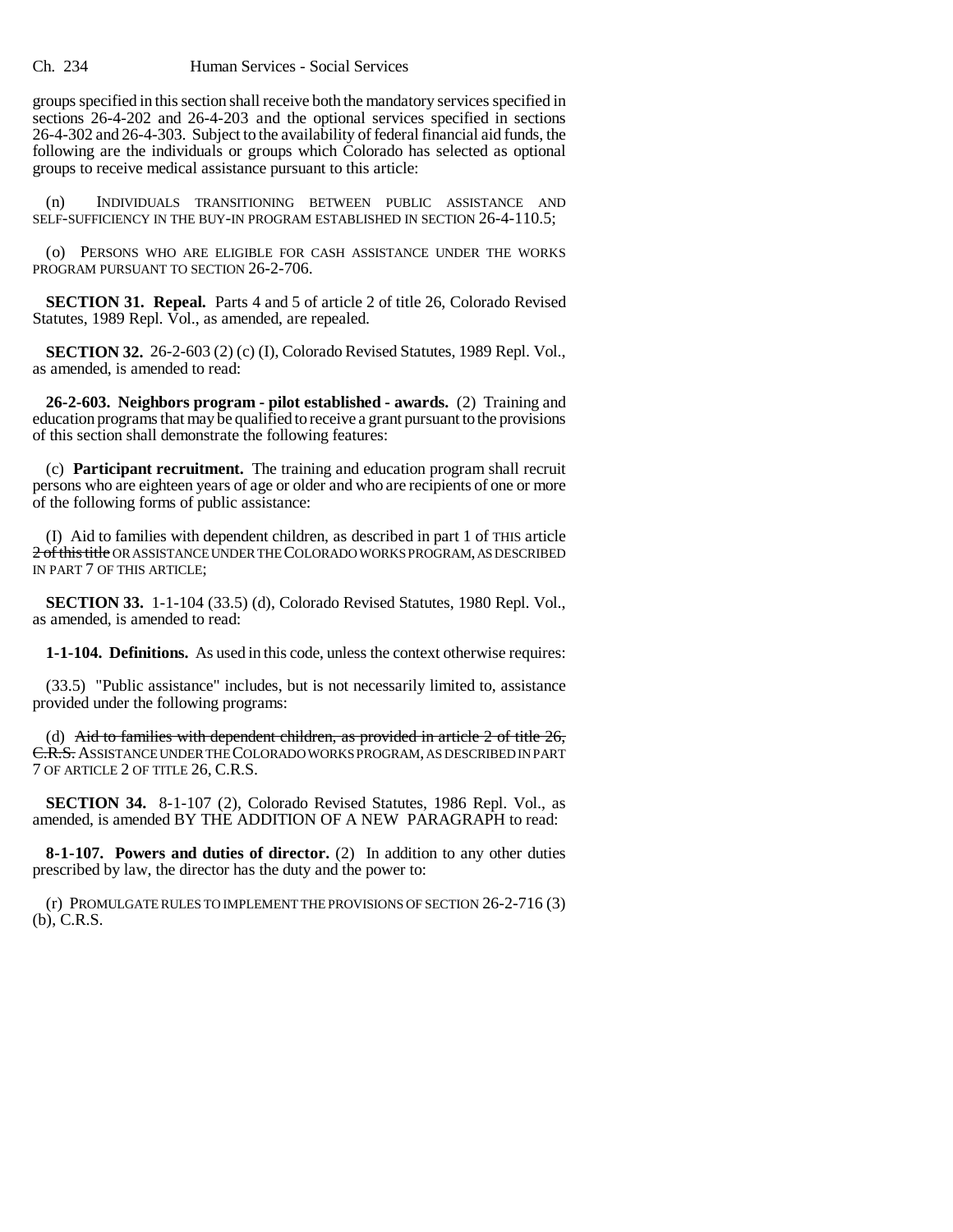groups specified in this section shall receive both the mandatory services specified in sections 26-4-202 and 26-4-203 and the optional services specified in sections 26-4-302 and 26-4-303. Subject to the availability of federal financial aid funds, the following are the individuals or groups which Colorado has selected as optional groups to receive medical assistance pursuant to this article:

(n) INDIVIDUALS TRANSITIONING BETWEEN PUBLIC ASSISTANCE AND SELF-SUFFICIENCY IN THE BUY-IN PROGRAM ESTABLISHED IN SECTION 26-4-110.5;

(o) PERSONS WHO ARE ELIGIBLE FOR CASH ASSISTANCE UNDER THE WORKS PROGRAM PURSUANT TO SECTION 26-2-706.

**SECTION 31. Repeal.** Parts 4 and 5 of article 2 of title 26, Colorado Revised Statutes, 1989 Repl. Vol., as amended, are repealed.

**SECTION 32.** 26-2-603 (2) (c) (I), Colorado Revised Statutes, 1989 Repl. Vol., as amended, is amended to read:

**26-2-603. Neighbors program - pilot established - awards.** (2) Training and education programs that may be qualified to receive a grant pursuant to the provisions of this section shall demonstrate the following features:

(c) **Participant recruitment.** The training and education program shall recruit persons who are eighteen years of age or older and who are recipients of one or more of the following forms of public assistance:

(I) Aid to families with dependent children, as described in part 1 of THIS article ~~2 of this title~~ OR ASSISTANCE UNDER THE COLORADO WORKS PROGRAM, AS DESCRIBED IN PART 7 OF THIS ARTICLE;

**SECTION 33.** 1-1-104 (33.5) (d), Colorado Revised Statutes, 1980 Repl. Vol., as amended, is amended to read:

**1-1-104. Definitions.** As used in this code, unless the context otherwise requires:

(33.5) "Public assistance" includes, but is not necessarily limited to, assistance provided under the following programs:

(d) ~~Aid to families with dependent children, as provided in article 2 of title 26, C.R.S.~~ ASSISTANCE UNDER THE COLORADO WORKS PROGRAM, AS DESCRIBED IN PART 7 OF ARTICLE 2 OF TITLE 26, C.R.S.

**SECTION 34.** 8-1-107 (2), Colorado Revised Statutes, 1986 Repl. Vol., as amended, is amended BY THE ADDITION OF A NEW PARAGRAPH to read:

**8-1-107. Powers and duties of director.** (2) In addition to any other duties prescribed by law, the director has the duty and the power to:

(r) PROMULGATE RULES TO IMPLEMENT THE PROVISIONS OF SECTION 26-2-716 (3) (b), C.R.S.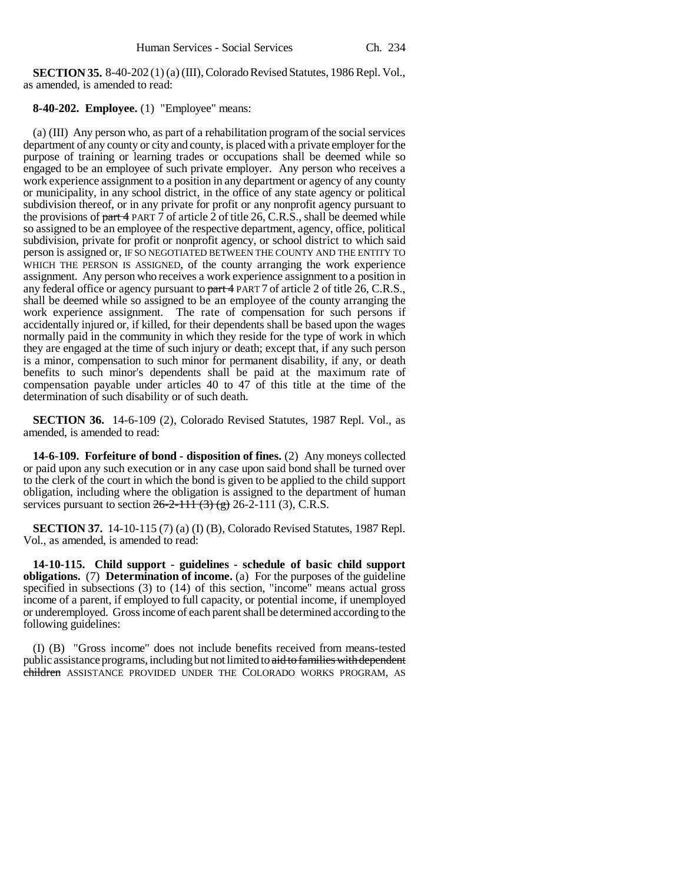**SECTION 35.** 8-40-202 (1) (a) (III), Colorado Revised Statutes, 1986 Repl. Vol., as amended, is amended to read:

**8-40-202. Employee.** (1) "Employee" means:

(a) (III) Any person who, as part of a rehabilitation program of the social services department of any county or city and county, is placed with a private employer for the purpose of training or learning trades or occupations shall be deemed while so engaged to be an employee of such private employer. Any person who receives a work experience assignment to a position in any department or agency of any county or municipality, in any school district, in the office of any state agency or political subdivision thereof, or in any private for profit or any nonprofit agency pursuant to the provisions of ~~part 4~~ PART 7 of article 2 of title 26, C.R.S., shall be deemed while so assigned to be an employee of the respective department, agency, office, political subdivision, private for profit or nonprofit agency, or school district to which said person is assigned or, IF SO NEGOTIATED BETWEEN THE COUNTY AND THE ENTITY TO WHICH THE PERSON IS ASSIGNED, of the county arranging the work experience assignment. Any person who receives a work experience assignment to a position in any federal office or agency pursuant to ~~part 4~~ PART 7 of article 2 of title 26, C.R.S., shall be deemed while so assigned to be an employee of the county arranging the work experience assignment. The rate of compensation for such persons if accidentally injured or, if killed, for their dependents shall be based upon the wages normally paid in the community in which they reside for the type of work in which they are engaged at the time of such injury or death; except that, if any such person is a minor, compensation to such minor for permanent disability, if any, or death benefits to such minor's dependents shall be paid at the maximum rate of compensation payable under articles 40 to 47 of this title at the time of the determination of such disability or of such death.

**SECTION 36.** 14-6-109 (2), Colorado Revised Statutes, 1987 Repl. Vol., as amended, is amended to read:

**14-6-109. Forfeiture of bond - disposition of fines.** (2) Any moneys collected or paid upon any such execution or in any case upon said bond shall be turned over to the clerk of the court in which the bond is given to be applied to the child support obligation, including where the obligation is assigned to the department of human services pursuant to section ~~26-2-111 (3) (g)~~ 26-2-111 (3), C.R.S.

**SECTION 37.** 14-10-115 (7) (a) (I) (B), Colorado Revised Statutes, 1987 Repl. Vol., as amended, is amended to read:

**14-10-115. Child support - guidelines - schedule of basic child support obligations.** (7) **Determination of income.** (a) For the purposes of the guideline specified in subsections (3) to (14) of this section, "income" means actual gross income of a parent, if employed to full capacity, or potential income, if unemployed or underemployed. Gross income of each parent shall be determined according to the following guidelines:

(I) (B) "Gross income" does not include benefits received from means-tested public assistance programs, including but not limited to ~~aid to families with dependent children~~ ASSISTANCE PROVIDED UNDER THE COLORADO WORKS PROGRAM, AS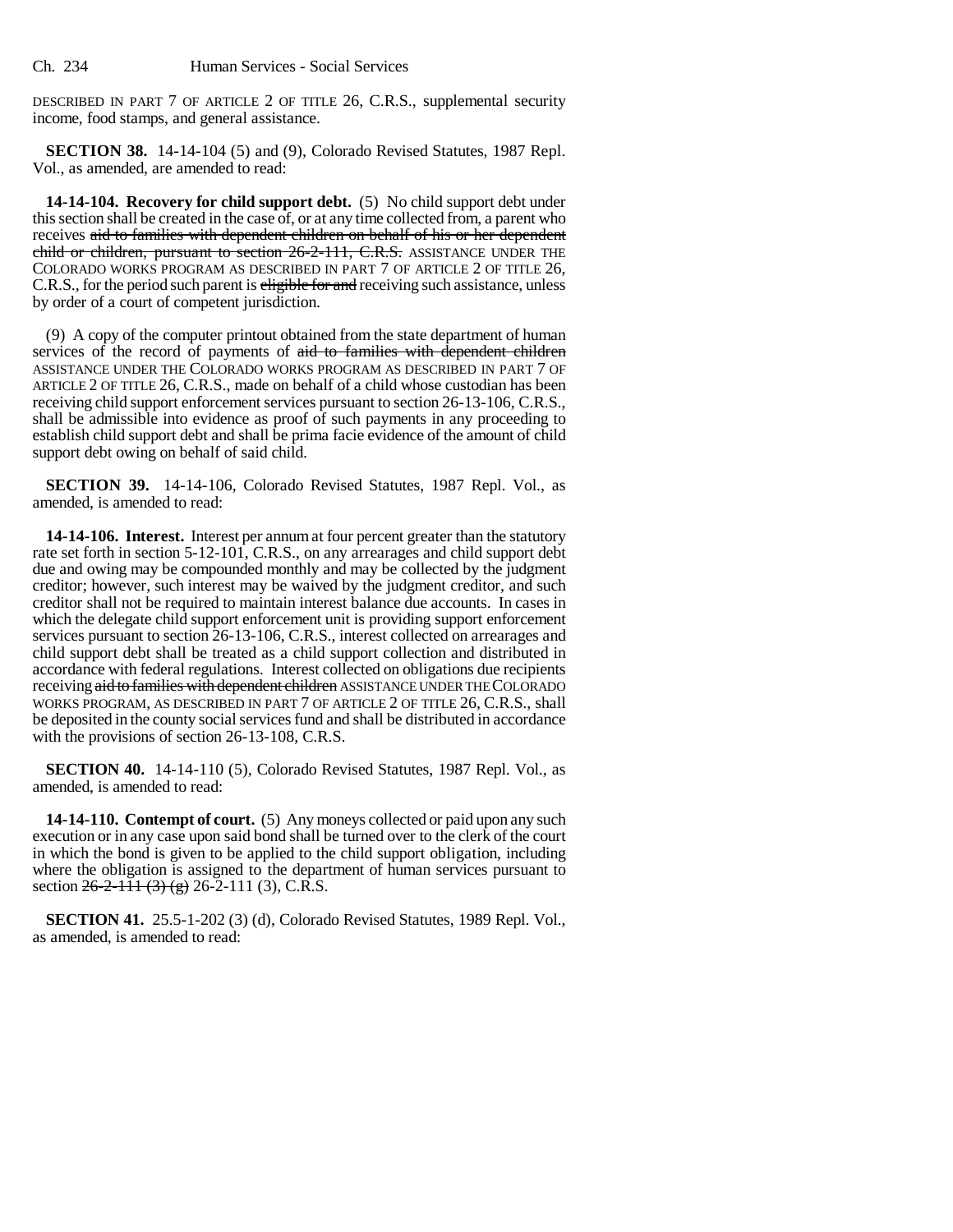DESCRIBED IN PART 7 OF ARTICLE 2 OF TITLE 26, C.R.S., supplemental security income, food stamps, and general assistance.

**SECTION 38.** 14-14-104 (5) and (9), Colorado Revised Statutes, 1987 Repl. Vol., as amended, are amended to read:

**14-14-104. Recovery for child support debt.** (5) No child support debt under this section shall be created in the case of, or at any time collected from, a parent who receives ~~aid to families with dependent children on behalf of his or her dependent child or children, pursuant to section 26-2-111, C.R.S.~~ ASSISTANCE UNDER THE COLORADO WORKS PROGRAM AS DESCRIBED IN PART 7 OF ARTICLE 2 OF TITLE 26, C.R.S., for the period such parent is ~~eligible for and~~ receiving such assistance, unless by order of a court of competent jurisdiction.

(9) A copy of the computer printout obtained from the state department of human services of the record of payments of ~~aid to families with dependent children~~ ASSISTANCE UNDER THE COLORADO WORKS PROGRAM AS DESCRIBED IN PART 7 OF ARTICLE 2 OF TITLE 26, C.R.S., made on behalf of a child whose custodian has been receiving child support enforcement services pursuant to section 26-13-106, C.R.S., shall be admissible into evidence as proof of such payments in any proceeding to establish child support debt and shall be prima facie evidence of the amount of child support debt owing on behalf of said child.

**SECTION 39.** 14-14-106, Colorado Revised Statutes, 1987 Repl. Vol., as amended, is amended to read:

**14-14-106. Interest.** Interest per annum at four percent greater than the statutory rate set forth in section 5-12-101, C.R.S., on any arrearages and child support debt due and owing may be compounded monthly and may be collected by the judgment creditor; however, such interest may be waived by the judgment creditor, and such creditor shall not be required to maintain interest balance due accounts. In cases in which the delegate child support enforcement unit is providing support enforcement services pursuant to section 26-13-106, C.R.S., interest collected on arrearages and child support debt shall be treated as a child support collection and distributed in accordance with federal regulations. Interest collected on obligations due recipients receiving ~~aid to families with dependent children~~ ASSISTANCE UNDER THE COLORADO WORKS PROGRAM, AS DESCRIBED IN PART 7 OF ARTICLE 2 OF TITLE 26, C.R.S., shall be deposited in the county social services fund and shall be distributed in accordance with the provisions of section 26-13-108, C.R.S.

**SECTION 40.** 14-14-110 (5), Colorado Revised Statutes, 1987 Repl. Vol., as amended, is amended to read:

**14-14-110. Contempt of court.** (5) Any moneys collected or paid upon any such execution or in any case upon said bond shall be turned over to the clerk of the court in which the bond is given to be applied to the child support obligation, including where the obligation is assigned to the department of human services pursuant to section ~~26-2-111 (3) (g)~~ 26-2-111 (3), C.R.S.

**SECTION 41.** 25.5-1-202 (3) (d), Colorado Revised Statutes, 1989 Repl. Vol., as amended, is amended to read: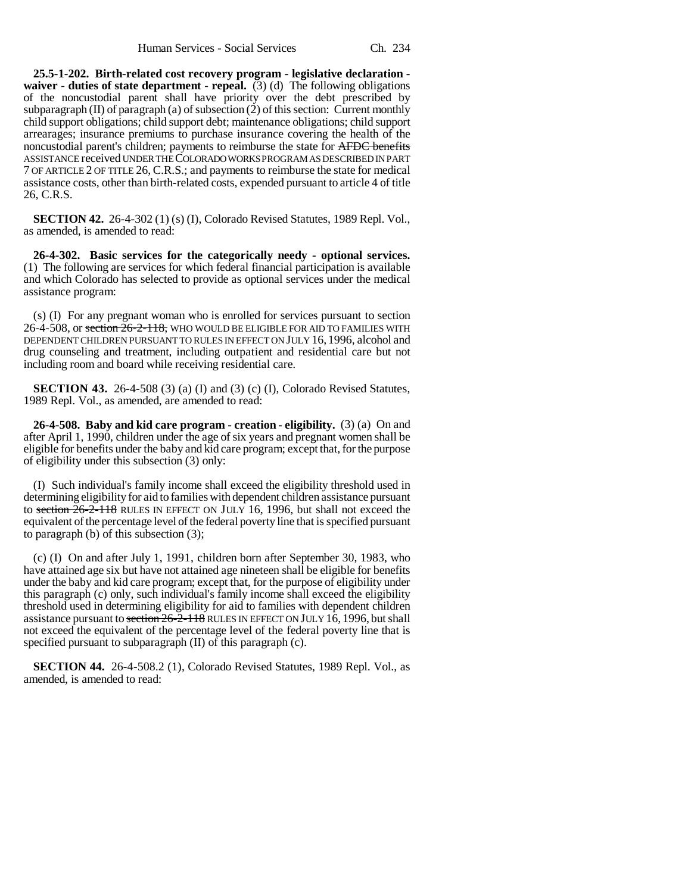**25.5-1-202. Birth-related cost recovery program - legislative declaration - waiver - duties of state department - repeal.** (3) (d) The following obligations of the noncustodial parent shall have priority over the debt prescribed by subparagraph (II) of paragraph (a) of subsection (2) of this section: Current monthly child support obligations; child support debt; maintenance obligations; child support arrearages; insurance premiums to purchase insurance covering the health of the noncustodial parent's children; payments to reimburse the state for ~~AFDC benefits~~ ASSISTANCE received UNDER THE COLORADO WORKS PROGRAM AS DESCRIBED IN PART 7 OF ARTICLE 2 OF TITLE 26, C.R.S.; and payments to reimburse the state for medical assistance costs, other than birth-related costs, expended pursuant to article 4 of title 26, C.R.S.

**SECTION 42.** 26-4-302 (1) (s) (I), Colorado Revised Statutes, 1989 Repl. Vol., as amended, is amended to read:

**26-4-302. Basic services for the categorically needy - optional services.** (1) The following are services for which federal financial participation is available and which Colorado has selected to provide as optional services under the medical assistance program:

(s) (I) For any pregnant woman who is enrolled for services pursuant to section 26-4-508, or ~~section 26-2-118,~~ WHO WOULD BE ELIGIBLE FOR AID TO FAMILIES WITH DEPENDENT CHILDREN PURSUANT TO RULES IN EFFECT ON JULY 16, 1996, alcohol and drug counseling and treatment, including outpatient and residential care but not including room and board while receiving residential care.

**SECTION 43.** 26-4-508 (3) (a) (I) and (3) (c) (I), Colorado Revised Statutes, 1989 Repl. Vol., as amended, are amended to read:

**26-4-508. Baby and kid care program - creation - eligibility.** (3) (a) On and after April 1, 1990, children under the age of six years and pregnant women shall be eligible for benefits under the baby and kid care program; except that, for the purpose of eligibility under this subsection (3) only:

(I) Such individual's family income shall exceed the eligibility threshold used in determining eligibility for aid to families with dependent children assistance pursuant to ~~section 26-2-118~~ RULES IN EFFECT ON JULY 16, 1996, but shall not exceed the equivalent of the percentage level of the federal poverty line that is specified pursuant to paragraph (b) of this subsection (3);

(c) (I) On and after July 1, 1991, children born after September 30, 1983, who have attained age six but have not attained age nineteen shall be eligible for benefits under the baby and kid care program; except that, for the purpose of eligibility under this paragraph (c) only, such individual's family income shall exceed the eligibility threshold used in determining eligibility for aid to families with dependent children assistance pursuant to ~~section 26-2-118~~ RULES IN EFFECT ON JULY 16, 1996, but shall not exceed the equivalent of the percentage level of the federal poverty line that is specified pursuant to subparagraph (II) of this paragraph (c).

**SECTION 44.** 26-4-508.2 (1), Colorado Revised Statutes, 1989 Repl. Vol., as amended, is amended to read: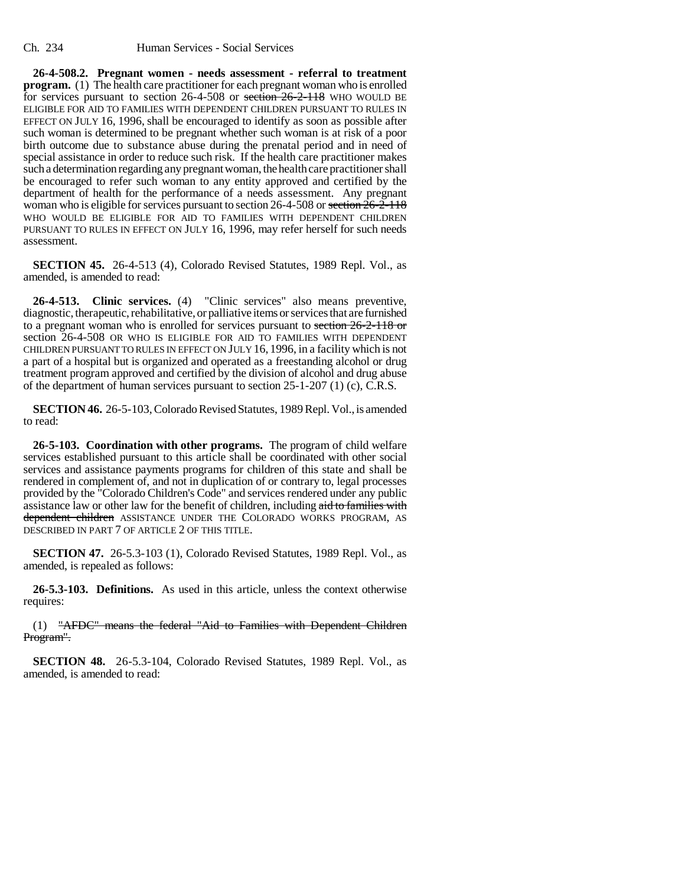**26-4-508.2. Pregnant women - needs assessment - referral to treatment program.** (1) The health care practitioner for each pregnant woman who is enrolled for services pursuant to section 26-4-508 or ~~section 26-2-118~~ WHO WOULD BE ELIGIBLE FOR AID TO FAMILIES WITH DEPENDENT CHILDREN PURSUANT TO RULES IN EFFECT ON JULY 16, 1996, shall be encouraged to identify as soon as possible after such woman is determined to be pregnant whether such woman is at risk of a poor birth outcome due to substance abuse during the prenatal period and in need of special assistance in order to reduce such risk. If the health care practitioner makes such a determination regarding any pregnant woman, the health care practitioner shall be encouraged to refer such woman to any entity approved and certified by the department of health for the performance of a needs assessment. Any pregnant woman who is eligible for services pursuant to section 26-4-508 or ~~section 26-2-118~~ WHO WOULD BE ELIGIBLE FOR AID TO FAMILIES WITH DEPENDENT CHILDREN PURSUANT TO RULES IN EFFECT ON JULY 16, 1996, may refer herself for such needs assessment.

**SECTION 45.** 26-4-513 (4), Colorado Revised Statutes, 1989 Repl. Vol., as amended, is amended to read:

**26-4-513. Clinic services.** (4) "Clinic services" also means preventive, diagnostic, therapeutic, rehabilitative, or palliative items or services that are furnished to a pregnant woman who is enrolled for services pursuant to ~~section 26-2-118 or~~ section 26-4-508 OR WHO IS ELIGIBLE FOR AID TO FAMILIES WITH DEPENDENT CHILDREN PURSUANT TO RULES IN EFFECT ON JULY 16, 1996, in a facility which is not a part of a hospital but is organized and operated as a freestanding alcohol or drug treatment program approved and certified by the division of alcohol and drug abuse of the department of human services pursuant to section 25-1-207 (1) (c), C.R.S.

**SECTION 46.** 26-5-103, Colorado Revised Statutes, 1989 Repl. Vol., is amended to read:

**26-5-103. Coordination with other programs.** The program of child welfare services established pursuant to this article shall be coordinated with other social services and assistance payments programs for children of this state and shall be rendered in complement of, and not in duplication of or contrary to, legal processes provided by the "Colorado Children's Code" and services rendered under any public assistance law or other law for the benefit of children, including ~~aid to families with dependent children~~ ASSISTANCE UNDER THE COLORADO WORKS PROGRAM, AS DESCRIBED IN PART 7 OF ARTICLE 2 OF THIS TITLE.

**SECTION 47.** 26-5.3-103 (1), Colorado Revised Statutes, 1989 Repl. Vol., as amended, is repealed as follows:

**26-5.3-103. Definitions.** As used in this article, unless the context otherwise requires:

(1) ~~"AFDC" means the federal "Aid to Families with Dependent Children Program".~~

**SECTION 48.** 26-5.3-104, Colorado Revised Statutes, 1989 Repl. Vol., as amended, is amended to read: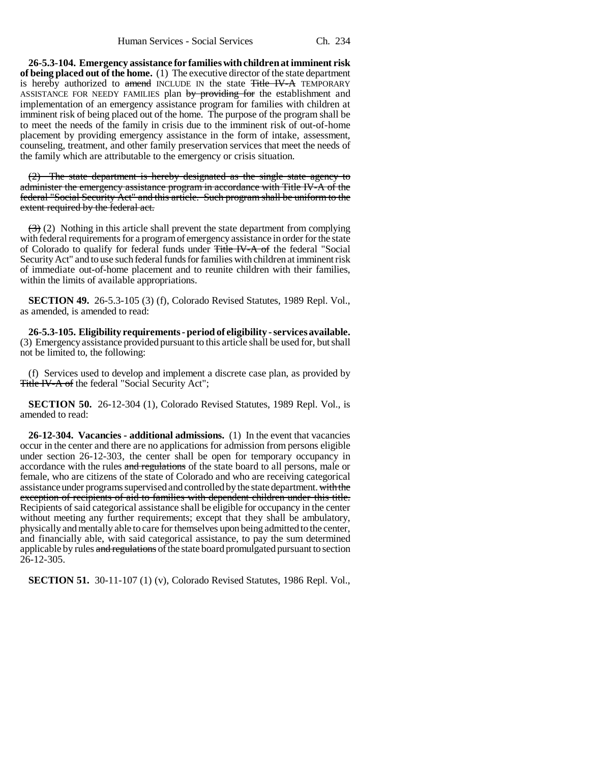**26-5.3-104. Emergency assistance for families with children at imminent risk of being placed out of the home.** (1) The executive director of the state department is hereby authorized to ~~amend~~ INCLUDE IN the state ~~Title IV-A~~ TEMPORARY ASSISTANCE FOR NEEDY FAMILIES plan ~~by providing for~~ the establishment and implementation of an emergency assistance program for families with children at imminent risk of being placed out of the home. The purpose of the program shall be to meet the needs of the family in crisis due to the imminent risk of out-of-home placement by providing emergency assistance in the form of intake, assessment, counseling, treatment, and other family preservation services that meet the needs of the family which are attributable to the emergency or crisis situation.

~~(2) The state department is hereby designated as the single state agency to administer the emergency assistance program in accordance with Title IV-A of the federal "Social Security Act" and this article. Such program shall be uniform to the extent required by the federal act.~~

~~(3)~~ (2) Nothing in this article shall prevent the state department from complying with federal requirements for a program of emergency assistance in order for the state of Colorado to qualify for federal funds under ~~Title IV-A of~~ the federal "Social Security Act" and to use such federal funds for families with children at imminent risk of immediate out-of-home placement and to reunite children with their families, within the limits of available appropriations.

**SECTION 49.** 26-5.3-105 (3) (f), Colorado Revised Statutes, 1989 Repl. Vol., as amended, is amended to read:

**26-5.3-105. Eligibility requirements - period of eligibility - services available.** (3) Emergency assistance provided pursuant to this article shall be used for, but shall not be limited to, the following:

(f) Services used to develop and implement a discrete case plan, as provided by ~~Title IV-A of~~ the federal "Social Security Act";

**SECTION 50.** 26-12-304 (1), Colorado Revised Statutes, 1989 Repl. Vol., is amended to read:

**26-12-304. Vacancies - additional admissions.** (1) In the event that vacancies occur in the center and there are no applications for admission from persons eligible under section 26-12-303, the center shall be open for temporary occupancy in accordance with the rules ~~and regulations~~ of the state board to all persons, male or female, who are citizens of the state of Colorado and who are receiving categorical assistance under programs supervised and controlled by the state department. ~~with the exception of recipients of aid to families with dependent children under this title.~~ Recipients of said categorical assistance shall be eligible for occupancy in the center without meeting any further requirements; except that they shall be ambulatory, physically and mentally able to care for themselves upon being admitted to the center, and financially able, with said categorical assistance, to pay the sum determined applicable by rules ~~and regulations~~ of the state board promulgated pursuant to section 26-12-305.

**SECTION 51.** 30-11-107 (1) (v), Colorado Revised Statutes, 1986 Repl. Vol.,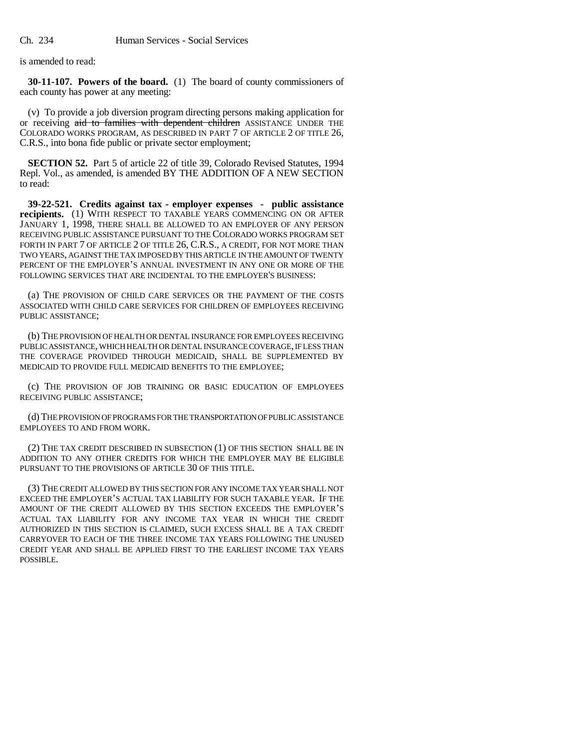is amended to read:

**30-11-107. Powers of the board.** (1) The board of county commissioners of each county has power at any meeting:

(v) To provide a job diversion program directing persons making application for or receiving ~~aid to families with dependent children~~ ASSISTANCE UNDER THE COLORADO WORKS PROGRAM, AS DESCRIBED IN PART 7 OF ARTICLE 2 OF TITLE 26, C.R.S., into bona fide public or private sector employment;

**SECTION 52.** Part 5 of article 22 of title 39, Colorado Revised Statutes, 1994 Repl. Vol., as amended, is amended BY THE ADDITION OF A NEW SECTION to read:

**39-22-521. Credits against tax - employer expenses - public assistance recipients.** (1) WITH RESPECT TO TAXABLE YEARS COMMENCING ON OR AFTER JANUARY 1, 1998, THERE SHALL BE ALLOWED TO AN EMPLOYER OF ANY PERSON RECEIVING PUBLIC ASSISTANCE PURSUANT TO THE COLORADO WORKS PROGRAM SET FORTH IN PART 7 OF ARTICLE 2 OF TITLE 26, C.R.S., A CREDIT, FOR NOT MORE THAN TWO YEARS, AGAINST THE TAX IMPOSED BY THIS ARTICLE IN THE AMOUNT OF TWENTY PERCENT OF THE EMPLOYER'S ANNUAL INVESTMENT IN ANY ONE OR MORE OF THE FOLLOWING SERVICES THAT ARE INCIDENTAL TO THE EMPLOYER'S BUSINESS:

(a) THE PROVISION OF CHILD CARE SERVICES OR THE PAYMENT OF THE COSTS ASSOCIATED WITH CHILD CARE SERVICES FOR CHILDREN OF EMPLOYEES RECEIVING PUBLIC ASSISTANCE;

(b) THE PROVISION OF HEALTH OR DENTAL INSURANCE FOR EMPLOYEES RECEIVING PUBLIC ASSISTANCE, WHICH HEALTH OR DENTAL INSURANCE COVERAGE, IF LESS THAN THE COVERAGE PROVIDED THROUGH MEDICAID, SHALL BE SUPPLEMENTED BY MEDICAID TO PROVIDE FULL MEDICAID BENEFITS TO THE EMPLOYEE;

(c) THE PROVISION OF JOB TRAINING OR BASIC EDUCATION OF EMPLOYEES RECEIVING PUBLIC ASSISTANCE;

(d) THE PROVISION OF PROGRAMS FOR THE TRANSPORTATION OF PUBLIC ASSISTANCE EMPLOYEES TO AND FROM WORK.

(2) THE TAX CREDIT DESCRIBED IN SUBSECTION (1) OF THIS SECTION SHALL BE IN ADDITION TO ANY OTHER CREDITS FOR WHICH THE EMPLOYER MAY BE ELIGIBLE PURSUANT TO THE PROVISIONS OF ARTICLE 30 OF THIS TITLE.

(3) THE CREDIT ALLOWED BY THIS SECTION FOR ANY INCOME TAX YEAR SHALL NOT EXCEED THE EMPLOYER'S ACTUAL TAX LIABILITY FOR SUCH TAXABLE YEAR. IF THE AMOUNT OF THE CREDIT ALLOWED BY THIS SECTION EXCEEDS THE EMPLOYER'S ACTUAL TAX LIABILITY FOR ANY INCOME TAX YEAR IN WHICH THE CREDIT AUTHORIZED IN THIS SECTION IS CLAIMED, SUCH EXCESS SHALL BE A TAX CREDIT CARRYOVER TO EACH OF THE THREE INCOME TAX YEARS FOLLOWING THE UNUSED CREDIT YEAR AND SHALL BE APPLIED FIRST TO THE EARLIEST INCOME TAX YEARS POSSIBLE.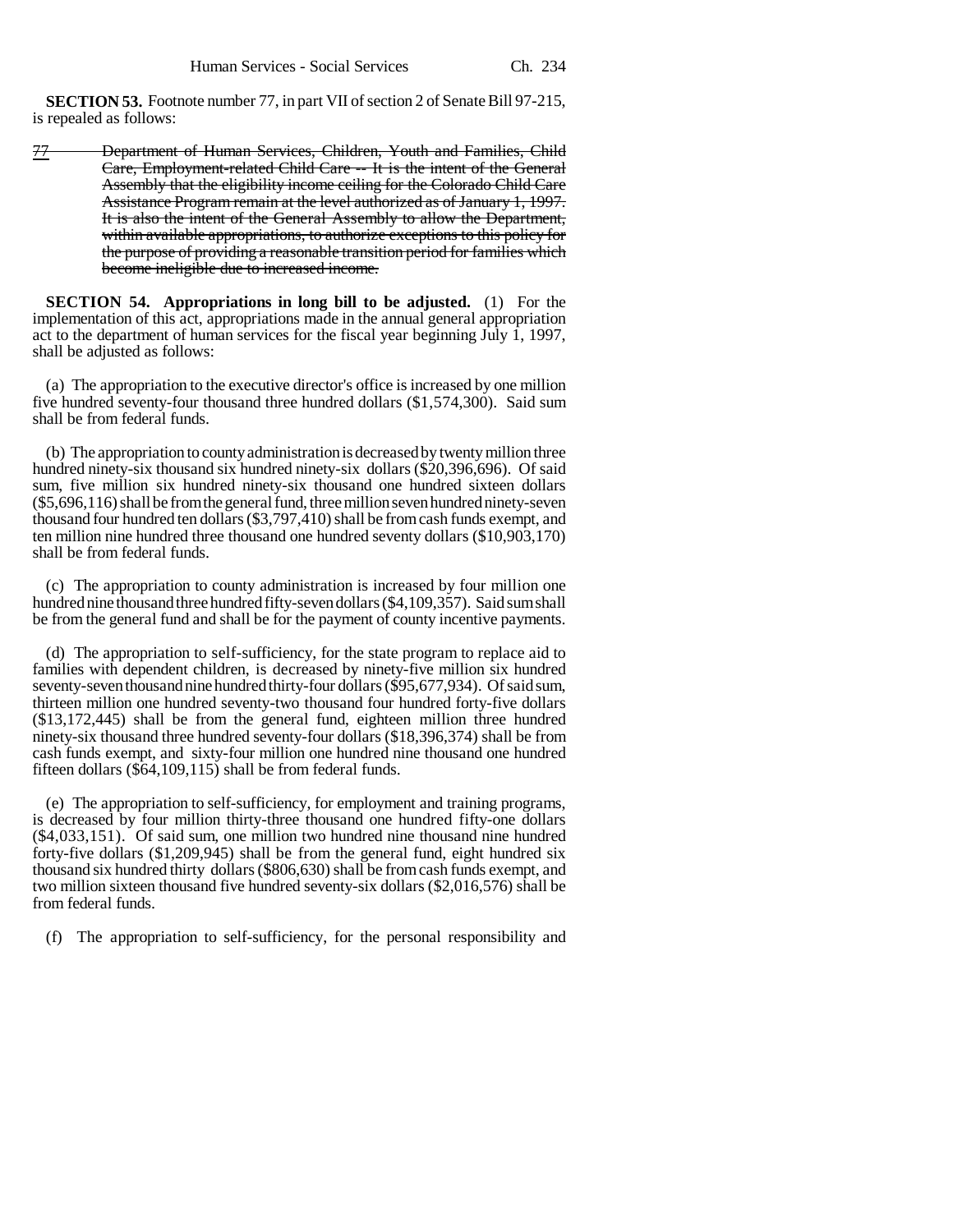**SECTION 53.** Footnote number 77, in part VII of section 2 of Senate Bill 97-215, is repealed as follows:

~~77 Department of Human Services, Children, Youth and Families, Child Care, Employment-related Child Care -- It is the intent of the General Assembly that the eligibility income ceiling for the Colorado Child Care Assistance Program remain at the level authorized as of January 1, 1997. It is also the intent of the General Assembly to allow the Department, within available appropriations, to authorize exceptions to this policy for the purpose of providing a reasonable transition period for families which become ineligible due to increased income.~~

**SECTION 54. Appropriations in long bill to be adjusted.** (1) For the implementation of this act, appropriations made in the annual general appropriation act to the department of human services for the fiscal year beginning July 1, 1997, shall be adjusted as follows:

(a) The appropriation to the executive director's office is increased by one million five hundred seventy-four thousand three hundred dollars ($1,574,300). Said sum shall be from federal funds.

(b) The appropriation to county administration is decreased by twenty million three hundred ninety-six thousand six hundred ninety-six dollars ($20,396,696). Of said sum, five million six hundred ninety-six thousand one hundred sixteen dollars ($5,696,116) shall be from the general fund, three million seven hundred ninety-seven thousand four hundred ten dollars ($3,797,410) shall be from cash funds exempt, and ten million nine hundred three thousand one hundred seventy dollars ($10,903,170) shall be from federal funds.

(c) The appropriation to county administration is increased by four million one hundred nine thousand three hundred fifty-seven dollars ($4,109,357). Said sum shall be from the general fund and shall be for the payment of county incentive payments.

(d) The appropriation to self-sufficiency, for the state program to replace aid to families with dependent children, is decreased by ninety-five million six hundred seventy-seven thousand nine hundred thirty-four dollars ($95,677,934). Of said sum, thirteen million one hundred seventy-two thousand four hundred forty-five dollars ($13,172,445) shall be from the general fund, eighteen million three hundred ninety-six thousand three hundred seventy-four dollars ($18,396,374) shall be from cash funds exempt, and sixty-four million one hundred nine thousand one hundred fifteen dollars ($64,109,115) shall be from federal funds.

(e) The appropriation to self-sufficiency, for employment and training programs, is decreased by four million thirty-three thousand one hundred fifty-one dollars ($4,033,151). Of said sum, one million two hundred nine thousand nine hundred forty-five dollars ($1,209,945) shall be from the general fund, eight hundred six thousand six hundred thirty dollars ($806,630) shall be from cash funds exempt, and two million sixteen thousand five hundred seventy-six dollars ($2,016,576) shall be from federal funds.

(f) The appropriation to self-sufficiency, for the personal responsibility and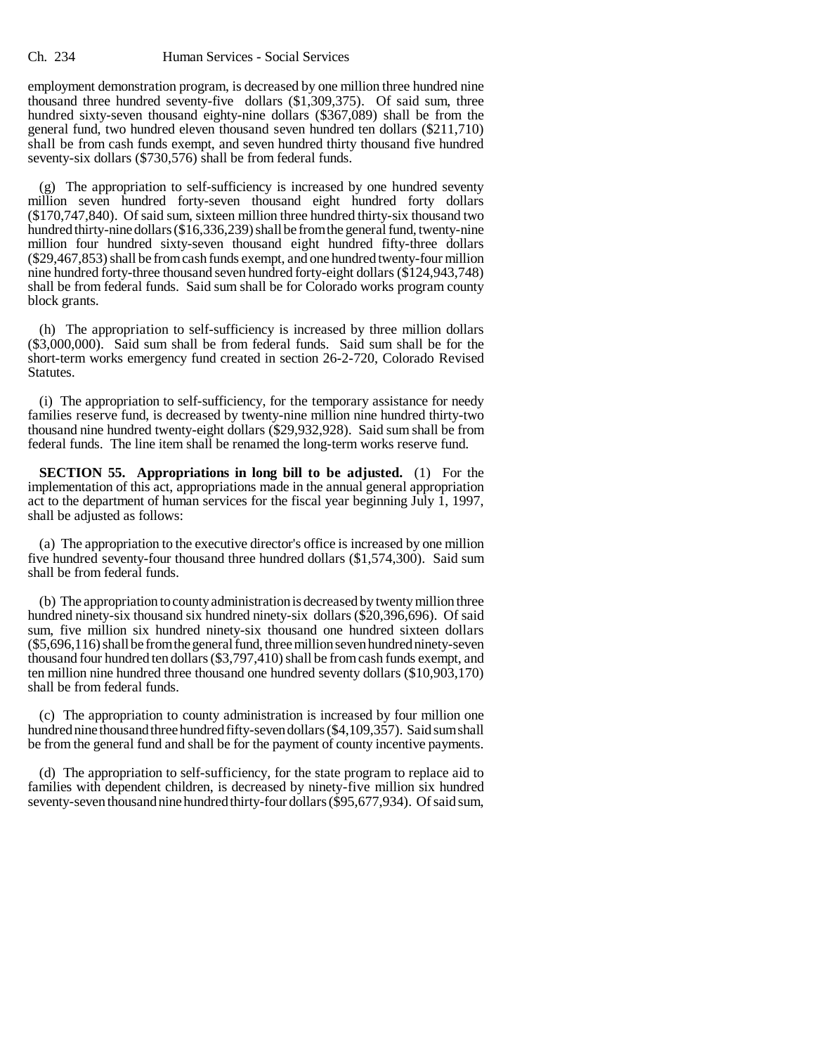employment demonstration program, is decreased by one million three hundred nine thousand three hundred seventy-five dollars ($1,309,375). Of said sum, three hundred sixty-seven thousand eighty-nine dollars ($367,089) shall be from the general fund, two hundred eleven thousand seven hundred ten dollars ($211,710) shall be from cash funds exempt, and seven hundred thirty thousand five hundred seventy-six dollars ($730,576) shall be from federal funds.

(g) The appropriation to self-sufficiency is increased by one hundred seventy million seven hundred forty-seven thousand eight hundred forty dollars ($170,747,840). Of said sum, sixteen million three hundred thirty-six thousand two hundred thirty-nine dollars ($16,336,239) shall be from the general fund, twenty-nine million four hundred sixty-seven thousand eight hundred fifty-three dollars ($29,467,853) shall be from cash funds exempt, and one hundred twenty-four million nine hundred forty-three thousand seven hundred forty-eight dollars ($124,943,748) shall be from federal funds. Said sum shall be for Colorado works program county block grants.

(h) The appropriation to self-sufficiency is increased by three million dollars ($3,000,000). Said sum shall be from federal funds. Said sum shall be for the short-term works emergency fund created in section 26-2-720, Colorado Revised Statutes.

(i) The appropriation to self-sufficiency, for the temporary assistance for needy families reserve fund, is decreased by twenty-nine million nine hundred thirty-two thousand nine hundred twenty-eight dollars ($29,932,928). Said sum shall be from federal funds. The line item shall be renamed the long-term works reserve fund.

**SECTION 55. Appropriations in long bill to be adjusted.** (1) For the implementation of this act, appropriations made in the annual general appropriation act to the department of human services for the fiscal year beginning July 1, 1997, shall be adjusted as follows:

(a) The appropriation to the executive director's office is increased by one million five hundred seventy-four thousand three hundred dollars ($1,574,300). Said sum shall be from federal funds.

(b) The appropriation to county administration is decreased by twenty million three hundred ninety-six thousand six hundred ninety-six dollars ($20,396,696). Of said sum, five million six hundred ninety-six thousand one hundred sixteen dollars ($5,696,116) shall be from the general fund, three million seven hundred ninety-seven thousand four hundred ten dollars ($3,797,410) shall be from cash funds exempt, and ten million nine hundred three thousand one hundred seventy dollars ($10,903,170) shall be from federal funds.

(c) The appropriation to county administration is increased by four million one hundred nine thousand three hundred fifty-seven dollars ($4,109,357). Said sum shall be from the general fund and shall be for the payment of county incentive payments.

(d) The appropriation to self-sufficiency, for the state program to replace aid to families with dependent children, is decreased by ninety-five million six hundred seventy-seven thousand nine hundred thirty-four dollars ($95,677,934). Of said sum,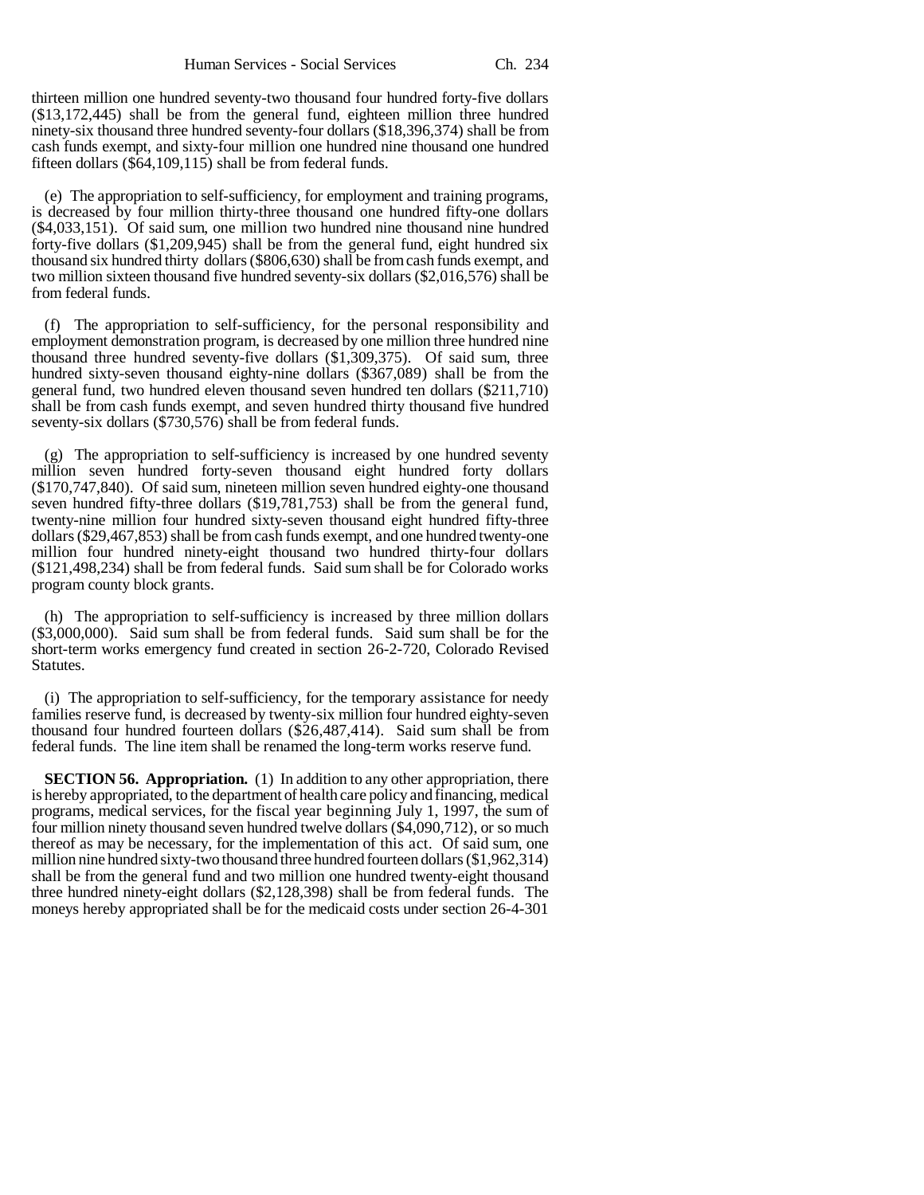thirteen million one hundred seventy-two thousand four hundred forty-five dollars ($13,172,445) shall be from the general fund, eighteen million three hundred ninety-six thousand three hundred seventy-four dollars ($18,396,374) shall be from cash funds exempt, and sixty-four million one hundred nine thousand one hundred fifteen dollars ($64,109,115) shall be from federal funds.

(e) The appropriation to self-sufficiency, for employment and training programs, is decreased by four million thirty-three thousand one hundred fifty-one dollars ($4,033,151). Of said sum, one million two hundred nine thousand nine hundred forty-five dollars ($1,209,945) shall be from the general fund, eight hundred six thousand six hundred thirty dollars ($806,630) shall be from cash funds exempt, and two million sixteen thousand five hundred seventy-six dollars ($2,016,576) shall be from federal funds.

(f) The appropriation to self-sufficiency, for the personal responsibility and employment demonstration program, is decreased by one million three hundred nine thousand three hundred seventy-five dollars ($1,309,375). Of said sum, three hundred sixty-seven thousand eighty-nine dollars ($367,089) shall be from the general fund, two hundred eleven thousand seven hundred ten dollars ($211,710) shall be from cash funds exempt, and seven hundred thirty thousand five hundred seventy-six dollars ($730,576) shall be from federal funds.

(g) The appropriation to self-sufficiency is increased by one hundred seventy million seven hundred forty-seven thousand eight hundred forty dollars ($170,747,840). Of said sum, nineteen million seven hundred eighty-one thousand seven hundred fifty-three dollars ($19,781,753) shall be from the general fund, twenty-nine million four hundred sixty-seven thousand eight hundred fifty-three dollars ($29,467,853) shall be from cash funds exempt, and one hundred twenty-one million four hundred ninety-eight thousand two hundred thirty-four dollars ($121,498,234) shall be from federal funds. Said sum shall be for Colorado works program county block grants.

(h) The appropriation to self-sufficiency is increased by three million dollars ($3,000,000). Said sum shall be from federal funds. Said sum shall be for the short-term works emergency fund created in section 26-2-720, Colorado Revised Statutes.

(i) The appropriation to self-sufficiency, for the temporary assistance for needy families reserve fund, is decreased by twenty-six million four hundred eighty-seven thousand four hundred fourteen dollars ($26,487,414). Said sum shall be from federal funds. The line item shall be renamed the long-term works reserve fund.

**SECTION 56. Appropriation.** (1) In addition to any other appropriation, there is hereby appropriated, to the department of health care policy and financing, medical programs, medical services, for the fiscal year beginning July 1, 1997, the sum of four million ninety thousand seven hundred twelve dollars ($4,090,712), or so much thereof as may be necessary, for the implementation of this act. Of said sum, one million nine hundred sixty-two thousand three hundred fourteen dollars ($1,962,314) shall be from the general fund and two million one hundred twenty-eight thousand three hundred ninety-eight dollars ($2,128,398) shall be from federal funds. The moneys hereby appropriated shall be for the medicaid costs under section 26-4-301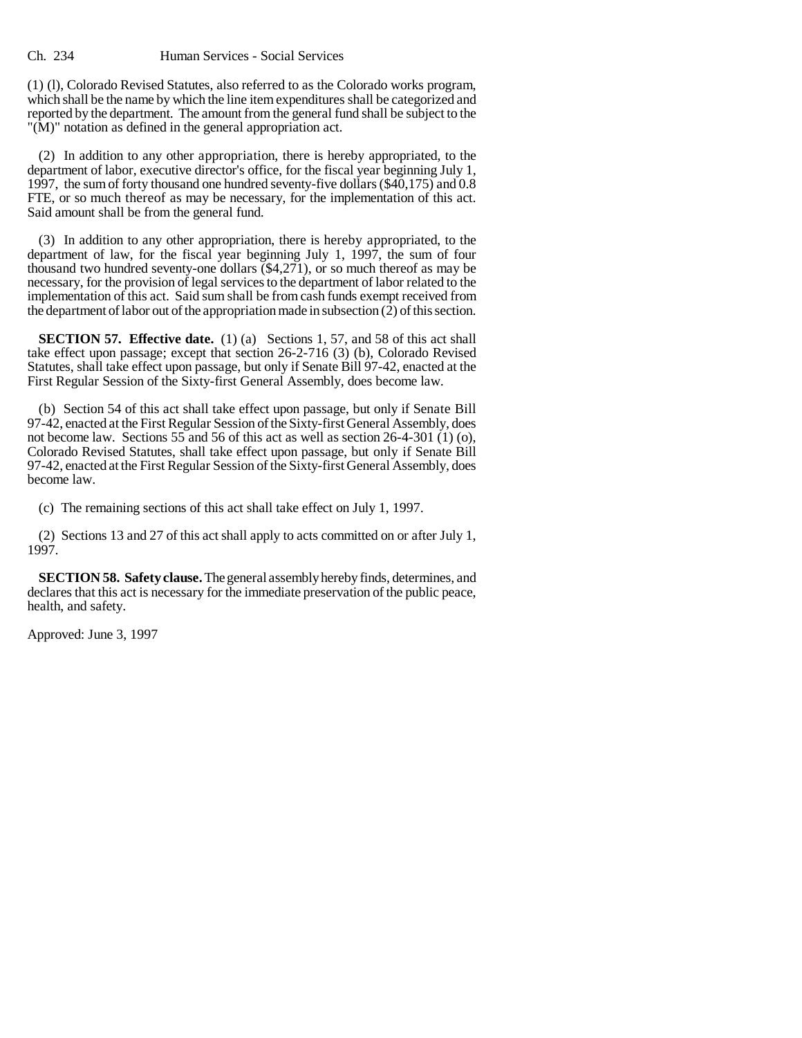(1) (l), Colorado Revised Statutes, also referred to as the Colorado works program, which shall be the name by which the line item expenditures shall be categorized and reported by the department. The amount from the general fund shall be subject to the "(M)" notation as defined in the general appropriation act.

(2) In addition to any other appropriation, there is hereby appropriated, to the department of labor, executive director's office, for the fiscal year beginning July 1, 1997, the sum of forty thousand one hundred seventy-five dollars ($40,175) and 0.8 FTE, or so much thereof as may be necessary, for the implementation of this act. Said amount shall be from the general fund.

(3) In addition to any other appropriation, there is hereby appropriated, to the department of law, for the fiscal year beginning July 1, 1997, the sum of four thousand two hundred seventy-one dollars ($4,271), or so much thereof as may be necessary, for the provision of legal services to the department of labor related to the implementation of this act. Said sum shall be from cash funds exempt received from the department of labor out of the appropriation made in subsection (2) of this section.

**SECTION 57. Effective date.** (1) (a) Sections 1, 57, and 58 of this act shall take effect upon passage; except that section 26-2-716 (3) (b), Colorado Revised Statutes, shall take effect upon passage, but only if Senate Bill 97-42, enacted at the First Regular Session of the Sixty-first General Assembly, does become law.

(b) Section 54 of this act shall take effect upon passage, but only if Senate Bill 97-42, enacted at the First Regular Session of the Sixty-first General Assembly, does not become law. Sections 55 and 56 of this act as well as section 26-4-301 (1) (o), Colorado Revised Statutes, shall take effect upon passage, but only if Senate Bill 97-42, enacted at the First Regular Session of the Sixty-first General Assembly, does become law.

(c) The remaining sections of this act shall take effect on July 1, 1997.

(2) Sections 13 and 27 of this act shall apply to acts committed on or after July 1, 1997.

**SECTION 58. Safety clause.** The general assembly hereby finds, determines, and declares that this act is necessary for the immediate preservation of the public peace, health, and safety.

Approved: June 3, 1997